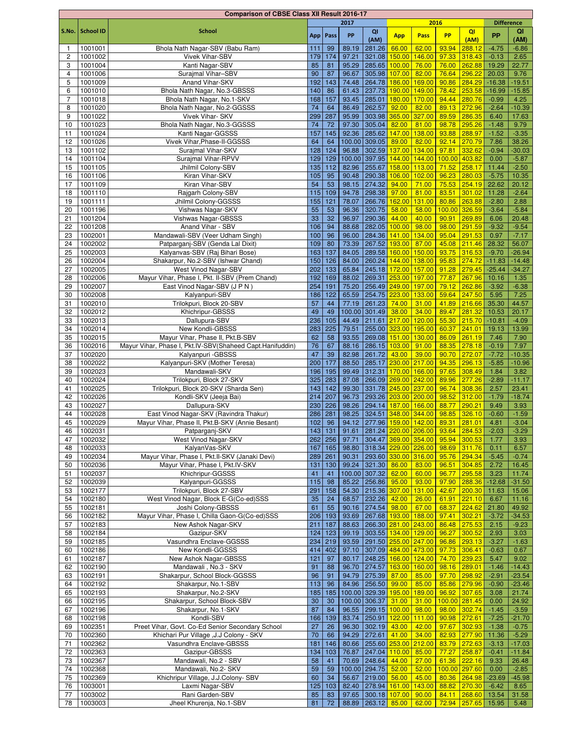# Comparison of CBSE Class XII Result 2016-17

| S.No. | School ID | School | 2017 | | | | 2016 | | | | Difference | |
|---|---|---|---|---|---|---|---|---|---|---|---|---|
| | | | App | Pass | PP | QI (AM) | App | Pass | PP | QI (AM) | PP | QI (AM) |
| 1 | 1001001 | Bhola Nath Nagar-SBV (Babu Ram) | 111 | 99 | 89.19 | 281.26 | 66.00 | 62.00 | 93.94 | 288.12 | -4.75 | -6.86 |
| 2 | 1001002 | Vivek Vihar-SBV | 179 | 174 | 97.21 | 321.08 | 150.00 | 146.00 | 97.33 | 318.43 | -0.13 | 2.65 |
| 3 | 1001004 | Kanti Nagar-SBV | 85 | 81 | 95.29 | 285.65 | 100.00 | 76.00 | 76.00 | 262.88 | 19.29 | 22.77 |
| 4 | 1001006 | Surajmal Vihar–SBV | 90 | 87 | 96.67 | 305.98 | 107.00 | 82.00 | 76.64 | 296.22 | 20.03 | 9.76 |
| 5 | 1001009 | Anand Vihar-SKV | 192 | 143 | 74.48 | 264.78 | 186.00 | 169.00 | 90.86 | 284.29 | -16.38 | -19.51 |
| 6 | 1001010 | Bhola Nath Nagar, No.3-GBSSS | 140 | 86 | 61.43 | 237.73 | 190.00 | 149.00 | 78.42 | 253.58 | -16.99 | -15.85 |
| 7 | 1001018 | Bhola Nath Nagar, No.1-SKV | 168 | 157 | 93.45 | 285.01 | 180.00 | 170.00 | 94.44 | 280.76 | -0.99 | 4.25 |
| 8 | 1001020 | Bhola Nath Nagar, No.2-GGSSS | 74 | 64 | 86.49 | 262.57 | 92.00 | 82.00 | 89.13 | 272.96 | -2.64 | -10.39 |
| 9 | 1001022 | Vivek Vihar- SKV | 299 | 287 | 95.99 | 303.98 | 365.00 | 327.00 | 89.59 | 286.35 | 6.40 | 17.63 |
| 10 | 1001023 | Bhola Nath Nagar, No.3-GGSSS | 74 | 72 | 97.30 | 305.04 | 82.00 | 81.00 | 98.78 | 295.26 | -1.48 | 9.79 |
| 11 | 1001024 | Kanti Nagar-GGSSS | 157 | 145 | 92.36 | 285.62 | 147.00 | 138.00 | 93.88 | 288.97 | -1.52 | -3.35 |
| 12 | 1001026 | Vivek Vihar,Phase-II-GGSSS | 64 | 64 | 100.00 | 309.05 | 89.00 | 82.00 | 92.14 | 270.79 | 7.86 | 38.26 |
| 13 | 1001102 | Surajmal Vihar-SKV | 128 | 124 | 96.88 | 302.59 | 137.00 | 134.00 | 97.81 | 332.62 | -0.94 | -30.03 |
| 14 | 1001104 | Surajmal Vihar-RPVV | 129 | 129 | 100.00 | 397.95 | 144.00 | 144.00 | 100.00 | 403.82 | 0.00 | -5.87 |
| 15 | 1001105 | Jhilmil Colony-SBV | 135 | 112 | 82.96 | 255.67 | 158.00 | 113.00 | 71.52 | 258.17 | 11.44 | -2.50 |
| 16 | 1001106 | Kiran Vihar-SKV | 105 | 95 | 90.48 | 290.38 | 106.00 | 102.00 | 96.23 | 280.03 | -5.75 | 10.35 |
| 17 | 1001109 | Kiran Vihar-SBV | 54 | 53 | 98.15 | 274.32 | 94.00 | 71.00 | 75.53 | 254.19 | 22.62 | 20.12 |
| 18 | 1001110 | Rajgarh Colony-SBV | 115 | 109 | 94.78 | 298.38 | 97.00 | 81.00 | 83.51 | 301.02 | 11.28 | -2.64 |
| 19 | 1001111 | Jhilmil Colony-GGSSS | 155 | 121 | 78.07 | 266.76 | 162.00 | 131.00 | 80.86 | 263.88 | -2.80 | 2.88 |
| 20 | 1001196 | Vishwas Nagar-SKV | 55 | 53 | 96.36 | 320.75 | 58.00 | 58.00 | 100.00 | 326.59 | -3.64 | -5.84 |
| 21 | 1001204 | Vishwas Nagar-GBSSS | 33 | 32 | 96.97 | 290.36 | 44.00 | 40.00 | 90.91 | 269.89 | 6.06 | 20.48 |
| 22 | 1001208 | Anand Vihar - SBV | 106 | 94 | 88.68 | 282.05 | 100.00 | 98.00 | 98.00 | 291.59 | -9.32 | -9.54 |
| 23 | 1002001 | Mandawali-SBV (Veer Udham Singh) | 100 | 96 | 96.00 | 284.36 | 141.00 | 134.00 | 95.04 | 291.53 | 0.97 | -7.17 |
| 24 | 1002002 | Patparganj-SBV (Genda Lal Dixit) | 109 | 80 | 73.39 | 267.52 | 193.00 | 87.00 | 45.08 | 211.46 | 28.32 | 56.07 |
| 25 | 1002003 | Kalyanvas-SBV (Raj Bihari Bose) | 163 | 137 | 84.05 | 289.58 | 160.00 | 150.00 | 93.75 | 316.53 | -9.70 | -26.94 |
| 26 | 1002004 | Shakarpur, No.2-SBV (Ishwar Chand) | 150 | 126 | 84.00 | 260.24 | 144.00 | 138.00 | 95.83 | 274.72 | -11.83 | -14.48 |
| 27 | 1002005 | West Vinod Nagar-SBV | 202 | 133 | 65.84 | 245.18 | 172.00 | 157.00 | 91.28 | 279.45 | -25.44 | -34.27 |
| 28 | 1002006 | Mayur Vihar, Phase I, Pkt. II-SBV (Prem Chand) | 192 | 169 | 88.02 | 269.31 | 253.00 | 197.00 | 77.87 | 267.96 | 10.16 | 1.35 |
| 29 | 1002007 | East Vinod Nagar-SBV (J P N ) | 254 | 191 | 75.20 | 256.49 | 249.00 | 197.00 | 79.12 | 262.86 | -3.92 | -6.38 |
| 30 | 1002008 | Kalyanpuri-SBV | 186 | 122 | 65.59 | 254.75 | 223.00 | 133.00 | 59.64 | 247.50 | 5.95 | 7.25 |
| 31 | 1002010 | Trilokpuri, Block 20-SBV | 57 | 44 | 77.19 | 261.23 | 74.00 | 31.00 | 41.89 | 216.66 | 35.30 | 44.57 |
| 32 | 1002012 | Khichripur-GBSSS | 49 | 49 | 100.00 | 301.49 | 38.00 | 34.00 | 89.47 | 281.32 | 10.53 | 20.17 |
| 33 | 1002013 | Dallupura-SBV | 236 | 105 | 44.49 | 211.61 | 217.00 | 120.00 | 55.30 | 215.70 | -10.81 | -4.09 |
| 34 | 1002014 | New Kondli-GBSSS | 283 | 225 | 79.51 | 255.00 | 323.00 | 195.00 | 60.37 | 241.01 | 19.13 | 13.99 |
| 35 | 1002015 | Mayur Vihar, Phase II, Pkt.B-SBV | 62 | 58 | 93.55 | 269.08 | 151.00 | 130.00 | 86.09 | 261.19 | 7.46 | 7.90 |
| 36 | 1002016 | Mayur Vihar, Phase I, Pkt.IV-SBV(Shaheed Capt.Hanifuddin) | 76 | 67 | 88.16 | 286.15 | 103.00 | 91.00 | 88.35 | 278.18 | -0.19 | 7.97 |
| 37 | 1002020 | Kalyanpuri -GBSSS | 47 | 39 | 82.98 | 261.72 | 43.00 | 39.00 | 90.70 | 272.07 | -7.72 | -10.35 |
| 38 | 1002022 | Kalyanpuri-SKV (Mother Teresa) | 200 | 177 | 88.50 | 285.17 | 230.00 | 217.00 | 94.35 | 296.13 | -5.85 | -10.96 |
| 39 | 1002023 | Mandawali-SKV | 196 | 195 | 99.49 | 312.31 | 170.00 | 166.00 | 97.65 | 308.49 | 1.84 | 3.82 |
| 40 | 1002024 | Trilokpuri, Block 27-SKV | 325 | 283 | 87.08 | 266.09 | 269.00 | 242.00 | 89.96 | 277.26 | -2.89 | -11.17 |
| 41 | 1002025 | Trilokpuri, Block 20-SKV (Sharda Sen) | 143 | 142 | 99.30 | 331.78 | 245.00 | 237.00 | 96.74 | 308.36 | 2.57 | 23.41 |
| 42 | 1002026 | Kondli-SKV (Jeeja Bai) | 214 | 207 | 96.73 | 293.26 | 203.00 | 200.00 | 98.52 | 312.00 | -1.79 | -18.74 |
| 43 | 1002027 | Dallupura-SKV | 230 | 226 | 98.26 | 294.14 | 187.00 | 166.00 | 88.77 | 290.21 | 9.49 | 3.93 |
| 44 | 1002028 | East Vinod Nagar-SKV (Ravindra Thakur) | 286 | 281 | 98.25 | 324.51 | 348.00 | 344.00 | 98.85 | 326.10 | -0.60 | -1.59 |
| 45 | 1002029 | Mayur Vihar, Phase II, Pkt.B-SKV (Annie Besant) | 102 | 96 | 94.12 | 277.96 | 159.00 | 142.00 | 89.31 | 281.01 | 4.81 | -3.04 |
| 46 | 1002031 | Patparganj-SKV | 143 | 131 | 91.61 | 281.24 | 220.00 | 206.00 | 93.64 | 284.53 | -2.03 | -3.29 |
| 47 | 1002032 | West Vinod Nagar-SKV | 262 | 256 | 97.71 | 304.47 | 369.00 | 354.00 | 95.94 | 300.53 | 1.77 | 3.93 |
| 48 | 1002033 | KalyanVas-SKV | 167 | 165 | 98.80 | 318.34 | 229.00 | 226.00 | 98.69 | 311.76 | 0.11 | 6.57 |
| 49 | 1002034 | Mayur Vihar, Phase I, Pkt.II-SKV (Janaki Devi) | 289 | 261 | 90.31 | 293.60 | 330.00 | 316.00 | 95.76 | 294.34 | -5.45 | -0.74 |
| 50 | 1002036 | Mayur Vihar, Phase I, Pkt.IV-SKV | 131 | 130 | 99.24 | 321.30 | 86.00 | 83.00 | 96.51 | 304.85 | 2.72 | 16.45 |
| 51 | 1002037 | Khichripur-GGSSS | 41 | 41 | 100.00 | 307.32 | 62.00 | 60.00 | 96.77 | 295.58 | 3.23 | 11.74 |
| 52 | 1002039 | Kalyanpuri-GGSSS | 115 | 98 | 85.22 | 256.86 | 95.00 | 93.00 | 97.90 | 288.36 | -12.68 | -31.50 |
| 53 | 1002177 | Trilokpuri, Block 27-SBV | 291 | 158 | 54.30 | 215.36 | 307.00 | 131.00 | 42.67 | 200.30 | 11.63 | 15.06 |
| 54 | 1002180 | West Vinod Nagar, Block E-G(Co-ed)SSS | 35 | 24 | 68.57 | 232.26 | 42.00 | 26.00 | 61.91 | 221.10 | 6.67 | 11.16 |
| 55 | 1002181 | Joshi Colony-GBSSS | 61 | 55 | 90.16 | 274.54 | 98.00 | 67.00 | 68.37 | 224.62 | 21.80 | 49.92 |
| 56 | 1002182 | Mayur Vihar, Phase I, Chilla Gaon-G(Co-ed)SSS | 206 | 193 | 93.69 | 267.68 | 193.00 | 188.00 | 97.41 | 302.21 | -3.72 | -34.53 |
| 57 | 1002183 | New Ashok Nagar-SKV | 211 | 187 | 88.63 | 266.30 | 281.00 | 243.00 | 86.48 | 275.53 | 2.15 | -9.23 |
| 58 | 1002184 | Gazipur-SKV | 124 | 123 | 99.19 | 303.55 | 134.00 | 129.00 | 96.27 | 300.52 | 2.93 | 3.03 |
| 59 | 1002185 | Vasundhra Enclave-GGSSS | 234 | 219 | 93.59 | 291.50 | 255.00 | 247.00 | 96.86 | 293.13 | -3.27 | -1.63 |
| 60 | 1002186 | New Kondli-GGSSS | 414 | 402 | 97.10 | 307.09 | 484.00 | 473.00 | 97.73 | 306.41 | -0.63 | 0.67 |
| 61 | 1002187 | New Ashok Nagar-GBSSS | 121 | 97 | 80.17 | 248.25 | 166.00 | 124.00 | 74.70 | 239.23 | 5.47 | 9.02 |
| 62 | 1002190 | Mandawali , No.3 - SKV | 91 | 88 | 96.70 | 274.57 | 163.00 | 160.00 | 98.16 | 289.01 | -1.46 | -14.43 |
| 63 | 1002191 | Shakarpur, School Block-GGSSS | 96 | 91 | 94.79 | 275.39 | 87.00 | 85.00 | 97.70 | 298.92 | -2.91 | -23.54 |
| 64 | 1002192 | Shakarpur, No.1-SBV | 113 | 96 | 84.96 | 256.50 | 99.00 | 85.00 | 85.86 | 279.96 | -0.90 | -23.46 |
| 65 | 1002193 | Shakarpur, No.2-SKV | 185 | 185 | 100.00 | 329.39 | 195.00 | 189.00 | 96.92 | 307.65 | 3.08 | 21.74 |
| 66 | 1002195 | Shakarpur, School Block-SBV | 30 | 30 | 100.00 | 306.37 | 31.00 | 31.00 | 100.00 | 281.45 | 0.00 | 24.92 |
| 67 | 1002196 | Shakarpur, No.1-SKV | 87 | 84 | 96.55 | 299.15 | 100.00 | 98.00 | 98.00 | 302.74 | -1.45 | -3.59 |
| 68 | 1002198 | Kondli-SBV | 166 | 139 | 83.74 | 250.91 | 122.00 | 111.00 | 90.98 | 272.61 | -7.25 | -21.70 |
| 69 | 1002351 | Preet Vihar, Govt. Co-Ed Senior Secondary School | 27 | 26 | 96.30 | 302.19 | 43.00 | 42.00 | 97.67 | 302.93 | -1.38 | -0.75 |
| 70 | 1002360 | Khichari Pur Village ,J.J Colony - SKV | 70 | 66 | 94.29 | 272.61 | 41.00 | 34.00 | 82.93 | 277.90 | 11.36 | -5.29 |
| 71 | 1002362 | Vasundhra Enclave-GBSSS | 181 | 146 | 80.66 | 255.60 | 253.00 | 212.00 | 83.79 | 272.63 | -3.13 | -17.03 |
| 72 | 1002363 | Gazipur-GBSSS | 134 | 103 | 76.87 | 247.04 | 110.00 | 85.00 | 77.27 | 258.87 | -0.41 | -11.84 |
| 73 | 1002367 | Mandawali, No.2 - SBV | 58 | 41 | 70.69 | 248.64 | 44.00 | 27.00 | 61.36 | 222.16 | 9.33 | 26.48 |
| 74 | 1002368 | Mandawali, No.2- SKV | 59 | 59 | 100.00 | 294.75 | 52.00 | 52.00 | 100.00 | 297.60 | 0.00 | -2.85 |
| 75 | 1002369 | Khichripur Village, J.J.Colony- SBV | 60 | 34 | 56.67 | 219.00 | 56.00 | 45.00 | 80.36 | 264.98 | -23.69 | -45.98 |
| 76 | 1003001 | Laxmi Nagar-SBV | 125 | 103 | 82.40 | 278.94 | 161.00 | 143.00 | 88.82 | 270.30 | -6.42 | 8.65 |
| 77 | 1003002 | Rani Garden-SBV | 85 | 83 | 97.65 | 300.18 | 107.00 | 90.00 | 84.11 | 268.60 | 13.54 | 31.58 |
| 78 | 1003003 | Jheel Khurenja, No.1-SBV | 81 | 72 | 88.89 | 263.12 | 85.00 | 62.00 | 72.94 | 257.65 | 15.95 | 5.48 |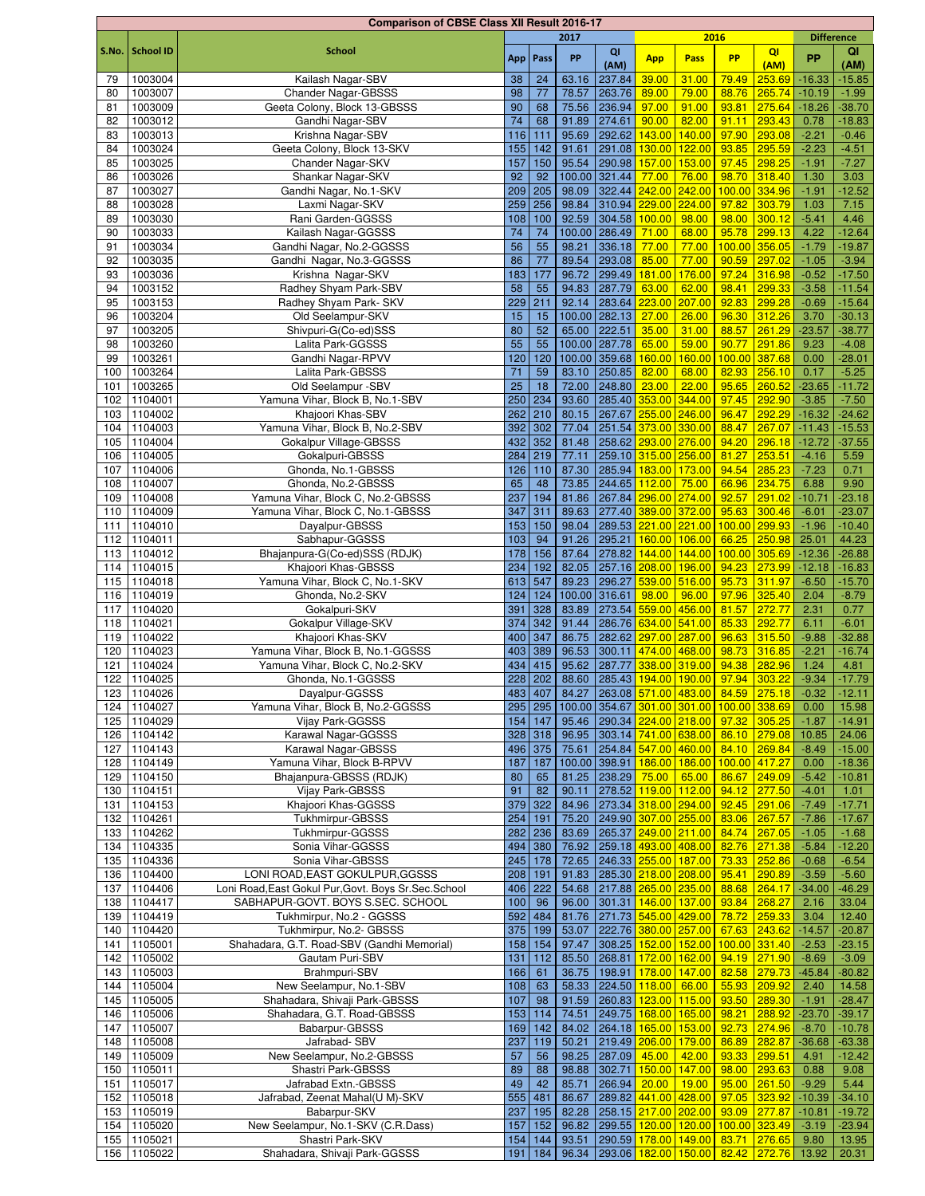| Comparison of CBSE Class XII Result 2016-17 | | | | | | | | | | | | | |
|---|---|---|---|---|---|---|---|---|---|---|---|---|---|
| S.No. | School ID | School | 2017 | | | | 2016 | | | | Difference | |
| | | | App | Pass | PP | QI (AM) | App | Pass | PP | QI (AM) | PP | QI (AM) |
| 79 | 1003004 | Kailash Nagar-SBV | 38 | 24 | 63.16 | 237.84 | 39.00 | 31.00 | 79.49 | 253.69 | -16.33 | -15.85 |
| 80 | 1003007 | Chander Nagar-GBSSS | 98 | 77 | 78.57 | 263.76 | 89.00 | 79.00 | 88.76 | 265.74 | -10.19 | -1.99 |
| 81 | 1003009 | Geeta Colony, Block 13-GBSSS | 90 | 68 | 75.56 | 236.94 | 97.00 | 91.00 | 93.81 | 275.64 | -18.26 | -38.70 |
| 82 | 1003012 | Gandhi Nagar-SBV | 74 | 68 | 91.89 | 274.61 | 90.00 | 82.00 | 91.11 | 293.43 | 0.78 | -18.83 |
| 83 | 1003013 | Krishna Nagar-SBV | 116 | 111 | 95.69 | 292.62 | 143.00 | 140.00 | 97.90 | 293.08 | -2.21 | -0.46 |
| 84 | 1003024 | Geeta Colony, Block 13-SKV | 155 | 142 | 91.61 | 291.08 | 130.00 | 122.00 | 93.85 | 295.59 | -2.23 | -4.51 |
| 85 | 1003025 | Chander Nagar-SKV | 157 | 150 | 95.54 | 290.98 | 157.00 | 153.00 | 97.45 | 298.25 | -1.91 | -7.27 |
| 86 | 1003026 | Shankar Nagar-SKV | 92 | 92 | 100.00 | 321.44 | 77.00 | 76.00 | 98.70 | 318.40 | 1.30 | 3.03 |
| 87 | 1003027 | Gandhi Nagar, No.1-SKV | 209 | 205 | 98.09 | 322.44 | 242.00 | 242.00 | 100.00 | 334.96 | -1.91 | -12.52 |
| 88 | 1003028 | Laxmi Nagar-SKV | 259 | 256 | 98.84 | 310.94 | 229.00 | 224.00 | 97.82 | 303.79 | 1.03 | 7.15 |
| 89 | 1003030 | Rani Garden-GGSSS | 108 | 100 | 92.59 | 304.58 | 100.00 | 98.00 | 98.00 | 300.12 | -5.41 | 4.46 |
| 90 | 1003033 | Kailash Nagar-GGSSS | 74 | 74 | 100.00 | 286.49 | 71.00 | 68.00 | 95.78 | 299.13 | 4.22 | -12.64 |
| 91 | 1003034 | Gandhi Nagar, No.2-GGSSS | 56 | 55 | 98.21 | 336.18 | 77.00 | 77.00 | 100.00 | 356.05 | -1.79 | -19.87 |
| 92 | 1003035 | Gandhi Nagar, No.3-GGSSS | 86 | 77 | 89.54 | 293.08 | 85.00 | 77.00 | 90.59 | 297.02 | -1.05 | -3.94 |
| 93 | 1003036 | Krishna Nagar-SKV | 183 | 177 | 96.72 | 299.49 | 181.00 | 176.00 | 97.24 | 316.98 | -0.52 | -17.50 |
| 94 | 1003152 | Radhey Shyam Park-SBV | 58 | 55 | 94.83 | 287.79 | 63.00 | 62.00 | 98.41 | 299.33 | -3.58 | -11.54 |
| 95 | 1003153 | Radhey Shyam Park- SKV | 229 | 211 | 92.14 | 283.64 | 223.00 | 207.00 | 92.83 | 299.28 | -0.69 | -15.64 |
| 96 | 1003204 | Old Seelampur-SKV | 15 | 15 | 100.00 | 282.13 | 27.00 | 26.00 | 96.30 | 312.26 | 3.70 | -30.13 |
| 97 | 1003205 | Shivpuri-G(Co-ed)SSS | 80 | 52 | 65.00 | 222.51 | 35.00 | 31.00 | 88.57 | 261.29 | -23.57 | -38.77 |
| 98 | 1003260 | Lalita Park-GGSSS | 55 | 55 | 100.00 | 287.78 | 65.00 | 59.00 | 90.77 | 291.86 | 9.23 | -4.08 |
| 99 | 1003261 | Gandhi Nagar-RPVV | 120 | 120 | 100.00 | 359.68 | 160.00 | 160.00 | 100.00 | 387.68 | 0.00 | -28.01 |
| 100 | 1003264 | Lalita Park-GBSSS | 71 | 59 | 83.10 | 250.85 | 82.00 | 68.00 | 82.93 | 256.10 | 0.17 | -5.25 |
| 101 | 1003265 | Old Seelampur -SBV | 25 | 18 | 72.00 | 248.80 | 23.00 | 22.00 | 95.65 | 260.52 | -23.65 | -11.72 |
| 102 | 1104001 | Yamuna Vihar, Block B, No.1-SBV | 250 | 234 | 93.60 | 285.40 | 353.00 | 344.00 | 97.45 | 292.90 | -3.85 | -7.50 |
| 103 | 1104002 | Khajoori Khas-SBV | 262 | 210 | 80.15 | 267.67 | 255.00 | 246.00 | 96.47 | 292.29 | -16.32 | -24.62 |
| 104 | 1104003 | Yamuna Vihar, Block B, No.2-SBV | 392 | 302 | 77.04 | 251.54 | 373.00 | 330.00 | 88.47 | 267.07 | -11.43 | -15.53 |
| 105 | 1104004 | Gokalpur Village-GBSSS | 432 | 352 | 81.48 | 258.62 | 293.00 | 276.00 | 94.20 | 296.18 | -12.72 | -37.55 |
| 106 | 1104005 | Gokalpuri-GBSSS | 284 | 219 | 77.11 | 259.10 | 315.00 | 256.00 | 81.27 | 253.51 | -4.16 | 5.59 |
| 107 | 1104006 | Ghonda, No.1-GBSSS | 126 | 110 | 87.30 | 285.94 | 183.00 | 173.00 | 94.54 | 285.23 | -7.23 | 0.71 |
| 108 | 1104007 | Ghonda, No.2-GBSSS | 65 | 48 | 73.85 | 244.65 | 112.00 | 75.00 | 66.96 | 234.75 | 6.88 | 9.90 |
| 109 | 1104008 | Yamuna Vihar, Block C, No.2-GBSSS | 237 | 194 | 81.86 | 267.84 | 296.00 | 274.00 | 92.57 | 291.02 | -10.71 | -23.18 |
| 110 | 1104009 | Yamuna Vihar, Block C, No.1-GBSSS | 347 | 311 | 89.63 | 277.40 | 389.00 | 372.00 | 95.63 | 300.46 | -6.01 | -23.07 |
| 111 | 1104010 | Dayalpur-GBSSS | 153 | 150 | 98.04 | 289.53 | 221.00 | 221.00 | 100.00 | 299.93 | -1.96 | -10.40 |
| 112 | 1104011 | Sabhapur-GGSSS | 103 | 94 | 91.26 | 295.21 | 160.00 | 106.00 | 66.25 | 250.98 | 25.01 | 44.23 |
| 113 | 1104012 | Bhajanpura-G(Co-ed)SSS (RDJK) | 178 | 156 | 87.64 | 278.82 | 144.00 | 144.00 | 100.00 | 305.69 | -12.36 | -26.88 |
| 114 | 1104015 | Khajoori Khas-GBSSS | 234 | 192 | 82.05 | 257.16 | 208.00 | 196.00 | 94.23 | 273.99 | -12.18 | -16.83 |
| 115 | 1104018 | Yamuna Vihar, Block C, No.1-SKV | 613 | 547 | 89.23 | 296.27 | 539.00 | 516.00 | 95.73 | 311.97 | -6.50 | -15.70 |
| 116 | 1104019 | Ghonda, No.2-SKV | 124 | 124 | 100.00 | 316.61 | 98.00 | 96.00 | 97.96 | 325.40 | 2.04 | -8.79 |
| 117 | 1104020 | Gokalpuri-SKV | 391 | 328 | 83.89 | 273.54 | 559.00 | 456.00 | 81.57 | 272.77 | 2.31 | 0.77 |
| 118 | 1104021 | Gokalpur Village-SKV | 374 | 342 | 91.44 | 286.76 | 634.00 | 541.00 | 85.33 | 292.77 | 6.11 | -6.01 |
| 119 | 1104022 | Khajoori Khas-SKV | 400 | 347 | 86.75 | 282.62 | 297.00 | 287.00 | 96.63 | 315.50 | -9.88 | -32.88 |
| 120 | 1104023 | Yamuna Vihar, Block B, No.1-GGSSS | 403 | 389 | 96.53 | 300.11 | 474.00 | 468.00 | 98.73 | 316.85 | -2.21 | -16.74 |
| 121 | 1104024 | Yamuna Vihar, Block C, No.2-SKV | 434 | 415 | 95.62 | 287.77 | 338.00 | 319.00 | 94.38 | 282.96 | 1.24 | 4.81 |
| 122 | 1104025 | Ghonda, No.1-GGSSS | 228 | 202 | 88.60 | 285.43 | 194.00 | 190.00 | 97.94 | 303.22 | -9.34 | -17.79 |
| 123 | 1104026 | Dayalpur-GGSSS | 483 | 407 | 84.27 | 263.08 | 571.00 | 483.00 | 84.59 | 275.18 | -0.32 | -12.11 |
| 124 | 1104027 | Yamuna Vihar, Block B, No.2-GGSSS | 295 | 295 | 100.00 | 354.67 | 301.00 | 301.00 | 100.00 | 338.69 | 0.00 | 15.98 |
| 125 | 1104029 | Vijay Park-GGSSS | 154 | 147 | 95.46 | 290.34 | 224.00 | 218.00 | 97.32 | 305.25 | -1.87 | -14.91 |
| 126 | 1104142 | Karawal Nagar-GGSSS | 328 | 318 | 96.95 | 303.14 | 741.00 | 638.00 | 86.10 | 279.08 | 10.85 | 24.06 |
| 127 | 1104143 | Karawal Nagar-GBSSS | 496 | 375 | 75.61 | 254.84 | 547.00 | 460.00 | 84.10 | 269.84 | -8.49 | -15.00 |
| 128 | 1104149 | Yamuna Vihar, Block B-RPVV | 187 | 187 | 100.00 | 398.91 | 186.00 | 186.00 | 100.00 | 417.27 | 0.00 | -18.36 |
| 129 | 1104150 | Bhajanpura-GBSSS (RDJK) | 80 | 65 | 81.25 | 238.29 | 75.00 | 65.00 | 86.67 | 249.09 | -5.42 | -10.81 |
| 130 | 1104151 | Vijay Park-GBSSS | 91 | 82 | 90.11 | 278.52 | 119.00 | 112.00 | 94.12 | 277.50 | -4.01 | 1.01 |
| 131 | 1104153 | Khajoori Khas-GGSSS | 379 | 322 | 84.96 | 273.34 | 318.00 | 294.00 | 92.45 | 291.06 | -7.49 | -17.71 |
| 132 | 1104261 | Tukhmirpur-GBSSS | 254 | 191 | 75.20 | 249.90 | 307.00 | 255.00 | 83.06 | 267.57 | -7.86 | -17.67 |
| 133 | 1104262 | Tukhmirpur-GGSSS | 282 | 236 | 83.69 | 265.37 | 249.00 | 211.00 | 84.74 | 267.05 | -1.05 | -1.68 |
| 134 | 1104335 | Sonia Vihar-GGSSS | 494 | 380 | 76.92 | 259.18 | 493.00 | 408.00 | 82.76 | 271.38 | -5.84 | -12.20 |
| 135 | 1104336 | Sonia Vihar-GBSSS | 245 | 178 | 72.65 | 246.33 | 255.00 | 187.00 | 73.33 | 252.86 | -0.68 | -6.54 |
| 136 | 1104400 | LONI ROAD,EAST GOKULPUR,GGSSS | 208 | 191 | 91.83 | 285.30 | 218.00 | 208.00 | 95.41 | 290.89 | -3.59 | -5.60 |
| 137 | 1104406 | Loni Road,East Gokul Pur,Govt. Boys Sr.Sec.School | 406 | 222 | 54.68 | 217.88 | 265.00 | 235.00 | 88.68 | 264.17 | -34.00 | -46.29 |
| 138 | 1104417 | SABHAPUR-GOVT. BOYS S.SEC. SCHOOL | 100 | 96 | 96.00 | 301.31 | 146.00 | 137.00 | 93.84 | 268.27 | 2.16 | 33.04 |
| 139 | 1104419 | Tukhmirpur, No.2 - GGSSS | 592 | 484 | 81.76 | 271.73 | 545.00 | 429.00 | 78.72 | 259.33 | 3.04 | 12.40 |
| 140 | 1104420 | Tukhmirpur, No.2- GBSSS | 375 | 199 | 53.07 | 222.76 | 380.00 | 257.00 | 67.63 | 243.62 | -14.57 | -20.87 |
| 141 | 1105001 | Shahadara, G.T. Road-SBV (Gandhi Memorial) | 158 | 154 | 97.47 | 308.25 | 152.00 | 152.00 | 100.00 | 331.40 | -2.53 | -23.15 |
| 142 | 1105002 | Gautam Puri-SBV | 131 | 112 | 85.50 | 268.81 | 172.00 | 162.00 | 94.19 | 271.90 | -8.69 | -3.09 |
| 143 | 1105003 | Brahmpuri-SBV | 166 | 61 | 36.75 | 198.91 | 178.00 | 147.00 | 82.58 | 279.73 | -45.84 | -80.82 |
| 144 | 1105004 | New Seelampur, No.1-SBV | 108 | 63 | 58.33 | 224.50 | 118.00 | 66.00 | 55.93 | 209.92 | 2.40 | 14.58 |
| 145 | 1105005 | Shahadara, Shivaji Park-GBSSS | 107 | 98 | 91.59 | 260.83 | 123.00 | 115.00 | 93.50 | 289.30 | -1.91 | -28.47 |
| 146 | 1105006 | Shahadara, G.T. Road-GBSSS | 153 | 114 | 74.51 | 249.75 | 168.00 | 165.00 | 98.21 | 288.92 | -23.70 | -39.17 |
| 147 | 1105007 | Babarpur-GBSSS | 169 | 142 | 84.02 | 264.18 | 165.00 | 153.00 | 92.73 | 274.96 | -8.70 | -10.78 |
| 148 | 1105008 | Jafrabad- SBV | 237 | 119 | 50.21 | 219.49 | 206.00 | 179.00 | 86.89 | 282.87 | -36.68 | -63.38 |
| 149 | 1105009 | New Seelampur, No.2-GBSSS | 57 | 56 | 98.25 | 287.09 | 45.00 | 42.00 | 93.33 | 299.51 | 4.91 | -12.42 |
| 150 | 1105011 | Shastri Park-GBSSS | 89 | 88 | 98.88 | 302.71 | 150.00 | 147.00 | 98.00 | 293.63 | 0.88 | 9.08 |
| 151 | 1105017 | Jafrabad Extn.-GBSSS | 49 | 42 | 85.71 | 266.94 | 20.00 | 19.00 | 95.00 | 261.50 | -9.29 | 5.44 |
| 152 | 1105018 | Jafrabad, Zeenat Mahal(U M)-SKV | 555 | 481 | 86.67 | 289.82 | 441.00 | 428.00 | 97.05 | 323.92 | -10.39 | -34.10 |
| 153 | 1105019 | Babarpur-SKV | 237 | 195 | 82.28 | 258.15 | 217.00 | 202.00 | 93.09 | 277.87 | -10.81 | -19.72 |
| 154 | 1105020 | New Seelampur, No.1-SKV (C.R.Dass) | 157 | 152 | 96.82 | 299.55 | 120.00 | 120.00 | 100.00 | 323.49 | -3.19 | -23.94 |
| 155 | 1105021 | Shastri Park-SKV | 154 | 144 | 93.51 | 290.59 | 178.00 | 149.00 | 83.71 | 276.65 | 9.80 | 13.95 |
| 156 | 1105022 | Shahadara, Shivaji Park-GGSSS | 191 | 184 | 96.34 | 293.06 | 182.00 | 150.00 | 82.42 | 272.76 | 13.92 | 20.31 |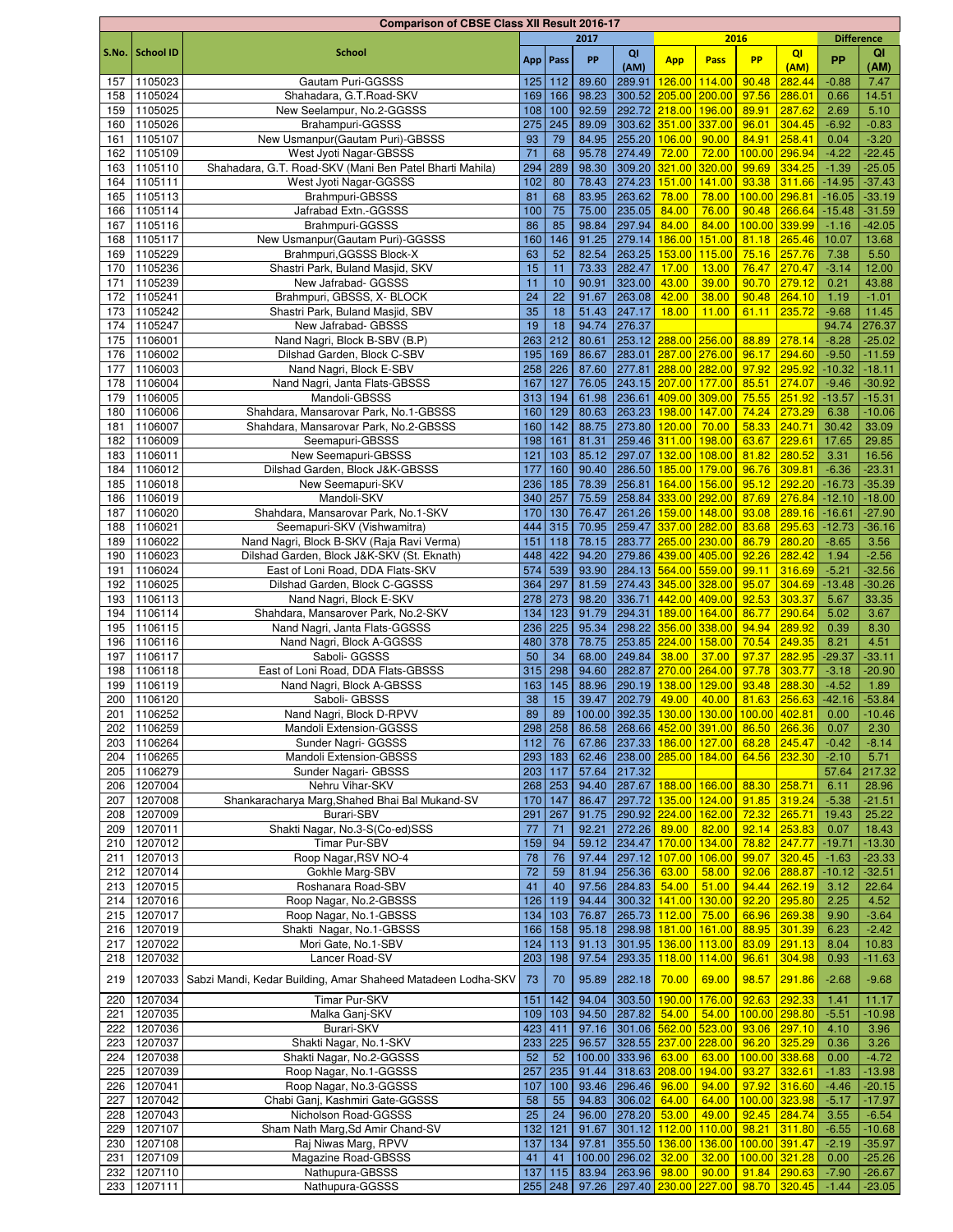| S.No. | School ID | School | 2017 | | | | 2016 | | | | Difference | |
|---|---|---|---|---|---|---|---|---|---|---|---|---|
| | | | App | Pass | PP | QI (AM) | App | Pass | PP | QI (AM) | PP | QI (AM) |
| 157 | 1105023 | Gautam Puri-GGSSS | 125 | 112 | 89.60 | 289.91 | 126.00 | 114.00 | 90.48 | 282.44 | -0.88 | 7.47 |
| 158 | 1105024 | Shahadara, G.T.Road-SKV | 169 | 166 | 98.23 | 300.52 | 205.00 | 200.00 | 97.56 | 286.01 | 0.66 | 14.51 |
| 159 | 1105025 | New Seelampur, No.2-GGSSS | 108 | 100 | 92.59 | 292.72 | 218.00 | 196.00 | 89.91 | 287.62 | 2.69 | 5.10 |
| 160 | 1105026 | Brahampuri-GGSSS | 275 | 245 | 89.09 | 303.62 | 351.00 | 337.00 | 96.01 | 304.45 | -6.92 | -0.83 |
| 161 | 1105107 | New Usmanpur(Gautam Puri)-GBSSS | 93 | 79 | 84.95 | 255.20 | 106.00 | 90.00 | 84.91 | 258.41 | 0.04 | -3.20 |
| 162 | 1105109 | West Jyoti Nagar-GBSSS | 71 | 68 | 95.78 | 274.49 | 72.00 | 72.00 | 100.00 | 296.94 | -4.22 | -22.45 |
| 163 | 1105110 | Shahadara, G.T. Road-SKV (Mani Ben Patel Bharti Mahila) | 294 | 289 | 98.30 | 309.20 | 321.00 | 320.00 | 99.69 | 334.25 | -1.39 | -25.05 |
| 164 | 1105111 | West Jyoti Nagar-GGSSS | 102 | 80 | 78.43 | 274.23 | 151.00 | 141.00 | 93.38 | 311.66 | -14.95 | -37.43 |
| 165 | 1105113 | Brahmpuri-GBSSS | 81 | 68 | 83.95 | 263.62 | 78.00 | 78.00 | 100.00 | 296.81 | -16.05 | -33.19 |
| 166 | 1105114 | Jafrabad Extn.-GGSSS | 100 | 75 | 75.00 | 235.05 | 84.00 | 76.00 | 90.48 | 266.64 | -15.48 | -31.59 |
| 167 | 1105116 | Brahmpuri-GGSSS | 86 | 85 | 98.84 | 297.94 | 84.00 | 84.00 | 100.00 | 339.99 | -1.16 | -42.05 |
| 168 | 1105117 | New Usmanpur(Gautam Puri)-GGSSS | 160 | 146 | 91.25 | 279.14 | 186.00 | 151.00 | 81.18 | 265.46 | 10.07 | 13.68 |
| 169 | 1105229 | Brahmpuri,GGSSS Block-X | 63 | 52 | 82.54 | 263.25 | 153.00 | 115.00 | 75.16 | 257.76 | 7.38 | 5.50 |
| 170 | 1105236 | Shastri Park, Buland Masjid, SKV | 15 | 11 | 73.33 | 282.47 | 17.00 | 13.00 | 76.47 | 270.47 | -3.14 | 12.00 |
| 171 | 1105239 | New Jafrabad- GGSSS | 11 | 10 | 90.91 | 323.00 | 43.00 | 39.00 | 90.70 | 279.12 | 0.21 | 43.88 |
| 172 | 1105241 | Brahmpuri, GBSSS, X- BLOCK | 24 | 22 | 91.67 | 263.08 | 42.00 | 38.00 | 90.48 | 264.10 | 1.19 | -1.01 |
| 173 | 1105242 | Shastri Park, Buland Masjid, SBV | 35 | 18 | 51.43 | 247.17 | 18.00 | 11.00 | 61.11 | 235.72 | -9.68 | 11.45 |
| 174 | 1105247 | New Jafrabad- GBSSS | 19 | 18 | 94.74 | 276.37 | | | | | 94.74 | 276.37 |
| 175 | 1106001 | Nand Nagri, Block B-SBV (B.P) | 263 | 212 | 80.61 | 253.12 | 288.00 | 256.00 | 88.89 | 278.14 | -8.28 | -25.02 |
| 176 | 1106002 | Dilshad Garden, Block C-SBV | 195 | 169 | 86.67 | 283.01 | 287.00 | 276.00 | 96.17 | 294.60 | -9.50 | -11.59 |
| 177 | 1106003 | Nand Nagri, Block E-SBV | 258 | 226 | 87.60 | 277.81 | 288.00 | 282.00 | 97.92 | 295.92 | -10.32 | -18.11 |
| 178 | 1106004 | Nand Nagri, Janta Flats-GBSSS | 167 | 127 | 76.05 | 243.15 | 207.00 | 177.00 | 85.51 | 274.07 | -9.46 | -30.92 |
| 179 | 1106005 | Mandoli-GBSSS | 313 | 194 | 61.98 | 236.61 | 409.00 | 309.00 | 75.55 | 251.92 | -13.57 | -15.31 |
| 180 | 1106006 | Shahdara, Mansarovar Park, No.1-GBSSS | 160 | 129 | 80.63 | 263.23 | 198.00 | 147.00 | 74.24 | 273.29 | 6.38 | -10.06 |
| 181 | 1106007 | Shahdara, Mansarovar Park, No.2-GBSSS | 160 | 142 | 88.75 | 273.80 | 120.00 | 70.00 | 58.33 | 240.71 | 30.42 | 33.09 |
| 182 | 1106009 | Seemapuri-GBSSS | 198 | 161 | 81.31 | 259.46 | 311.00 | 198.00 | 63.67 | 229.61 | 17.65 | 29.85 |
| 183 | 1106011 | New Seemapuri-GBSSS | 121 | 103 | 85.12 | 297.07 | 132.00 | 108.00 | 81.82 | 280.52 | 3.31 | 16.56 |
| 184 | 1106012 | Dilshad Garden, Block J&K-GBSSS | 177 | 160 | 90.40 | 286.50 | 185.00 | 179.00 | 96.76 | 309.81 | -6.36 | -23.31 |
| 185 | 1106018 | New Seemapuri-SKV | 236 | 185 | 78.39 | 256.81 | 164.00 | 156.00 | 95.12 | 292.20 | -16.73 | -35.39 |
| 186 | 1106019 | Mandoli-SKV | 340 | 257 | 75.59 | 258.84 | 333.00 | 292.00 | 87.69 | 276.84 | -12.10 | -18.00 |
| 187 | 1106020 | Shahdara, Mansarovar Park, No.1-SKV | 170 | 130 | 76.47 | 261.26 | 159.00 | 148.00 | 93.08 | 289.16 | -16.61 | -27.90 |
| 188 | 1106021 | Seemapuri-SKV (Vishwamitra) | 444 | 315 | 70.95 | 259.47 | 337.00 | 282.00 | 83.68 | 295.63 | -12.73 | -36.16 |
| 189 | 1106022 | Nand Nagri, Block B-SKV (Raja Ravi Verma) | 151 | 118 | 78.15 | 283.77 | 265.00 | 230.00 | 86.79 | 280.20 | -8.65 | 3.56 |
| 190 | 1106023 | Dilshad Garden, Block J&K-SKV (St. Eknath) | 448 | 422 | 94.20 | 279.86 | 439.00 | 405.00 | 92.26 | 282.42 | 1.94 | -2.56 |
| 191 | 1106024 | East of Loni Road, DDA Flats-SKV | 574 | 539 | 93.90 | 284.13 | 564.00 | 559.00 | 99.11 | 316.69 | -5.21 | -32.56 |
| 192 | 1106025 | Dilshad Garden, Block C-GGSSS | 364 | 297 | 81.59 | 274.43 | 345.00 | 328.00 | 95.07 | 304.69 | -13.48 | -30.26 |
| 193 | 1106113 | Nand Nagri, Block E-SKV | 278 | 273 | 98.20 | 336.71 | 442.00 | 409.00 | 92.53 | 303.37 | 5.67 | 33.35 |
| 194 | 1106114 | Shahdara, Mansarover Park, No.2-SKV | 134 | 123 | 91.79 | 294.31 | 189.00 | 164.00 | 86.77 | 290.64 | 5.02 | 3.67 |
| 195 | 1106115 | Nand Nagri, Janta Flats-GGSSS | 236 | 225 | 95.34 | 298.22 | 356.00 | 338.00 | 94.94 | 289.92 | 0.39 | 8.30 |
| 196 | 1106116 | Nand Nagri, Block A-GGSSS | 480 | 378 | 78.75 | 253.85 | 224.00 | 158.00 | 70.54 | 249.35 | 8.21 | 4.51 |
| 197 | 1106117 | Saboli- GGSSS | 50 | 34 | 68.00 | 249.84 | 38.00 | 37.00 | 97.37 | 282.95 | -29.37 | -33.11 |
| 198 | 1106118 | East of Loni Road, DDA Flats-GBSSS | 315 | 298 | 94.60 | 282.87 | 270.00 | 264.00 | 97.78 | 303.77 | -3.18 | -20.90 |
| 199 | 1106119 | Nand Nagri, Block A-GBSSS | 163 | 145 | 88.96 | 290.19 | 138.00 | 129.00 | 93.48 | 288.30 | -4.52 | 1.89 |
| 200 | 1106120 | Saboli- GBSSS | 38 | 15 | 39.47 | 202.79 | 49.00 | 40.00 | 81.63 | 256.63 | -42.16 | -53.84 |
| 201 | 1106252 | Nand Nagri, Block D-RPVV | 89 | 89 | 100.00 | 392.35 | 130.00 | 130.00 | 100.00 | 402.81 | 0.00 | -10.46 |
| 202 | 1106259 | Mandoli Extension-GGSSS | 298 | 258 | 86.58 | 268.66 | 452.00 | 391.00 | 86.50 | 266.36 | 0.07 | 2.30 |
| 203 | 1106264 | Sunder Nagri- GGSSS | 112 | 76 | 67.86 | 237.33 | 186.00 | 127.00 | 68.28 | 245.47 | -0.42 | -8.14 |
| 204 | 1106265 | Mandoli Extension-GBSSS | 293 | 183 | 62.46 | 238.00 | 285.00 | 184.00 | 64.56 | 232.30 | -2.10 | 5.71 |
| 205 | 1106279 | Sunder Nagari- GBSSS | 203 | 117 | 57.64 | 217.32 | | | | | 57.64 | 217.32 |
| 206 | 1207004 | Nehru Vihar-SKV | 268 | 253 | 94.40 | 287.67 | 188.00 | 166.00 | 88.30 | 258.71 | 6.11 | 28.96 |
| 207 | 1207008 | Shankaracharya Marg,Shahed Bhai Bal Mukand-SV | 170 | 147 | 86.47 | 297.72 | 135.00 | 124.00 | 91.85 | 319.24 | -5.38 | -21.51 |
| 208 | 1207009 | Burari-SBV | 291 | 267 | 91.75 | 290.92 | 224.00 | 162.00 | 72.32 | 265.71 | 19.43 | 25.22 |
| 209 | 1207011 | Shakti Nagar, No.3-S(Co-ed)SSS | 77 | 71 | 92.21 | 272.26 | 89.00 | 82.00 | 92.14 | 253.83 | 0.07 | 18.43 |
| 210 | 1207012 | Timar Pur-SBV | 159 | 94 | 59.12 | 234.47 | 170.00 | 134.00 | 78.82 | 247.77 | -19.71 | -13.30 |
| 211 | 1207013 | Roop Nagar,RSV NO-4 | 78 | 76 | 97.44 | 297.12 | 107.00 | 106.00 | 99.07 | 320.45 | -1.63 | -23.33 |
| 212 | 1207014 | Gokhle Marg-SBV | 72 | 59 | 81.94 | 256.36 | 63.00 | 58.00 | 92.06 | 288.87 | -10.12 | -32.51 |
| 213 | 1207015 | Roshanara Road-SBV | 41 | 40 | 97.56 | 284.83 | 54.00 | 51.00 | 94.44 | 262.19 | 3.12 | 22.64 |
| 214 | 1207016 | Roop Nagar, No.2-GGSSS | 126 | 119 | 94.44 | 300.32 | 141.00 | 130.00 | 92.20 | 295.80 | 2.25 | 4.52 |
| 215 | 1207017 | Roop Nagar, No.1-GBSSS | 134 | 103 | 76.87 | 265.73 | 112.00 | 75.00 | 66.96 | 269.38 | 9.90 | -3.64 |
| 216 | 1207019 | Shakti Nagar, No.1-GBSSS | 166 | 158 | 95.18 | 298.98 | 181.00 | 161.00 | 88.95 | 301.39 | 6.23 | -2.42 |
| 217 | 1207022 | Mori Gate, No.1-SBV | 124 | 113 | 91.13 | 301.95 | 136.00 | 113.00 | 83.09 | 291.13 | 8.04 | 10.83 |
| 218 | 1207032 | Lancer Road-SV | 203 | 198 | 97.54 | 293.35 | 118.00 | 114.00 | 96.61 | 304.98 | 0.93 | -11.63 |
| 219 | 1207033 | Sabzi Mandi, Kedar Building, Amar Shaheed Matadeen Lodha-SKV | 73 | 70 | 95.89 | 282.18 | 70.00 | 69.00 | 98.57 | 291.86 | -2.68 | -9.68 |
| 220 | 1207034 | Timar Pur-SKV | 151 | 142 | 94.04 | 303.50 | 190.00 | 176.00 | 92.63 | 292.33 | 1.41 | 11.17 |
| 221 | 1207035 | Malka Ganj-SKV | 109 | 103 | 94.50 | 287.82 | 54.00 | 54.00 | 100.00 | 298.80 | -5.51 | -10.98 |
| 222 | 1207036 | Burari-SKV | 423 | 411 | 97.16 | 301.06 | 562.00 | 523.00 | 93.06 | 297.10 | 4.10 | 3.96 |
| 223 | 1207037 | Shakti Nagar, No.1-SKV | 233 | 225 | 96.57 | 328.55 | 237.00 | 228.00 | 96.20 | 325.29 | 0.36 | 3.26 |
| 224 | 1207038 | Shakti Nagar, No.2-GGSSS | 52 | 52 | 100.00 | 333.96 | 63.00 | 63.00 | 100.00 | 338.68 | 0.00 | -4.72 |
| 225 | 1207039 | Roop Nagar, No.1-GGSSS | 257 | 235 | 91.44 | 318.63 | 208.00 | 194.00 | 93.27 | 332.61 | -1.83 | -13.98 |
| 226 | 1207041 | Roop Nagar, No.3-GGSSS | 107 | 100 | 93.46 | 296.46 | 96.00 | 94.00 | 97.92 | 316.60 | -4.46 | -20.15 |
| 227 | 1207042 | Chabi Ganj, Kashmiri Gate-GGSSS | 58 | 55 | 94.83 | 306.02 | 64.00 | 64.00 | 100.00 | 323.98 | -5.17 | -17.97 |
| 228 | 1207043 | Nicholson Road-GGSSS | 25 | 24 | 96.00 | 278.20 | 53.00 | 49.00 | 92.45 | 284.74 | 3.55 | -6.54 |
| 229 | 1207107 | Sham Nath Marg,Sd Amir Chand-SV | 132 | 121 | 91.67 | 301.12 | 112.00 | 110.00 | 98.21 | 311.80 | -6.55 | -10.68 |
| 230 | 1207108 | Raj Niwas Marg, RPVV | 137 | 134 | 97.81 | 355.50 | 136.00 | 136.00 | 100.00 | 391.47 | -2.19 | -35.97 |
| 231 | 1207109 | Magazine Road-GBSSS | 41 | 41 | 100.00 | 296.02 | 32.00 | 32.00 | 100.00 | 321.28 | 0.00 | -25.26 |
| 232 | 1207110 | Nathupura-GBSSS | 137 | 115 | 83.94 | 263.96 | 98.00 | 90.00 | 91.84 | 290.63 | -7.90 | -26.67 |
| 233 | 1207111 | Nathupura-GGSSS | 255 | 248 | 97.26 | 297.40 | 230.00 | 227.00 | 98.70 | 320.45 | -1.44 | -23.05 |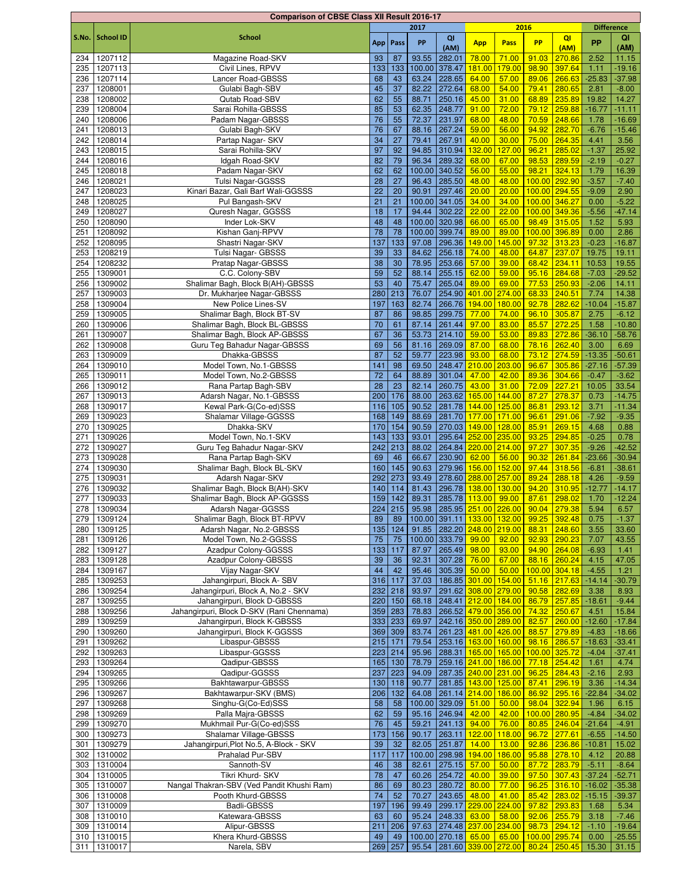| Comparison of CBSE Class XII Result 2016-17 | | | | | | | | | | | | |
|---|---|---|---|---|---|---|---|---|---|---|---|---|
| S.No. | School ID | School | 2017 | | | | 2016 | | | | Difference | |
| | | | App | Pass | PP | QI (AM) | App | Pass | PP | QI (AM) | PP | QI (AM) |
| 234 | 1207112 | Magazine Road-SKV | 93 | 87 | 93.55 | 282.01 | 78.00 | 71.00 | 91.03 | 270.86 | 2.52 | 11.15 |
| 235 | 1207113 | Civil Lines, RPVV | 133 | 133 | 100.00 | 378.47 | 181.00 | 179.00 | 98.90 | 397.64 | 1.11 | -19.16 |
| 236 | 1207114 | Lancer Road-GBSSS | 68 | 43 | 63.24 | 228.65 | 64.00 | 57.00 | 89.06 | 266.63 | -25.83 | -37.98 |
| 237 | 1208001 | Gulabi Bagh-SBV | 45 | 37 | 82.22 | 272.64 | 68.00 | 54.00 | 79.41 | 280.65 | 2.81 | -8.00 |
| 238 | 1208002 | Qutab Road-SBV | 62 | 55 | 88.71 | 250.16 | 45.00 | 31.00 | 68.89 | 235.89 | 19.82 | 14.27 |
| 239 | 1208004 | Sarai Rohilla-GBSSS | 85 | 53 | 62.35 | 248.77 | 91.00 | 72.00 | 79.12 | 259.88 | -16.77 | -11.11 |
| 240 | 1208006 | Padam Nagar-GBSSS | 76 | 55 | 72.37 | 231.97 | 68.00 | 48.00 | 70.59 | 248.66 | 1.78 | -16.69 |
| 241 | 1208013 | Gulabi Bagh-SKV | 76 | 67 | 88.16 | 267.24 | 59.00 | 56.00 | 94.92 | 282.70 | -6.76 | -15.46 |
| 242 | 1208014 | Partap Nagar- SKV | 34 | 27 | 79.41 | 267.91 | 40.00 | 30.00 | 75.00 | 264.35 | 4.41 | 3.56 |
| 243 | 1208015 | Sarai Rohilla-SKV | 97 | 92 | 94.85 | 310.94 | 132.00 | 127.00 | 96.21 | 285.02 | -1.37 | 25.92 |
| 244 | 1208016 | Idgah Road-SKV | 82 | 79 | 96.34 | 289.32 | 68.00 | 67.00 | 98.53 | 289.59 | -2.19 | -0.27 |
| 245 | 1208018 | Padam Nagar-SKV | 62 | 62 | 100.00 | 340.52 | 56.00 | 55.00 | 98.21 | 324.13 | 1.79 | 16.39 |
| 246 | 1208021 | Tulsi Nagar-GGSSS | 28 | 27 | 96.43 | 285.50 | 48.00 | 48.00 | 100.00 | 292.90 | -3.57 | -7.40 |
| 247 | 1208023 | Kinari Bazar, Gali Barf Wali-GGSSS | 22 | 20 | 90.91 | 297.46 | 20.00 | 20.00 | 100.00 | 294.55 | -9.09 | 2.90 |
| 248 | 1208025 | Pul Bangash-SKV | 21 | 21 | 100.00 | 341.05 | 34.00 | 34.00 | 100.00 | 346.27 | 0.00 | -5.22 |
| 249 | 1208027 | Quresh Nagar, GGSSS | 18 | 17 | 94.44 | 302.22 | 22.00 | 22.00 | 100.00 | 349.36 | -5.56 | -47.14 |
| 250 | 1208090 | Inder Lok-SKV | 48 | 48 | 100.00 | 320.98 | 66.00 | 65.00 | 98.49 | 315.05 | 1.52 | 5.93 |
| 251 | 1208092 | Kishan Ganj-RPVV | 78 | 78 | 100.00 | 399.74 | 89.00 | 89.00 | 100.00 | 396.89 | 0.00 | 2.86 |
| 252 | 1208095 | Shastri Nagar-SKV | 137 | 133 | 97.08 | 296.36 | 149.00 | 145.00 | 97.32 | 313.23 | -0.23 | -16.87 |
| 253 | 1208219 | Tulsi Nagar- GBSSS | 39 | 33 | 84.62 | 256.18 | 74.00 | 48.00 | 64.87 | 237.07 | 19.75 | 19.11 |
| 254 | 1208232 | Pratap Nagar-GBSSS | 38 | 30 | 78.95 | 253.66 | 57.00 | 39.00 | 68.42 | 234.11 | 10.53 | 19.55 |
| 255 | 1309001 | C.C. Colony-SBV | 59 | 52 | 88.14 | 255.15 | 62.00 | 59.00 | 95.16 | 284.68 | -7.03 | -29.52 |
| 256 | 1309002 | Shalimar Bagh, Block B(AH)-GBSSS | 53 | 40 | 75.47 | 265.04 | 89.00 | 69.00 | 77.53 | 250.93 | -2.06 | 14.11 |
| 257 | 1309003 | Dr. Mukharjee Nagar-GBSSS | 280 | 213 | 76.07 | 254.90 | 401.00 | 274.00 | 68.33 | 240.51 | 7.74 | 14.38 |
| 258 | 1309004 | New Police Lines-SV | 197 | 163 | 82.74 | 266.76 | 194.00 | 180.00 | 92.78 | 282.62 | -10.04 | -15.87 |
| 259 | 1309005 | Shalimar Bagh, Block BT-SV | 87 | 86 | 98.85 | 299.75 | 77.00 | 74.00 | 96.10 | 305.87 | 2.75 | -6.12 |
| 260 | 1309006 | Shalimar Bagh, Block BL-GBSSS | 70 | 61 | 87.14 | 261.44 | 97.00 | 83.00 | 85.57 | 272.25 | 1.58 | -10.80 |
| 261 | 1309007 | Shalimar Bagh, Block AP-GBSSS | 67 | 36 | 53.73 | 214.10 | 59.00 | 53.00 | 89.83 | 272.86 | -36.10 | -58.76 |
| 262 | 1309008 | Guru Teg Bahadur Nagar-GBSSS | 69 | 56 | 81.16 | 269.09 | 87.00 | 68.00 | 78.16 | 262.40 | 3.00 | 6.69 |
| 263 | 1309009 | Dhakka-GBSSS | 87 | 52 | 59.77 | 223.98 | 93.00 | 68.00 | 73.12 | 274.59 | -13.35 | -50.61 |
| 264 | 1309010 | Model Town, No.1-GBSSS | 141 | 98 | 69.50 | 248.47 | 210.00 | 203.00 | 96.67 | 305.86 | -27.16 | -57.39 |
| 265 | 1309011 | Model Town, No.2-GBSSS | 72 | 64 | 88.89 | 301.04 | 47.00 | 42.00 | 89.36 | 304.66 | -0.47 | -3.62 |
| 266 | 1309012 | Rana Partap Bagh-SBV | 28 | 23 | 82.14 | 260.75 | 43.00 | 31.00 | 72.09 | 227.21 | 10.05 | 33.54 |
| 267 | 1309013 | Adarsh Nagar, No.1-GBSSS | 200 | 176 | 88.00 | 263.62 | 165.00 | 144.00 | 87.27 | 278.37 | 0.73 | -14.75 |
| 268 | 1309017 | Kewal Park-G(Co-ed)SSS | 116 | 105 | 90.52 | 281.78 | 144.00 | 125.00 | 86.81 | 293.12 | 3.71 | -11.34 |
| 269 | 1309023 | Shalamar Village-GGSSS | 168 | 149 | 88.69 | 281.70 | 177.00 | 171.00 | 96.61 | 291.06 | -7.92 | -9.35 |
| 270 | 1309025 | Dhakka-SKV | 170 | 154 | 90.59 | 270.03 | 149.00 | 128.00 | 85.91 | 269.15 | 4.68 | 0.88 |
| 271 | 1309026 | Model Town, No.1-SKV | 143 | 133 | 93.01 | 295.64 | 252.00 | 235.00 | 93.25 | 294.85 | -0.25 | 0.78 |
| 272 | 1309027 | Guru Teg Bahadur Nagar-SKV | 242 | 213 | 88.02 | 264.84 | 220.00 | 214.00 | 97.27 | 307.35 | -9.26 | -42.52 |
| 273 | 1309028 | Rana Partap Bagh-SKV | 69 | 46 | 66.67 | 230.90 | 62.00 | 56.00 | 90.32 | 261.84 | -23.66 | -30.94 |
| 274 | 1309030 | Shalimar Bagh, Block BL-SKV | 160 | 145 | 90.63 | 279.96 | 156.00 | 152.00 | 97.44 | 318.56 | -6.81 | -38.61 |
| 275 | 1309031 | Adarsh Nagar-SKV | 292 | 273 | 93.49 | 278.60 | 288.00 | 257.00 | 89.24 | 288.18 | 4.26 | -9.59 |
| 276 | 1309032 | Shalimar Bagh, Block B(AH)-SKV | 140 | 114 | 81.43 | 296.78 | 138.00 | 130.00 | 94.20 | 310.95 | -12.77 | -14.17 |
| 277 | 1309033 | Shalimar Bagh, Block AP-GGSSS | 159 | 142 | 89.31 | 285.78 | 113.00 | 99.00 | 87.61 | 298.02 | 1.70 | -12.24 |
| 278 | 1309034 | Adarsh Nagar-GGSSS | 224 | 215 | 95.98 | 285.95 | 251.00 | 226.00 | 90.04 | 279.38 | 5.94 | 6.57 |
| 279 | 1309124 | Shalimar Bagh, Block BT-RPVV | 89 | 89 | 100.00 | 391.11 | 133.00 | 132.00 | 99.25 | 392.48 | 0.75 | -1.37 |
| 280 | 1309125 | Adarsh Nagar, No.2-GBSSS | 135 | 124 | 91.85 | 282.20 | 248.00 | 219.00 | 88.31 | 248.60 | 3.55 | 33.60 |
| 281 | 1309126 | Model Town, No.2-GGSSS | 75 | 75 | 100.00 | 333.79 | 99.00 | 92.00 | 92.93 | 290.23 | 7.07 | 43.55 |
| 282 | 1309127 | Azadpur Colony-GGSSS | 133 | 117 | 87.97 | 265.49 | 98.00 | 93.00 | 94.90 | 264.08 | -6.93 | 1.41 |
| 283 | 1309128 | Azadpur Colony-GBSSS | 39 | 36 | 92.31 | 307.28 | 76.00 | 67.00 | 88.16 | 260.24 | 4.15 | 47.05 |
| 284 | 1309167 | Vijay Nagar-SKV | 44 | 42 | 95.46 | 305.39 | 50.00 | 50.00 | 100.00 | 304.18 | -4.55 | 1.21 |
| 285 | 1309253 | Jahangirpuri, Block A- SBV | 316 | 117 | 37.03 | 186.85 | 301.00 | 154.00 | 51.16 | 217.63 | -14.14 | -30.79 |
| 286 | 1309254 | Jahangirpuri, Block A, No.2 - SKV | 232 | 218 | 93.97 | 291.62 | 308.00 | 279.00 | 90.58 | 282.69 | 3.38 | 8.93 |
| 287 | 1309255 | Jahangirpuri, Block D-GBSSS | 220 | 150 | 68.18 | 248.41 | 212.00 | 184.00 | 86.79 | 257.85 | -18.61 | -9.44 |
| 288 | 1309256 | Jahangirpuri, Block D-SKV (Rani Chennama) | 359 | 283 | 78.83 | 266.52 | 479.00 | 356.00 | 74.32 | 250.67 | 4.51 | 15.84 |
| 289 | 1309259 | Jahangirpuri, Block K-GBSSS | 333 | 233 | 69.97 | 242.16 | 350.00 | 289.00 | 82.57 | 260.00 | -12.60 | -17.84 |
| 290 | 1309260 | Jahangirpuri, Block K-GGSSS | 369 | 309 | 83.74 | 261.23 | 481.00 | 426.00 | 88.57 | 279.89 | -4.83 | -18.66 |
| 291 | 1309262 | Libaspur-GBSSS | 215 | 171 | 79.54 | 253.16 | 163.00 | 160.00 | 98.16 | 286.57 | -18.63 | -33.41 |
| 292 | 1309263 | Libaspur-GGSSS | 223 | 214 | 95.96 | 288.31 | 165.00 | 165.00 | 100.00 | 325.72 | -4.04 | -37.41 |
| 293 | 1309264 | Qadipur-GBSSS | 165 | 130 | 78.79 | 259.16 | 241.00 | 186.00 | 77.18 | 254.42 | 1.61 | 4.74 |
| 294 | 1309265 | Qadipur-GGSSS | 237 | 223 | 94.09 | 287.35 | 240.00 | 231.00 | 96.25 | 284.43 | -2.16 | 2.93 |
| 295 | 1309266 | Bakhtawarpur-GBSSS | 130 | 118 | 90.77 | 281.85 | 143.00 | 125.00 | 87.41 | 296.19 | 3.36 | -14.34 |
| 296 | 1309267 | Bakhtawarpur-SKV (BMS) | 206 | 132 | 64.08 | 261.14 | 214.00 | 186.00 | 86.92 | 295.16 | -22.84 | -34.02 |
| 297 | 1309268 | Singhu-G(Co-Ed)SSS | 58 | 58 | 100.00 | 329.09 | 51.00 | 50.00 | 98.04 | 322.94 | 1.96 | 6.15 |
| 298 | 1309269 | Palla Majra-GBSSS | 62 | 59 | 95.16 | 246.94 | 42.00 | 42.00 | 100.00 | 280.95 | -4.84 | -34.02 |
| 299 | 1309270 | Mukhmail Pur-G(Co-ed)SSS | 76 | 45 | 59.21 | 241.13 | 94.00 | 76.00 | 80.85 | 246.04 | -21.64 | -4.91 |
| 300 | 1309273 | Shalamar Village-GBSSS | 173 | 156 | 90.17 | 263.11 | 122.00 | 118.00 | 96.72 | 277.61 | -6.55 | -14.50 |
| 301 | 1309279 | Jahangirpuri,Plot No.5, A-Block - SKV | 39 | 32 | 82.05 | 251.87 | 14.00 | 13.00 | 92.86 | 236.86 | -10.81 | 15.02 |
| 302 | 1310002 | Prahalad Pur-SBV | 117 | 117 | 100.00 | 298.98 | 194.00 | 186.00 | 95.88 | 278.10 | 4.12 | 20.88 |
| 303 | 1310004 | Sannoth-SV | 46 | 38 | 82.61 | 275.15 | 57.00 | 50.00 | 87.72 | 283.79 | -5.11 | -8.64 |
| 304 | 1310005 | Tikri Khurd- SKV | 78 | 47 | 60.26 | 254.72 | 40.00 | 39.00 | 97.50 | 307.43 | -37.24 | -52.71 |
| 305 | 1310007 | Nangal Thakran-SBV (Ved Pandit Khushi Ram) | 86 | 69 | 80.23 | 280.72 | 80.00 | 77.00 | 96.25 | 316.10 | -16.02 | -35.38 |
| 306 | 1310008 | Pooth Khurd-GBSSS | 74 | 52 | 70.27 | 243.65 | 48.00 | 41.00 | 85.42 | 283.02 | -15.15 | -39.37 |
| 307 | 1310009 | Badli-GBSSS | 197 | 196 | 99.49 | 299.17 | 229.00 | 224.00 | 97.82 | 293.83 | 1.68 | 5.34 |
| 308 | 1310010 | Katewara-GBSSS | 63 | 60 | 95.24 | 248.33 | 63.00 | 58.00 | 92.06 | 255.79 | 3.18 | -7.46 |
| 309 | 1310014 | Alipur-GBSSS | 211 | 206 | 97.63 | 274.48 | 237.00 | 234.00 | 98.73 | 294.12 | -1.10 | -19.64 |
| 310 | 1310015 | Khera Khurd-GBSSS | 49 | 49 | 100.00 | 270.18 | 65.00 | 65.00 | 100.00 | 295.74 | 0.00 | -25.55 |
| 311 | 1310017 | Narela, SBV | 269 | 257 | 95.54 | 281.60 | 339.00 | 272.00 | 80.24 | 250.45 | 15.30 | 31.15 |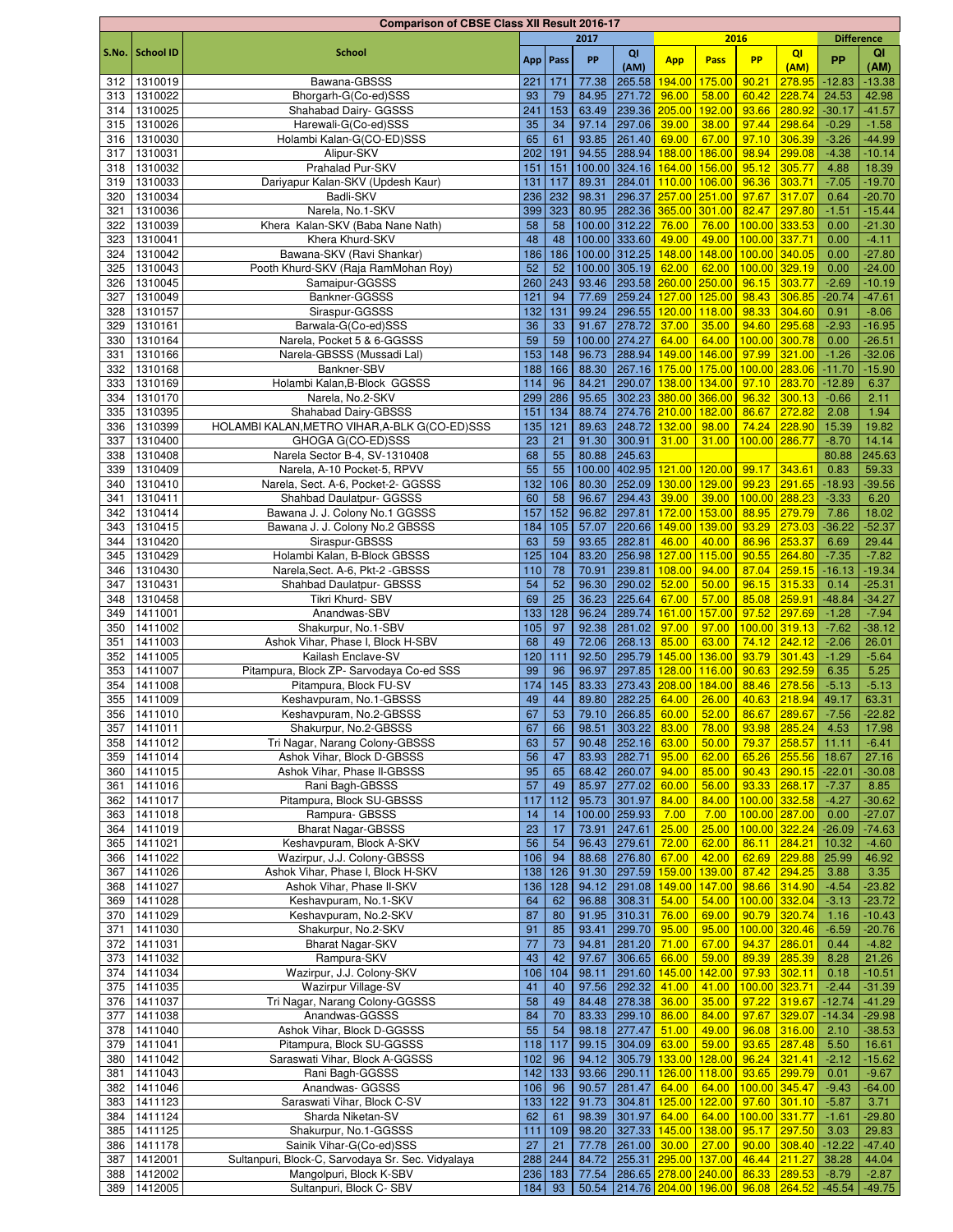| S.No. | School ID | School | 2017 | | | | 2016 | | | | Difference | |
|---|---|---|---|---|---|---|---|---|---|---|---|---|
| | | | App | Pass | PP | QI (AM) | App | Pass | PP | QI (AM) | PP | QI (AM) |
| 312 | 1310019 | Bawana-GBSSS | 221 | 171 | 77.38 | 265.58 | 194.00 | 175.00 | 90.21 | 278.95 | -12.83 | -13.38 |
| 313 | 1310022 | Bhorgarh-G(Co-ed)SSS | 93 | 79 | 84.95 | 271.72 | 96.00 | 58.00 | 60.42 | 228.74 | 24.53 | 42.98 |
| 314 | 1310025 | Shahabad Dairy- GGSSS | 241 | 153 | 63.49 | 239.36 | 205.00 | 192.00 | 93.66 | 280.92 | -30.17 | -41.57 |
| 315 | 1310026 | Harewali-G(Co-ed)SSS | 35 | 34 | 97.14 | 297.06 | 39.00 | 38.00 | 97.44 | 298.64 | -0.29 | -1.58 |
| 316 | 1310030 | Holambi Kalan-G(CO-ED)SSS | 65 | 61 | 93.85 | 261.40 | 69.00 | 67.00 | 97.10 | 306.39 | -3.26 | -44.99 |
| 317 | 1310031 | Alipur-SKV | 202 | 191 | 94.55 | 288.94 | 188.00 | 186.00 | 98.94 | 299.08 | -4.38 | -10.14 |
| 318 | 1310032 | Prahalad Pur-SKV | 151 | 151 | 100.00 | 324.16 | 164.00 | 156.00 | 95.12 | 305.77 | 4.88 | 18.39 |
| 319 | 1310033 | Dariyapur Kalan-SKV (Updesh Kaur) | 131 | 117 | 89.31 | 284.01 | 110.00 | 106.00 | 96.36 | 303.71 | -7.05 | -19.70 |
| 320 | 1310034 | Badli-SKV | 236 | 232 | 98.31 | 296.37 | 257.00 | 251.00 | 97.67 | 317.07 | 0.64 | -20.70 |
| 321 | 1310036 | Narela, No.1-SKV | 399 | 323 | 80.95 | 282.36 | 365.00 | 301.00 | 82.47 | 297.80 | -1.51 | -15.44 |
| 322 | 1310039 | Khera Kalan-SKV (Baba Nane Nath) | 58 | 58 | 100.00 | 312.22 | 76.00 | 76.00 | 100.00 | 333.53 | 0.00 | -21.30 |
| 323 | 1310041 | Khera Khurd-SKV | 48 | 48 | 100.00 | 333.60 | 49.00 | 49.00 | 100.00 | 337.71 | 0.00 | -4.11 |
| 324 | 1310042 | Bawana-SKV (Ravi Shankar) | 186 | 186 | 100.00 | 312.25 | 148.00 | 148.00 | 100.00 | 340.05 | 0.00 | -27.80 |
| 325 | 1310043 | Pooth Khurd-SKV (Raja RamMohan Roy) | 52 | 52 | 100.00 | 305.19 | 62.00 | 62.00 | 100.00 | 329.19 | 0.00 | -24.00 |
| 326 | 1310045 | Samaipur-GGSSS | 260 | 243 | 93.46 | 293.58 | 260.00 | 250.00 | 96.15 | 303.77 | -2.69 | -10.19 |
| 327 | 1310049 | Bankner-GGSSS | 121 | 94 | 77.69 | 259.24 | 127.00 | 125.00 | 98.43 | 306.85 | -20.74 | -47.61 |
| 328 | 1310157 | Siraspur-GGSSS | 132 | 131 | 99.24 | 296.55 | 120.00 | 118.00 | 98.33 | 304.60 | 0.91 | -8.06 |
| 329 | 1310161 | Barwala-G(Co-ed)SSS | 36 | 33 | 91.67 | 278.72 | 37.00 | 35.00 | 94.60 | 295.68 | -2.93 | -16.95 |
| 330 | 1310164 | Narela, Pocket 5 & 6-GGSSS | 59 | 59 | 100.00 | 274.27 | 64.00 | 64.00 | 100.00 | 300.78 | 0.00 | -26.51 |
| 331 | 1310166 | Narela-GBSSS (Mussadi Lal) | 153 | 148 | 96.73 | 288.94 | 149.00 | 146.00 | 97.99 | 321.00 | -1.26 | -32.06 |
| 332 | 1310168 | Bankner-SBV | 188 | 166 | 88.30 | 267.16 | 175.00 | 175.00 | 100.00 | 283.06 | -11.70 | -15.90 |
| 333 | 1310169 | Holambi Kalan,B-Block GGSSS | 114 | 96 | 84.21 | 290.07 | 138.00 | 134.00 | 97.10 | 283.70 | -12.89 | 6.37 |
| 334 | 1310170 | Narela, No.2-SKV | 299 | 286 | 95.65 | 302.23 | 380.00 | 366.00 | 96.32 | 300.13 | -0.66 | 2.11 |
| 335 | 1310395 | Shahabad Dairy-GBSSS | 151 | 134 | 88.74 | 274.76 | 210.00 | 182.00 | 86.67 | 272.82 | 2.08 | 1.94 |
| 336 | 1310399 | HOLAMBI KALAN,METRO VIHAR,A-BLK G(CO-ED)SSS | 135 | 121 | 89.63 | 248.72 | 132.00 | 98.00 | 74.24 | 228.90 | 15.39 | 19.82 |
| 337 | 1310400 | GHOGA G(CO-ED)SSS | 23 | 21 | 91.30 | 300.91 | 31.00 | 31.00 | 100.00 | 286.77 | -8.70 | 14.14 |
| 338 | 1310408 | Narela Sector B-4, SV-1310408 | 68 | 55 | 80.88 | 245.63 | | | | | 80.88 | 245.63 |
| 339 | 1310409 | Narela, A-10 Pocket-5, RPVV | 55 | 55 | 100.00 | 402.95 | 121.00 | 120.00 | 99.17 | 343.61 | 0.83 | 59.33 |
| 340 | 1310410 | Narela, Sect. A-6, Pocket-2- GGSSS | 132 | 106 | 80.30 | 252.09 | 130.00 | 129.00 | 99.23 | 291.65 | -18.93 | -39.56 |
| 341 | 1310411 | Shahbad Daulatpur- GGSSS | 60 | 58 | 96.67 | 294.43 | 39.00 | 39.00 | 100.00 | 288.23 | -3.33 | 6.20 |
| 342 | 1310414 | Bawana J. J. Colony No.1 GGSSS | 157 | 152 | 96.82 | 297.81 | 172.00 | 153.00 | 88.95 | 279.79 | 7.86 | 18.02 |
| 343 | 1310415 | Bawana J. J. Colony No.2 GBSSS | 184 | 105 | 57.07 | 220.66 | 149.00 | 139.00 | 93.29 | 273.03 | -36.22 | -52.37 |
| 344 | 1310420 | Siraspur-GBSSS | 63 | 59 | 93.65 | 282.81 | 46.00 | 40.00 | 86.96 | 253.37 | 6.69 | 29.44 |
| 345 | 1310429 | Holambi Kalan, B-Block GBSSS | 125 | 104 | 83.20 | 256.98 | 127.00 | 115.00 | 90.55 | 264.80 | -7.35 | -7.82 |
| 346 | 1310430 | Narela,Sect. A-6, Pkt-2 -GBSSS | 110 | 78 | 70.91 | 239.81 | 108.00 | 94.00 | 87.04 | 259.15 | -16.13 | -19.34 |
| 347 | 1310431 | Shahbad Daulatpur- GBSSS | 54 | 52 | 96.30 | 290.02 | 52.00 | 50.00 | 96.15 | 315.33 | 0.14 | -25.31 |
| 348 | 1310458 | Tikri Khurd- SBV | 69 | 25 | 36.23 | 225.64 | 67.00 | 57.00 | 85.08 | 259.91 | -48.84 | -34.27 |
| 349 | 1411001 | Anandwas-SBV | 133 | 128 | 96.24 | 289.74 | 161.00 | 157.00 | 97.52 | 297.69 | -1.28 | -7.94 |
| 350 | 1411002 | Shakurpur, No.1-SBV | 105 | 97 | 92.38 | 281.02 | 97.00 | 97.00 | 100.00 | 319.13 | -7.62 | -38.12 |
| 351 | 1411003 | Ashok Vihar, Phase I, Block H-SBV | 68 | 49 | 72.06 | 268.13 | 85.00 | 63.00 | 74.12 | 242.12 | -2.06 | 26.01 |
| 352 | 1411005 | Kailash Enclave-SV | 120 | 111 | 92.50 | 295.79 | 145.00 | 136.00 | 93.79 | 301.43 | -1.29 | -5.64 |
| 353 | 1411007 | Pitampura, Block ZP- Sarvodaya Co-ed SSS | 99 | 96 | 96.97 | 297.85 | 128.00 | 116.00 | 90.63 | 292.59 | 6.35 | 5.25 |
| 354 | 1411008 | Pitampura, Block FU-SV | 174 | 145 | 83.33 | 273.43 | 208.00 | 184.00 | 88.46 | 278.56 | -5.13 | -5.13 |
| 355 | 1411009 | Keshavpuram, No.1-GBSSS | 49 | 44 | 89.80 | 282.25 | 64.00 | 26.00 | 40.63 | 218.94 | 49.17 | 63.31 |
| 356 | 1411010 | Keshavpuram, No.2-GBSSS | 67 | 53 | 79.10 | 266.85 | 60.00 | 52.00 | 86.67 | 289.67 | -7.56 | -22.82 |
| 357 | 1411011 | Shakurpur, No.2-GBSSS | 67 | 66 | 98.51 | 303.22 | 83.00 | 78.00 | 93.98 | 285.24 | 4.53 | 17.98 |
| 358 | 1411012 | Tri Nagar, Narang Colony-GBSSS | 63 | 57 | 90.48 | 252.16 | 63.00 | 50.00 | 79.37 | 258.57 | 11.11 | -6.41 |
| 359 | 1411014 | Ashok Vihar, Block D-GBSSS | 56 | 47 | 83.93 | 282.71 | 95.00 | 62.00 | 65.26 | 255.56 | 18.67 | 27.16 |
| 360 | 1411015 | Ashok Vihar, Phase II-GBSSS | 95 | 65 | 68.42 | 260.07 | 94.00 | 85.00 | 90.43 | 290.15 | -22.01 | -30.08 |
| 361 | 1411016 | Rani Bagh-GBSSS | 57 | 49 | 85.97 | 277.02 | 60.00 | 56.00 | 93.33 | 268.17 | -7.37 | 8.85 |
| 362 | 1411017 | Pitampura, Block SU-GBSSS | 117 | 112 | 95.73 | 301.97 | 84.00 | 84.00 | 100.00 | 332.58 | -4.27 | -30.62 |
| 363 | 1411018 | Rampura- GBSSS | 14 | 14 | 100.00 | 259.93 | 7.00 | 7.00 | 100.00 | 287.00 | 0.00 | -27.07 |
| 364 | 1411019 | Bharat Nagar-GBSSS | 23 | 17 | 73.91 | 247.61 | 25.00 | 25.00 | 100.00 | 322.24 | -26.09 | -74.63 |
| 365 | 1411021 | Keshavpuram, Block A-SKV | 56 | 54 | 96.43 | 279.61 | 72.00 | 62.00 | 86.11 | 284.21 | 10.32 | -4.60 |
| 366 | 1411022 | Wazirpur, J.J. Colony-GBSSS | 106 | 94 | 88.68 | 276.80 | 67.00 | 42.00 | 62.69 | 229.88 | 25.99 | 46.92 |
| 367 | 1411026 | Ashok Vihar, Phase I, Block H-SKV | 138 | 126 | 91.30 | 297.59 | 159.00 | 139.00 | 87.42 | 294.25 | 3.88 | 3.35 |
| 368 | 1411027 | Ashok Vihar, Phase II-SKV | 136 | 128 | 94.12 | 291.08 | 149.00 | 147.00 | 98.66 | 314.90 | -4.54 | -23.82 |
| 369 | 1411028 | Keshavpuram, No.1-SKV | 64 | 62 | 96.88 | 308.31 | 54.00 | 54.00 | 100.00 | 332.04 | -3.13 | -23.72 |
| 370 | 1411029 | Keshavpuram, No.2-SKV | 87 | 80 | 91.95 | 310.31 | 76.00 | 69.00 | 90.79 | 320.74 | 1.16 | -10.43 |
| 371 | 1411030 | Shakurpur, No.2-SKV | 91 | 85 | 93.41 | 299.70 | 95.00 | 95.00 | 100.00 | 320.46 | -6.59 | -20.76 |
| 372 | 1411031 | Bharat Nagar-SKV | 77 | 73 | 94.81 | 281.20 | 71.00 | 67.00 | 94.37 | 286.01 | 0.44 | -4.82 |
| 373 | 1411032 | Rampura-SKV | 43 | 42 | 97.67 | 306.65 | 66.00 | 59.00 | 89.39 | 285.39 | 8.28 | 21.26 |
| 374 | 1411034 | Wazirpur, J.J. Colony-SKV | 106 | 104 | 98.11 | 291.60 | 145.00 | 142.00 | 97.93 | 302.11 | 0.18 | -10.51 |
| 375 | 1411035 | Wazirpur Village-SV | 41 | 40 | 97.56 | 292.32 | 41.00 | 41.00 | 100.00 | 323.71 | -2.44 | -31.39 |
| 376 | 1411037 | Tri Nagar, Narang Colony-GGSSS | 58 | 49 | 84.48 | 278.38 | 36.00 | 35.00 | 97.22 | 319.67 | -12.74 | -41.29 |
| 377 | 1411038 | Anandwas-GGSSS | 84 | 70 | 83.33 | 299.10 | 86.00 | 84.00 | 97.67 | 329.07 | -14.34 | -29.98 |
| 378 | 1411040 | Ashok Vihar, Block D-GGSSS | 55 | 54 | 98.18 | 277.47 | 51.00 | 49.00 | 96.08 | 316.00 | 2.10 | -38.53 |
| 379 | 1411041 | Pitampura, Block SU-GGSSS | 118 | 117 | 99.15 | 304.09 | 63.00 | 59.00 | 93.65 | 287.48 | 5.50 | 16.61 |
| 380 | 1411042 | Saraswati Vihar, Block A-GGSSS | 102 | 96 | 94.12 | 305.79 | 133.00 | 128.00 | 96.24 | 321.41 | -2.12 | -15.62 |
| 381 | 1411043 | Rani Bagh-GGSSS | 142 | 133 | 93.66 | 290.11 | 126.00 | 118.00 | 93.65 | 299.79 | 0.01 | -9.67 |
| 382 | 1411046 | Anandwas- GGSSS | 106 | 96 | 90.57 | 281.47 | 64.00 | 64.00 | 100.00 | 345.47 | -9.43 | -64.00 |
| 383 | 1411123 | Saraswati Vihar, Block C-SV | 133 | 122 | 91.73 | 304.81 | 125.00 | 122.00 | 97.60 | 301.10 | -5.87 | 3.71 |
| 384 | 1411124 | Sharda Niketan-SV | 62 | 61 | 98.39 | 301.97 | 64.00 | 64.00 | 100.00 | 331.77 | -1.61 | -29.80 |
| 385 | 1411125 | Shakurpur, No.1-GGSSS | 111 | 109 | 98.20 | 327.33 | 145.00 | 138.00 | 95.17 | 297.50 | 3.03 | 29.83 |
| 386 | 1411178 | Sainik Vihar-G(Co-ed)SSS | 27 | 21 | 77.78 | 261.00 | 30.00 | 27.00 | 90.00 | 308.40 | -12.22 | -47.40 |
| 387 | 1412001 | Sultanpuri, Block-C, Sarvodaya Sr. Sec. Vidyalaya | 288 | 244 | 84.72 | 255.31 | 295.00 | 137.00 | 46.44 | 211.27 | 38.28 | 44.04 |
| 388 | 1412002 | Mangolpuri, Block K-SBV | 236 | 183 | 77.54 | 286.65 | 278.00 | 240.00 | 86.33 | 289.53 | -8.79 | -2.87 |
| 389 | 1412005 | Sultanpuri, Block C- SBV | 184 | 93 | 50.54 | 214.76 | 204.00 | 196.00 | 96.08 | 264.52 | -45.54 | -49.75 |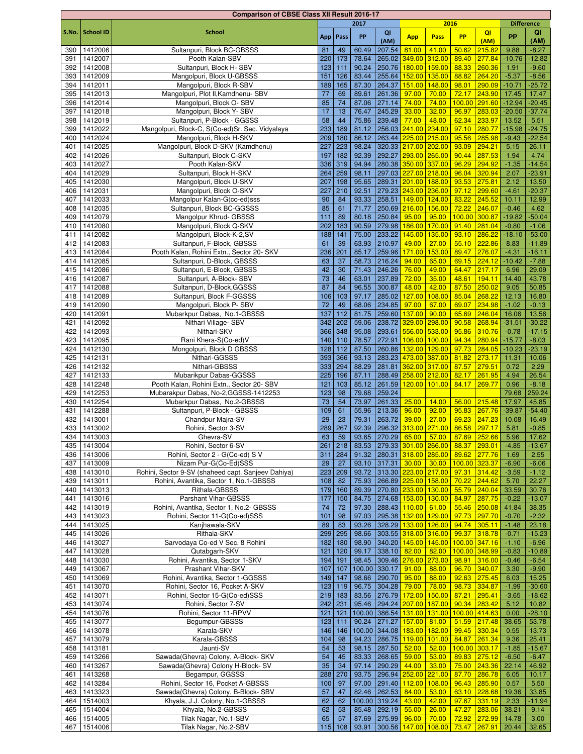## Comparison of CBSE Class XII Result 2016-17

| S.No. | School ID | School | 2017 | | | | 2016 | | | | Difference | |
|---|---|---|---|---|---|---|---|---|---|---|---|---|
| | | | App | Pass | PP | QI (AM) | App | Pass | PP | QI (AM) | PP | QI (AM) |
| 390 | 1412006 | Sultanpuri, Block BC-GBSSS | 81 | 49 | 60.49 | 207.54 | 81.00 | 41.00 | 50.62 | 215.82 | 9.88 | -8.27 |
| 391 | 1412007 | Pooth Kalan-SBV | 220 | 173 | 78.64 | 265.02 | 349.00 | 312.00 | 89.40 | 277.84 | -10.76 | -12.82 |
| 392 | 1412008 | Sultanpuri, Block H- SBV | 123 | 111 | 90.24 | 250.76 | 180.00 | 159.00 | 88.33 | 260.36 | 1.91 | -9.60 |
| 393 | 1412009 | Mangolpuri, Block U-GBSSS | 151 | 126 | 83.44 | 255.64 | 152.00 | 135.00 | 88.82 | 264.20 | -5.37 | -8.56 |
| 394 | 1412011 | Mangolpuri, Block R-SBV | 189 | 165 | 87.30 | 264.37 | 151.00 | 148.00 | 98.01 | 290.09 | -10.71 | -25.72 |
| 395 | 1412013 | Mangolpuri, Plot II,Kamdhenu- SBV | 77 | 69 | 89.61 | 261.36 | 97.00 | 70.00 | 72.17 | 243.90 | 17.45 | 17.47 |
| 396 | 1412014 | Mangolpuri, Block O- SBV | 85 | 74 | 87.06 | 271.14 | 74.00 | 74.00 | 100.00 | 291.60 | -12.94 | -20.45 |
| 397 | 1412018 | Mangolpuri, Block Y- SBV | 17 | 13 | 76.47 | 245.29 | 33.00 | 32.00 | 96.97 | 283.03 | -20.50 | -37.74 |
| 398 | 1412019 | Sultanpuri, P-Block - GGSSS | 58 | 44 | 75.86 | 239.48 | 77.00 | 48.00 | 62.34 | 233.97 | 13.52 | 5.51 |
| 399 | 1412022 | Mangolpuri, Block-C, S(Co-ed)Sr. Sec. Vidyalaya | 233 | 189 | 81.12 | 256.03 | 241.00 | 234.00 | 97.10 | 280.77 | -15.98 | -24.75 |
| 400 | 1412024 | Mangolpuri, Block H-SKV | 209 | 180 | 86.12 | 263.44 | 225.00 | 215.00 | 95.56 | 285.98 | -9.43 | -22.54 |
| 401 | 1412025 | Mangolpuri, Block D-SKV (Kamdhenu) | 227 | 223 | 98.24 | 320.33 | 217.00 | 202.00 | 93.09 | 294.21 | 5.15 | 26.11 |
| 402 | 1412026 | Sultanpuri, Block C-SKV | 197 | 182 | 92.39 | 292.27 | 293.00 | 265.00 | 90.44 | 287.53 | 1.94 | 4.74 |
| 403 | 1412027 | Pooth Kalan-SKV | 336 | 319 | 94.94 | 280.38 | 350.00 | 337.00 | 96.29 | 294.92 | -1.35 | -14.54 |
| 404 | 1412029 | Sultanpuri, Block H-SKV | 264 | 259 | 98.11 | 297.03 | 227.00 | 218.00 | 96.04 | 320.94 | 2.07 | -23.91 |
| 405 | 1412030 | Mangolpuri, Block U-SKV | 207 | 198 | 95.65 | 289.31 | 201.00 | 188.00 | 93.53 | 275.81 | 2.12 | 13.50 |
| 406 | 1412031 | Mangolpuri, Block O-SKV | 227 | 210 | 92.51 | 279.23 | 243.00 | 236.00 | 97.12 | 299.60 | -4.61 | -20.37 |
| 407 | 1412033 | Mangolpur Kalan-G(co-ed)sss | 90 | 84 | 93.33 | 258.51 | 149.00 | 124.00 | 83.22 | 245.52 | 10.11 | 12.99 |
| 408 | 1412035 | Sultanpuri, Block BC-GGSSS | 85 | 61 | 71.77 | 250.69 | 216.00 | 156.00 | 72.22 | 246.07 | -0.46 | 4.62 |
| 409 | 1412079 | Mangolpur Khrud- GBSSS | 111 | 89 | 80.18 | 250.84 | 95.00 | 95.00 | 100.00 | 300.87 | -19.82 | -50.04 |
| 410 | 1412080 | Mangolpuri, Block Q-SKV | 202 | 183 | 90.59 | 279.98 | 186.00 | 170.00 | 91.40 | 281.04 | -0.80 | -1.06 |
| 411 | 1412082 | Mangolpuri, Block-K-2,SV | 188 | 141 | 75.00 | 233.22 | 145.00 | 135.00 | 93.10 | 286.22 | -18.10 | -53.00 |
| 412 | 1412083 | Sultanpuri, F-Block, GBSSS | 61 | 39 | 63.93 | 210.97 | 49.00 | 27.00 | 55.10 | 222.86 | 8.83 | -11.89 |
| 413 | 1412084 | Pooth Kalan, Rohini Extn., Sector 20- SKV | 236 | 201 | 85.17 | 259.96 | 171.00 | 153.00 | 89.47 | 276.07 | -4.31 | -16.11 |
| 414 | 1412085 | Sultanpuri, D-Block, GBSSS | 63 | 37 | 58.73 | 216.24 | 94.00 | 65.00 | 69.15 | 224.12 | -10.42 | -7.88 |
| 415 | 1412086 | Sultanpuri, E-Block, GBSSS | 42 | 30 | 71.43 | 246.26 | 76.00 | 49.00 | 64.47 | 217.17 | 6.96 | 29.09 |
| 416 | 1412087 | Sultanpuri, A-Block- SBV | 73 | 46 | 63.01 | 237.89 | 72.00 | 35.00 | 48.61 | 194.11 | 14.40 | 43.78 |
| 417 | 1412088 | Sultanpuri, D-Block,GGSSS | 87 | 84 | 96.55 | 300.87 | 48.00 | 42.00 | 87.50 | 250.02 | 9.05 | 50.85 |
| 418 | 1412089 | Sultanpuri, Block F-GGSSS | 106 | 103 | 97.17 | 285.02 | 127.00 | 108.00 | 85.04 | 268.22 | 12.13 | 16.80 |
| 419 | 1412090 | Mangolpuri, Block P- SBV | 72 | 49 | 68.06 | 234.85 | 97.00 | 67.00 | 69.07 | 234.98 | -1.02 | -0.13 |
| 420 | 1412091 | Mubarkpur Dabas, No.1-GBSSS | 137 | 112 | 81.75 | 259.60 | 137.00 | 90.00 | 65.69 | 246.04 | 16.06 | 13.56 |
| 421 | 1412092 | Nithari Village- SBV | 342 | 202 | 59.06 | 238.72 | 329.00 | 298.00 | 90.58 | 268.94 | -31.51 | -30.22 |
| 422 | 1412093 | Nithari-SKV | 366 | 348 | 95.08 | 293.61 | 556.00 | 533.00 | 95.86 | 310.76 | -0.78 | -17.15 |
| 423 | 1412095 | Rani Khera-S(Co-ed)V | 140 | 110 | 78.57 | 272.91 | 106.00 | 100.00 | 94.34 | 280.94 | -15.77 | -8.03 |
| 424 | 1412130 | Mongolpuri, Block D GBSSS | 128 | 112 | 87.50 | 260.86 | 132.00 | 129.00 | 97.73 | 284.05 | -10.23 | -23.19 |
| 425 | 1412131 | Nithari-GGSSS | 393 | 366 | 93.13 | 283.23 | 473.00 | 387.00 | 81.82 | 273.17 | 11.31 | 10.06 |
| 426 | 1412132 | Nithari-GBSSS | 333 | 294 | 88.29 | 281.81 | 362.00 | 317.00 | 87.57 | 279.51 | 0.72 | 2.29 |
| 427 | 1412133 | Mubarikpur Dabas-GGSSS | 225 | 196 | 87.11 | 288.49 | 258.00 | 212.00 | 82.17 | 261.95 | 4.94 | 26.54 |
| 428 | 1412248 | Pooth Kalan, Rohini Extn., Sector 20- SBV | 121 | 103 | 85.12 | 261.59 | 120.00 | 101.00 | 84.17 | 269.77 | 0.96 | -8.18 |
| 429 | 1412253 | Mubarakpur Dabas, No-2,GGSSS-1412253 | 123 | 98 | 79.68 | 259.24 | | | | | 79.68 | 259.24 |
| 430 | 1412254 | Mubarkpur Dabas, No.2-GBSSS | 73 | 54 | 73.97 | 261.33 | 25.00 | 14.00 | 56.00 | 215.48 | 17.97 | 45.85 |
| 431 | 1412288 | Sultanpuri, P-Block - GBSSS | 109 | 61 | 55.96 | 213.36 | 96.00 | 92.00 | 95.83 | 267.76 | -39.87 | -54.40 |
| 432 | 1413001 | Chandpur Majra-SV | 29 | 23 | 79.31 | 263.72 | 39.00 | 27.00 | 69.23 | 247.23 | 10.08 | 16.49 |
| 433 | 1413002 | Rohini, Sector 3-SV | 289 | 267 | 92.39 | 296.32 | 313.00 | 271.00 | 86.58 | 297.17 | 5.81 | -0.85 |
| 434 | 1413003 | Ghevra-SV | 63 | 59 | 93.65 | 270.29 | 65.00 | 57.00 | 87.69 | 252.66 | 5.96 | 17.62 |
| 435 | 1413004 | Rohini, Sector 6-SV | 261 | 218 | 83.53 | 279.33 | 301.00 | 266.00 | 88.37 | 293.01 | -4.85 | -13.67 |
| 436 | 1413006 | Rohini, Sector 2 - G(Co-ed) S V | 311 | 284 | 91.32 | 280.31 | 318.00 | 285.00 | 89.62 | 277.76 | 1.69 | 2.55 |
| 437 | 1413009 | Nizam Pur-G(Co-Ed)SSS | 29 | 27 | 93.10 | 317.31 | 30.00 | 30.00 | 100.00 | 323.37 | -6.90 | -6.06 |
| 438 | 1413010 | Rohini, Sector 9-SV (shaheed capt. Sanjeev Dahiya) | 223 | 209 | 93.72 | 313.30 | 223.00 | 217.00 | 97.31 | 314.42 | -3.59 | -1.12 |
| 439 | 1413011 | Rohini, Avantika, Sector 1, No.1-GBSSS | 108 | 82 | 75.93 | 266.89 | 225.00 | 158.00 | 70.22 | 244.62 | 5.70 | 22.27 |
| 440 | 1413013 | Rithala-GBSSS | 179 | 160 | 89.39 | 270.80 | 233.00 | 130.00 | 55.79 | 240.04 | 33.59 | 30.76 |
| 441 | 1413016 | Parshant Vihar-GBSSS | 177 | 150 | 84.75 | 274.68 | 153.00 | 130.00 | 84.97 | 287.75 | -0.22 | -13.07 |
| 442 | 1413019 | Rohini, Avantika, Sector 1, No.2- GBSSS | 74 | 72 | 97.30 | 288.43 | 110.00 | 61.00 | 55.46 | 250.08 | 41.84 | 38.35 |
| 443 | 1413023 | Rohini, Sector 11-G(Co-ed)SSS | 101 | 98 | 97.03 | 295.38 | 132.00 | 129.00 | 97.73 | 297.70 | -0.70 | -2.32 |
| 444 | 1413025 | Kanjhawala-SKV | 89 | 83 | 93.26 | 328.29 | 133.00 | 126.00 | 94.74 | 305.11 | -1.48 | 23.18 |
| 445 | 1413026 | Rithala-SKV | 299 | 295 | 98.66 | 303.55 | 318.00 | 316.00 | 99.37 | 318.78 | -0.71 | -15.23 |
| 446 | 1413027 | Sarvodaya Co-ed V Sec. 8 Rohini | 182 | 180 | 98.90 | 340.20 | 145.00 | 145.00 | 100.00 | 347.16 | -1.10 | -6.96 |
| 447 | 1413028 | Qutabgarh-SKV | 121 | 120 | 99.17 | 338.10 | 82.00 | 82.00 | 100.00 | 348.99 | -0.83 | -10.89 |
| 448 | 1413030 | Rohini, Avantika, Sector 1-SKV | 194 | 191 | 98.45 | 309.46 | 276.00 | 273.00 | 98.91 | 316.00 | -0.46 | -6.54 |
| 449 | 1413067 | Prashant Vihar-SKV | 107 | 107 | 100.00 | 330.17 | 91.00 | 88.00 | 96.70 | 340.07 | 3.30 | -9.90 |
| 450 | 1413069 | Rohini, Avantika, Sector 1-GGSSS | 149 | 147 | 98.66 | 290.70 | 95.00 | 88.00 | 92.63 | 275.45 | 6.03 | 15.25 |
| 451 | 1413070 | Rohini, Sector 16, Pocket A-SKV | 123 | 119 | 96.75 | 304.28 | 79.00 | 78.00 | 98.73 | 334.87 | -1.99 | -30.60 |
| 452 | 1413071 | Rohini, Sector 15-G(Co-ed)SSS | 219 | 183 | 83.56 | 276.79 | 172.00 | 150.00 | 87.21 | 295.41 | -3.65 | -18.62 |
| 453 | 1413074 | Rohini, Sector 7-SV | 242 | 231 | 95.46 | 294.24 | 207.00 | 187.00 | 90.34 | 283.42 | 5.12 | 10.82 |
| 454 | 1413076 | Rohini, Sector 11-RPVV | 121 | 121 | 100.00 | 386.54 | 131.00 | 131.00 | 100.00 | 414.63 | 0.00 | -28.10 |
| 455 | 1413077 | Begumpur-GBSSS | 123 | 111 | 90.24 | 271.27 | 157.00 | 81.00 | 51.59 | 217.48 | 38.65 | 53.78 |
| 456 | 1413078 | Karala-SKV | 146 | 146 | 100.00 | 344.08 | 183.00 | 182.00 | 99.45 | 330.34 | 0.55 | 13.73 |
| 457 | 1413079 | Karala-GBSSS | 104 | 98 | 94.23 | 286.75 | 119.00 | 101.00 | 84.87 | 261.34 | 9.36 | 25.41 |
| 458 | 1413181 | Jaunti-SV | 54 | 53 | 98.15 | 287.50 | 52.00 | 52.00 | 100.00 | 303.17 | -1.85 | -15.67 |
| 459 | 1413266 | Sawada(Ghevra) Colony, A-Block- SKV | 54 | 45 | 83.33 | 268.65 | 59.00 | 53.00 | 89.83 | 275.12 | -6.50 | -6.47 |
| 460 | 1413267 | Sawada(Ghevra) Colony H-Block- SV | 35 | 34 | 97.14 | 290.29 | 44.00 | 33.00 | 75.00 | 243.36 | 22.14 | 46.92 |
| 461 | 1413268 | Begampur, GGSSS | 288 | 270 | 93.75 | 296.94 | 252.00 | 221.00 | 87.70 | 286.78 | 6.05 | 10.17 |
| 462 | 1413284 | Rohini, Sector 16, Pocket A-GBSSS | 100 | 97 | 97.00 | 291.40 | 112.00 | 108.00 | 96.43 | 285.90 | 0.57 | 5.50 |
| 463 | 1413323 | Sawada(Ghevra) Colony, B-Block- SBV | 57 | 47 | 82.46 | 262.53 | 84.00 | 53.00 | 63.10 | 228.68 | 19.36 | 33.85 |
| 464 | 1514003 | Khyala, J.J. Colony, No.1-GBSSS | 62 | 62 | 100.00 | 319.24 | 43.00 | 42.00 | 97.67 | 331.19 | 2.33 | -11.94 |
| 465 | 1514004 | Khyala, No.2-GBSSS | 62 | 53 | 85.48 | 292.19 | 55.00 | 26.00 | 47.27 | 283.06 | 38.21 | 9.14 |
| 466 | 1514005 | Tilak Nagar, No.1-SBV | 65 | 57 | 87.69 | 275.99 | 96.00 | 70.00 | 72.92 | 272.99 | 14.78 | 3.00 |
| 467 | 1514006 | Tilak Nagar, No.2-SBV | 115 | 108 | 93.91 | 300.56 | 147.00 | 108.00 | 73.47 | 267.91 | 20.44 | 32.65 |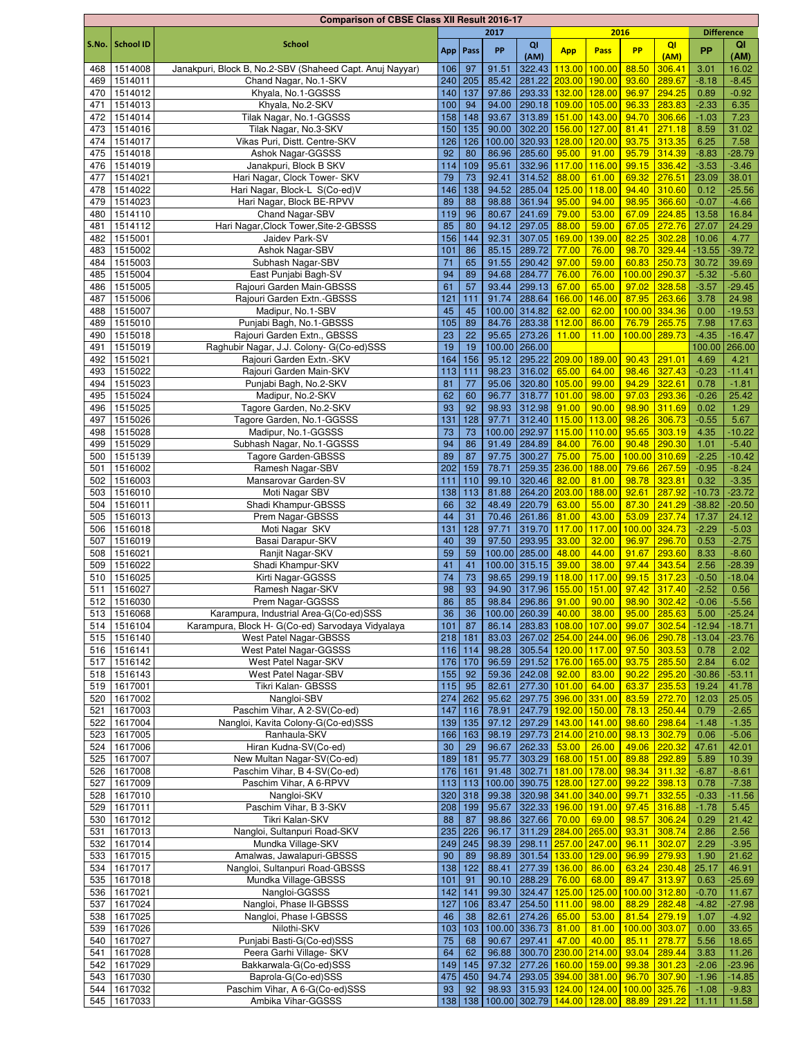| S.No. | School ID | School | 2017 | | | | 2016 | | | | Difference | |
|---|---|---|---|---|---|---|---|---|---|---|---|---|
| | | | App | Pass | PP | QI (AM) | App | Pass | PP | QI (AM) | PP | QI (AM) |
| 468 | 1514008 | Janakpuri, Block B, No.2-SBV (Shaheed Capt. Anuj Nayyar) | 106 | 97 | 91.51 | 322.43 | 113.00 | 100.00 | 88.50 | 306.41 | 3.01 | 16.02 |
| 469 | 1514011 | Chand Nagar, No.1-SKV | 240 | 205 | 85.42 | 281.22 | 203.00 | 190.00 | 93.60 | 289.67 | -8.18 | -8.45 |
| 470 | 1514012 | Khyala, No.1-GGSSS | 140 | 137 | 97.86 | 293.33 | 132.00 | 128.00 | 96.97 | 294.25 | 0.89 | -0.92 |
| 471 | 1514013 | Khyala, No.2-SKV | 100 | 94 | 94.00 | 290.18 | 109.00 | 105.00 | 96.33 | 283.83 | -2.33 | 6.35 |
| 472 | 1514014 | Tilak Nagar, No.1-GGSSS | 158 | 148 | 93.67 | 313.89 | 151.00 | 143.00 | 94.70 | 306.66 | -1.03 | 7.23 |
| 473 | 1514016 | Tilak Nagar, No.3-SKV | 150 | 135 | 90.00 | 302.20 | 156.00 | 127.00 | 81.41 | 271.18 | 8.59 | 31.02 |
| 474 | 1514017 | Vikas Puri, Distt. Centre-SKV | 126 | 126 | 100.00 | 320.93 | 128.00 | 120.00 | 93.75 | 313.35 | 6.25 | 7.58 |
| 475 | 1514018 | Ashok Nagar-GGSSS | 92 | 80 | 86.96 | 285.60 | 95.00 | 91.00 | 95.79 | 314.39 | -8.83 | -28.79 |
| 476 | 1514019 | Janakpuri, Block B SKV | 114 | 109 | 95.61 | 332.96 | 117.00 | 116.00 | 99.15 | 336.42 | -3.53 | -3.46 |
| 477 | 1514021 | Hari Nagar, Clock Tower- SKV | 79 | 73 | 92.41 | 314.52 | 88.00 | 61.00 | 69.32 | 276.51 | 23.09 | 38.01 |
| 478 | 1514022 | Hari Nagar, Block-L S(Co-ed)V | 146 | 138 | 94.52 | 285.04 | 125.00 | 118.00 | 94.40 | 310.60 | 0.12 | -25.56 |
| 479 | 1514023 | Hari Nagar, Block BE-RPVV | 89 | 88 | 98.88 | 361.94 | 95.00 | 94.00 | 98.95 | 366.60 | -0.07 | -4.66 |
| 480 | 1514110 | Chand Nagar-SBV | 119 | 96 | 80.67 | 241.69 | 79.00 | 53.00 | 67.09 | 224.85 | 13.58 | 16.84 |
| 481 | 1514112 | Hari Nagar,Clock Tower,Site-2-GBSSS | 85 | 80 | 94.12 | 297.05 | 88.00 | 59.00 | 67.05 | 272.76 | 27.07 | 24.29 |
| 482 | 1515001 | Jaidev Park-SV | 156 | 144 | 92.31 | 307.05 | 169.00 | 139.00 | 82.25 | 302.28 | 10.06 | 4.77 |
| 483 | 1515002 | Ashok Nagar-SBV | 101 | 86 | 85.15 | 289.72 | 77.00 | 76.00 | 98.70 | 329.44 | -13.55 | -39.72 |
| 484 | 1515003 | Subhash Nagar-SBV | 71 | 65 | 91.55 | 290.42 | 97.00 | 59.00 | 60.83 | 250.73 | 30.72 | 39.69 |
| 485 | 1515004 | East Punjabi Bagh-SV | 94 | 89 | 94.68 | 284.77 | 76.00 | 76.00 | 100.00 | 290.37 | -5.32 | -5.60 |
| 486 | 1515005 | Rajouri Garden Main-GBSSS | 61 | 57 | 93.44 | 299.13 | 67.00 | 65.00 | 97.02 | 328.58 | -3.57 | -29.45 |
| 487 | 1515006 | Rajouri Garden Extn.-GBSSS | 121 | 111 | 91.74 | 288.64 | 166.00 | 146.00 | 87.95 | 263.66 | 3.78 | 24.98 |
| 488 | 1515007 | Madipur, No.1-SBV | 45 | 45 | 100.00 | 314.82 | 62.00 | 62.00 | 100.00 | 334.36 | 0.00 | -19.53 |
| 489 | 1515010 | Punjabi Bagh, No.1-GBSSS | 105 | 89 | 84.76 | 283.38 | 112.00 | 86.00 | 76.79 | 265.75 | 7.98 | 17.63 |
| 490 | 1515018 | Rajouri Garden Extn., GBSSS | 23 | 22 | 95.65 | 273.26 | 11.00 | 11.00 | 100.00 | 289.73 | -4.35 | -16.47 |
| 491 | 1515019 | Raghubir Nagar, J.J. Colony- G(Co-ed)SSS | 19 | 19 | 100.00 | 266.00 | | | | | 100.00 | 266.00 |
| 492 | 1515021 | Rajouri Garden Extn.-SKV | 164 | 156 | 95.12 | 295.22 | 209.00 | 189.00 | 90.43 | 291.01 | 4.69 | 4.21 |
| 493 | 1515022 | Rajouri Garden Main-SKV | 113 | 111 | 98.23 | 316.02 | 65.00 | 64.00 | 98.46 | 327.43 | -0.23 | -11.41 |
| 494 | 1515023 | Punjabi Bagh, No.2-SKV | 81 | 77 | 95.06 | 320.80 | 105.00 | 99.00 | 94.29 | 322.61 | 0.78 | -1.81 |
| 495 | 1515024 | Madipur, No.2-SKV | 62 | 60 | 96.77 | 318.77 | 101.00 | 98.00 | 97.03 | 293.36 | -0.26 | 25.42 |
| 496 | 1515025 | Tagore Garden, No.2-SKV | 93 | 92 | 98.93 | 312.98 | 91.00 | 90.00 | 98.90 | 311.69 | 0.02 | 1.29 |
| 497 | 1515026 | Tagore Garden, No.1-GGSSS | 131 | 128 | 97.71 | 312.40 | 115.00 | 113.00 | 98.26 | 306.73 | -0.55 | 5.67 |
| 498 | 1515028 | Madipur, No.1-GGSSS | 73 | 73 | 100.00 | 292.97 | 115.00 | 110.00 | 95.65 | 303.19 | 4.35 | -10.22 |
| 499 | 1515029 | Subhash Nagar, No.1-GGSSS | 94 | 86 | 91.49 | 284.89 | 84.00 | 76.00 | 90.48 | 290.30 | 1.01 | -5.40 |
| 500 | 1515139 | Tagore Garden-GBSSS | 89 | 87 | 97.75 | 300.27 | 75.00 | 75.00 | 100.00 | 310.69 | -2.25 | -10.42 |
| 501 | 1516002 | Ramesh Nagar-SBV | 202 | 159 | 78.71 | 259.35 | 236.00 | 188.00 | 79.66 | 267.59 | -0.95 | -8.24 |
| 502 | 1516003 | Mansarovar Garden-SV | 111 | 110 | 99.10 | 320.46 | 82.00 | 81.00 | 98.78 | 323.81 | 0.32 | -3.35 |
| 503 | 1516010 | Moti Nagar SBV | 138 | 113 | 81.88 | 264.20 | 203.00 | 188.00 | 92.61 | 287.92 | -10.73 | -23.72 |
| 504 | 1516011 | Shadi Khampur-GBSSS | 66 | 32 | 48.49 | 220.79 | 63.00 | 55.00 | 87.30 | 241.29 | -38.82 | -20.50 |
| 505 | 1516013 | Prem Nagar-GBSSS | 44 | 31 | 70.46 | 261.86 | 81.00 | 43.00 | 53.09 | 237.74 | 17.37 | 24.12 |
| 506 | 1516018 | Moti Nagar SKV | 131 | 128 | 97.71 | 319.70 | 117.00 | 117.00 | 100.00 | 324.73 | -2.29 | -5.03 |
| 507 | 1516019 | Basai Darapur-SKV | 40 | 39 | 97.50 | 293.95 | 33.00 | 32.00 | 96.97 | 296.70 | 0.53 | -2.75 |
| 508 | 1516021 | Ranjit Nagar-SKV | 59 | 59 | 100.00 | 285.00 | 48.00 | 44.00 | 91.67 | 293.60 | 8.33 | -8.60 |
| 509 | 1516022 | Shadi Khampur-SKV | 41 | 41 | 100.00 | 315.15 | 39.00 | 38.00 | 97.44 | 343.54 | 2.56 | -28.39 |
| 510 | 1516025 | Kirti Nagar-GGSSS | 74 | 73 | 98.65 | 299.19 | 118.00 | 117.00 | 99.15 | 317.23 | -0.50 | -18.04 |
| 511 | 1516027 | Ramesh Nagar-SKV | 98 | 93 | 94.90 | 317.96 | 155.00 | 151.00 | 97.42 | 317.40 | -2.52 | 0.56 |
| 512 | 1516030 | Prem Nagar-GGSSS | 86 | 85 | 98.84 | 296.86 | 91.00 | 90.00 | 98.90 | 302.42 | -0.06 | -5.56 |
| 513 | 1516068 | Karampura, Industrial Area-G(Co-ed)SSS | 36 | 36 | 100.00 | 260.39 | 40.00 | 38.00 | 95.00 | 285.63 | 5.00 | -25.24 |
| 514 | 1516104 | Karampura, Block H- G(Co-ed) Sarvodaya Vidyalaya | 101 | 87 | 86.14 | 283.83 | 108.00 | 107.00 | 99.07 | 302.54 | -12.94 | -18.71 |
| 515 | 1516140 | West Patel Nagar-GBSSS | 218 | 181 | 83.03 | 267.02 | 254.00 | 244.00 | 96.06 | 290.78 | -13.04 | -23.76 |
| 516 | 1516141 | West Patel Nagar-GGSSS | 116 | 114 | 98.28 | 305.54 | 120.00 | 117.00 | 97.50 | 303.53 | 0.78 | 2.02 |
| 517 | 1516142 | West Patel Nagar-SKV | 176 | 170 | 96.59 | 291.52 | 176.00 | 165.00 | 93.75 | 285.50 | 2.84 | 6.02 |
| 518 | 1516143 | West Patel Nagar-SBV | 155 | 92 | 59.36 | 242.08 | 92.00 | 83.00 | 90.22 | 295.20 | -30.86 | -53.11 |
| 519 | 1617001 | Tikri Kalan- GBSSS | 115 | 95 | 82.61 | 277.30 | 101.00 | 64.00 | 63.37 | 235.53 | 19.24 | 41.78 |
| 520 | 1617002 | Nangloi-SBV | 274 | 262 | 95.62 | 297.75 | 396.00 | 331.00 | 83.59 | 272.70 | 12.03 | 25.05 |
| 521 | 1617003 | Paschim Vihar, A 2-SV(Co-ed) | 147 | 116 | 78.91 | 247.79 | 192.00 | 150.00 | 78.13 | 250.44 | 0.79 | -2.65 |
| 522 | 1617004 | Nangloi, Kavita Colony-G(Co-ed)SSS | 139 | 135 | 97.12 | 297.29 | 143.00 | 141.00 | 98.60 | 298.64 | -1.48 | -1.35 |
| 523 | 1617005 | Ranhaula-SKV | 166 | 163 | 98.19 | 297.73 | 214.00 | 210.00 | 98.13 | 302.79 | 0.06 | -5.06 |
| 524 | 1617006 | Hiran Kudna-SV(Co-ed) | 30 | 29 | 96.67 | 262.33 | 53.00 | 26.00 | 49.06 | 220.32 | 47.61 | 42.01 |
| 525 | 1617007 | New Multan Nagar-SV(Co-ed) | 189 | 181 | 95.77 | 303.29 | 168.00 | 151.00 | 89.88 | 292.89 | 5.89 | 10.39 |
| 526 | 1617008 | Paschim Vihar, B 4-SV(Co-ed) | 176 | 161 | 91.48 | 302.71 | 181.00 | 178.00 | 98.34 | 311.32 | -6.87 | -8.61 |
| 527 | 1617009 | Paschim Vihar, A 6-RPVV | 113 | 113 | 100.00 | 390.75 | 128.00 | 127.00 | 99.22 | 398.13 | 0.78 | -7.38 |
| 528 | 1617010 | Nangloi-SKV | 320 | 318 | 99.38 | 320.98 | 341.00 | 340.00 | 99.71 | 332.55 | -0.33 | -11.56 |
| 529 | 1617011 | Paschim Vihar, B 3-SKV | 208 | 199 | 95.67 | 322.33 | 196.00 | 191.00 | 97.45 | 316.88 | -1.78 | 5.45 |
| 530 | 1617012 | Tikri Kalan-SKV | 88 | 87 | 98.86 | 327.66 | 70.00 | 69.00 | 98.57 | 306.24 | 0.29 | 21.42 |
| 531 | 1617013 | Nangloi, Sultanpuri Road-SKV | 235 | 226 | 96.17 | 311.29 | 284.00 | 265.00 | 93.31 | 308.74 | 2.86 | 2.56 |
| 532 | 1617014 | Mundka Village-SKV | 249 | 245 | 98.39 | 298.11 | 257.00 | 247.00 | 96.11 | 302.07 | 2.29 | -3.95 |
| 533 | 1617015 | Amalwas, Jawalapuri-GBSSS | 90 | 89 | 98.89 | 301.54 | 133.00 | 129.00 | 96.99 | 279.93 | 1.90 | 21.62 |
| 534 | 1617017 | Nangloi, Sultanpuri Road-GBSSS | 138 | 122 | 88.41 | 277.39 | 136.00 | 86.00 | 63.24 | 230.48 | 25.17 | 46.91 |
| 535 | 1617018 | Mundka Village-GBSSS | 101 | 91 | 90.10 | 288.29 | 76.00 | 68.00 | 89.47 | 313.97 | 0.63 | -25.69 |
| 536 | 1617021 | Nangloi-GGSSS | 142 | 141 | 99.30 | 324.47 | 125.00 | 125.00 | 100.00 | 312.80 | -0.70 | 11.67 |
| 537 | 1617024 | Nangloi, Phase II-GBSSS | 127 | 106 | 83.47 | 254.50 | 111.00 | 98.00 | 88.29 | 282.48 | -4.82 | -27.98 |
| 538 | 1617025 | Nangloi, Phase I-GBSSS | 46 | 38 | 82.61 | 274.26 | 65.00 | 53.00 | 81.54 | 279.19 | 1.07 | -4.92 |
| 539 | 1617026 | Nilothi-SKV | 103 | 103 | 100.00 | 336.73 | 81.00 | 81.00 | 100.00 | 303.07 | 0.00 | 33.65 |
| 540 | 1617027 | Punjabi Basti-G(Co-ed)SSS | 75 | 68 | 90.67 | 297.41 | 47.00 | 40.00 | 85.11 | 278.77 | 5.56 | 18.65 |
| 541 | 1617028 | Peera Garhi Village- SKV | 64 | 62 | 96.88 | 300.70 | 230.00 | 214.00 | 93.04 | 289.44 | 3.83 | 11.26 |
| 542 | 1617029 | Bakkarwala-G(Co-ed)SSS | 149 | 145 | 97.32 | 277.26 | 160.00 | 159.00 | 99.38 | 301.23 | -2.06 | -23.96 |
| 543 | 1617030 | Baprola-G(Co-ed)SSS | 475 | 450 | 94.74 | 293.05 | 394.00 | 381.00 | 96.70 | 307.90 | -1.96 | -14.85 |
| 544 | 1617032 | Paschim Vihar, A 6-G(Co-ed)SSS | 93 | 92 | 98.93 | 315.93 | 124.00 | 124.00 | 100.00 | 325.76 | -1.08 | -9.83 |
| 545 | 1617033 | Ambika Vihar-GGSSS | 138 | 138 | 100.00 | 302.79 | 144.00 | 128.00 | 88.89 | 291.22 | 11.11 | 11.58 |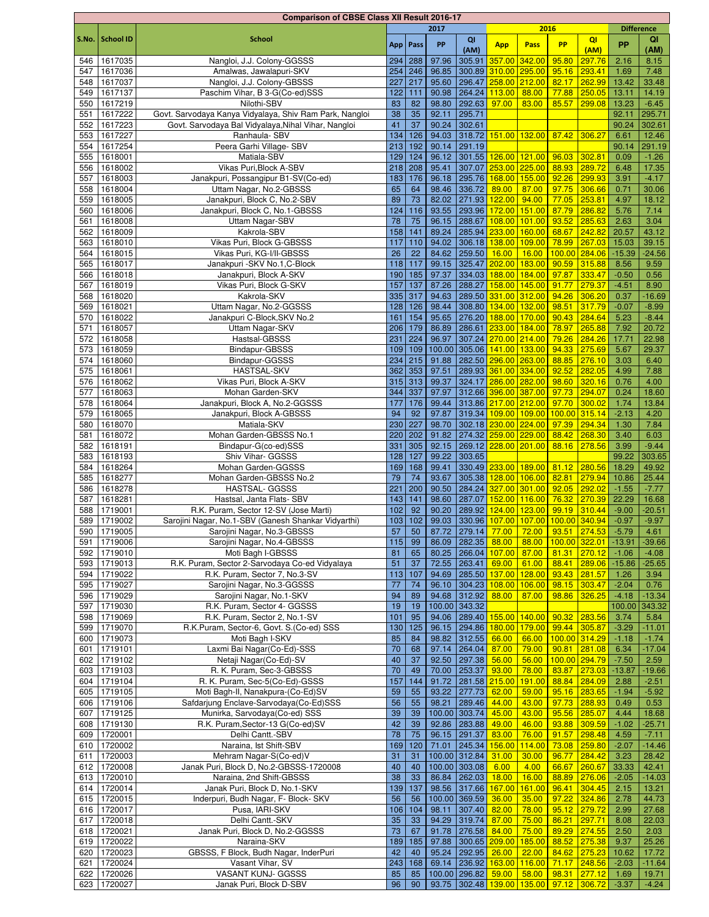**Comparison of CBSE Class XII Result 2016-17**

| S.No. | School ID | School | 2017 | | | | 2016 | | | | Difference | |
|---|---|---|---|---|---|---|---|---|---|---|---|---|
| | | | App | Pass | PP | QI (AM) | App | Pass | PP | QI (AM) | PP | QI (AM) |
| 546 | 1617035 | Nangloi, J.J. Colony-GGSSS | 294 | 288 | 97.96 | 305.91 | 357.00 | 342.00 | 95.80 | 297.76 | 2.16 | 8.15 |
| 547 | 1617036 | Amalwas, Jawalapuri-SKV | 254 | 246 | 96.85 | 300.89 | 310.00 | 295.00 | 95.16 | 293.41 | 1.69 | 7.48 |
| 548 | 1617037 | Nangloi, J.J. Colony-GBSSS | 227 | 217 | 95.60 | 296.47 | 258.00 | 212.00 | 82.17 | 262.99 | 13.42 | 33.48 |
| 549 | 1617137 | Paschim Vihar, B 3-G(Co-ed)SSS | 122 | 111 | 90.98 | 264.24 | 113.00 | 88.00 | 77.88 | 250.05 | 13.11 | 14.19 |
| 550 | 1617219 | Nilothi-SBV | 83 | 82 | 98.80 | 292.63 | 97.00 | 83.00 | 85.57 | 299.08 | 13.23 | -6.45 |
| 551 | 1617222 | Govt. Sarvodaya Kanya Vidyalaya, Shiv Ram Park, Nangloi | 38 | 35 | 92.11 | 295.71 | | | | | 92.11 | 295.71 |
| 552 | 1617223 | Govt. Sarvodaya Bal Vidyalaya,Nihal Vihar, Nangloi | 41 | 37 | 90.24 | 302.61 | | | | | 90.24 | 302.61 |
| 553 | 1617227 | Ranhaula- SBV | 134 | 126 | 94.03 | 318.72 | 151.00 | 132.00 | 87.42 | 306.27 | 6.61 | 12.46 |
| 554 | 1617254 | Peera Garhi Village- SBV | 213 | 192 | 90.14 | 291.19 | | | | | 90.14 | 291.19 |
| 555 | 1618001 | Matiala-SBV | 129 | 124 | 96.12 | 301.55 | 126.00 | 121.00 | 96.03 | 302.81 | 0.09 | -1.26 |
| 556 | 1618002 | Vikas Puri,Block A-SBV | 218 | 208 | 95.41 | 307.07 | 253.00 | 225.00 | 88.93 | 289.72 | 6.48 | 17.35 |
| 557 | 1618003 | Janakpuri, Possangipur B1-SV(Co-ed) | 183 | 176 | 96.18 | 295.76 | 168.00 | 155.00 | 92.26 | 299.93 | 3.91 | -4.17 |
| 558 | 1618004 | Uttam Nagar, No.2-GBSSS | 65 | 64 | 98.46 | 336.72 | 89.00 | 87.00 | 97.75 | 306.66 | 0.71 | 30.06 |
| 559 | 1618005 | Janakpuri, Block C, No.2-SBV | 89 | 73 | 82.02 | 271.93 | 122.00 | 94.00 | 77.05 | 253.81 | 4.97 | 18.12 |
| 560 | 1618006 | Janakpuri, Block C, No.1-GBSSS | 124 | 116 | 93.55 | 293.96 | 172.00 | 151.00 | 87.79 | 286.82 | 5.76 | 7.14 |
| 561 | 1618008 | Uttam Nagar-SBV | 78 | 75 | 96.15 | 288.67 | 108.00 | 101.00 | 93.52 | 285.63 | 2.63 | 3.04 |
| 562 | 1618009 | Kakrola-SBV | 158 | 141 | 89.24 | 285.94 | 233.00 | 160.00 | 68.67 | 242.82 | 20.57 | 43.12 |
| 563 | 1618010 | Vikas Puri, Block G-GBSSS | 117 | 110 | 94.02 | 306.18 | 138.00 | 109.00 | 78.99 | 267.03 | 15.03 | 39.15 |
| 564 | 1618015 | Vikas Puri, KG-I/II-GBSSS | 26 | 22 | 84.62 | 259.50 | 16.00 | 16.00 | 100.00 | 284.06 | -15.39 | -24.56 |
| 565 | 1618017 | Janakpuri -SKV No.1,C-Block | 118 | 117 | 99.15 | 325.47 | 202.00 | 183.00 | 90.59 | 315.88 | 8.56 | 9.59 |
| 566 | 1618018 | Janakpuri, Block A-SKV | 190 | 185 | 97.37 | 334.03 | 188.00 | 184.00 | 97.87 | 333.47 | -0.50 | 0.56 |
| 567 | 1618019 | Vikas Puri, Block G-SKV | 157 | 137 | 87.26 | 288.27 | 158.00 | 145.00 | 91.77 | 279.37 | -4.51 | 8.90 |
| 568 | 1618020 | Kakrola-SKV | 335 | 317 | 94.63 | 289.50 | 331.00 | 312.00 | 94.26 | 306.20 | 0.37 | -16.69 |
| 569 | 1618021 | Uttam Nagar, No.2-GGSSS | 128 | 126 | 98.44 | 308.80 | 134.00 | 132.00 | 98.51 | 317.79 | -0.07 | -8.99 |
| 570 | 1618022 | Janakpuri C-Block,SKV No.2 | 161 | 154 | 95.65 | 276.20 | 188.00 | 170.00 | 90.43 | 284.64 | 5.23 | -8.44 |
| 571 | 1618057 | Uttam Nagar-SKV | 206 | 179 | 86.89 | 286.61 | 233.00 | 184.00 | 78.97 | 265.88 | 7.92 | 20.72 |
| 572 | 1618058 | Hastsal-GBSSS | 231 | 224 | 96.97 | 307.24 | 270.00 | 214.00 | 79.26 | 284.26 | 17.71 | 22.98 |
| 573 | 1618059 | Bindapur-GBSSS | 109 | 109 | 100.00 | 305.06 | 141.00 | 133.00 | 94.33 | 275.69 | 5.67 | 29.37 |
| 574 | 1618060 | Bindapur-GGSSS | 234 | 215 | 91.88 | 282.50 | 296.00 | 263.00 | 88.85 | 276.10 | 3.03 | 6.40 |
| 575 | 1618061 | HASTSAL-SKV | 362 | 353 | 97.51 | 289.93 | 361.00 | 334.00 | 92.52 | 282.05 | 4.99 | 7.88 |
| 576 | 1618062 | Vikas Puri, Block A-SKV | 315 | 313 | 99.37 | 324.17 | 286.00 | 282.00 | 98.60 | 320.16 | 0.76 | 4.00 |
| 577 | 1618063 | Mohan Garden-SKV | 344 | 337 | 97.97 | 312.66 | 396.00 | 387.00 | 97.73 | 294.07 | 0.24 | 18.60 |
| 578 | 1618064 | Janakpuri, Block A, No.2-GGSSS | 177 | 176 | 99.44 | 313.86 | 217.00 | 212.00 | 97.70 | 300.02 | 1.74 | 13.84 |
| 579 | 1618065 | Janakpuri, Block A-GBSSS | 94 | 92 | 97.87 | 319.34 | 109.00 | 109.00 | 100.00 | 315.14 | -2.13 | 4.20 |
| 580 | 1618070 | Matiala-SKV | 230 | 227 | 98.70 | 302.18 | 230.00 | 224.00 | 97.39 | 294.34 | 1.30 | 7.84 |
| 581 | 1618072 | Mohan Garden-GBSSS No.1 | 220 | 202 | 91.82 | 274.32 | 259.00 | 229.00 | 88.42 | 268.30 | 3.40 | 6.03 |
| 582 | 1618191 | Bindapur-G(co-ed)SSS | 331 | 305 | 92.15 | 269.12 | 228.00 | 201.00 | 88.16 | 278.56 | 3.99 | -9.44 |
| 583 | 1618193 | Shiv Vihar- GGSSS | 128 | 127 | 99.22 | 303.65 | | | | | 99.22 | 303.65 |
| 584 | 1618264 | Mohan Garden-GGSSS | 169 | 168 | 99.41 | 330.49 | 233.00 | 189.00 | 81.12 | 280.56 | 18.29 | 49.92 |
| 585 | 1618277 | Mohan Garden-GBSSS No.2 | 79 | 74 | 93.67 | 305.38 | 128.00 | 106.00 | 82.81 | 279.94 | 10.86 | 25.44 |
| 586 | 1618278 | HASTSAL- GGSSS | 221 | 200 | 90.50 | 284.24 | 327.00 | 301.00 | 92.05 | 292.02 | -1.55 | -7.77 |
| 587 | 1618281 | Hastsal, Janta Flats- SBV | 143 | 141 | 98.60 | 287.07 | 152.00 | 116.00 | 76.32 | 270.39 | 22.29 | 16.68 |
| 588 | 1719001 | R.K. Puram, Sector 12-SV (Jose Marti) | 102 | 92 | 90.20 | 289.92 | 124.00 | 123.00 | 99.19 | 310.44 | -9.00 | -20.51 |
| 589 | 1719002 | Sarojini Nagar, No.1-SBV (Ganesh Shankar Vidyarthi) | 103 | 102 | 99.03 | 330.96 | 107.00 | 107.00 | 100.00 | 340.94 | -0.97 | -9.97 |
| 590 | 1719005 | Sarojini Nagar, No.3-GBSSS | 57 | 50 | 87.72 | 279.14 | 77.00 | 72.00 | 93.51 | 274.53 | -5.79 | 4.61 |
| 591 | 1719006 | Sarojini Nagar, No.4-GBSSS | 115 | 99 | 86.09 | 282.35 | 88.00 | 88.00 | 100.00 | 322.01 | -13.91 | -39.66 |
| 592 | 1719010 | Moti Bagh I-GBSSS | 81 | 65 | 80.25 | 266.04 | 107.00 | 87.00 | 81.31 | 270.12 | -1.06 | -4.08 |
| 593 | 1719013 | R.K. Puram, Sector 2-Sarvodaya Co-ed Vidyalaya | 51 | 37 | 72.55 | 263.41 | 69.00 | 61.00 | 88.41 | 289.06 | -15.86 | -25.65 |
| 594 | 1719022 | R.K. Puram, Sector 7, No.3-SV | 113 | 107 | 94.69 | 285.50 | 137.00 | 128.00 | 93.43 | 281.57 | 1.26 | 3.94 |
| 595 | 1719027 | Sarojini Nagar, No.3-GGSSS | 77 | 74 | 96.10 | 304.23 | 108.00 | 106.00 | 98.15 | 303.47 | -2.04 | 0.76 |
| 596 | 1719029 | Sarojini Nagar, No.1-SKV | 94 | 89 | 94.68 | 312.92 | 88.00 | 87.00 | 98.86 | 326.25 | -4.18 | -13.34 |
| 597 | 1719030 | R.K. Puram, Sector 4- GGSSS | 19 | 19 | 100.00 | 343.32 | | | | | 100.00 | 343.32 |
| 598 | 1719069 | R.K. Puram, Sector 2, No.1-SV | 101 | 95 | 94.06 | 289.40 | 155.00 | 140.00 | 90.32 | 283.56 | 3.74 | 5.84 |
| 599 | 1719070 | R.K.Puram, Sector-6, Govt. S.(Co-ed) SSS | 130 | 125 | 96.15 | 294.86 | 180.00 | 179.00 | 99.44 | 305.87 | -3.29 | -11.01 |
| 600 | 1719073 | Moti Bagh I-SKV | 85 | 84 | 98.82 | 312.55 | 66.00 | 66.00 | 100.00 | 314.29 | -1.18 | -1.74 |
| 601 | 1719101 | Laxmi Bai Nagar(Co-Ed)-SSS | 70 | 68 | 97.14 | 264.04 | 87.00 | 79.00 | 90.81 | 281.08 | 6.34 | -17.04 |
| 602 | 1719102 | Netaji Nagar(Co-Ed)-SV | 40 | 37 | 92.50 | 297.38 | 56.00 | 56.00 | 100.00 | 294.79 | -7.50 | 2.59 |
| 603 | 1719103 | R. K. Puram, Sec-3-GBSSS | 70 | 49 | 70.00 | 253.37 | 93.00 | 78.00 | 83.87 | 273.03 | -13.87 | -19.66 |
| 604 | 1719104 | R. K. Puram, Sec-5(Co-Ed)-GSSS | 157 | 144 | 91.72 | 281.58 | 215.00 | 191.00 | 88.84 | 284.09 | 2.88 | -2.51 |
| 605 | 1719105 | Moti Bagh-II, Nanakpura-(Co-Ed)SV | 59 | 55 | 93.22 | 277.73 | 62.00 | 59.00 | 95.16 | 283.65 | -1.94 | -5.92 |
| 606 | 1719106 | Safdarjung Enclave-Sarvodaya(Co-Ed)SSS | 56 | 55 | 98.21 | 289.46 | 44.00 | 43.00 | 97.73 | 288.93 | 0.49 | 0.53 |
| 607 | 1719125 | Munirka, Sarvodaya(Co-ed) SSS | 39 | 39 | 100.00 | 303.74 | 45.00 | 43.00 | 95.56 | 285.07 | 4.44 | 18.68 |
| 608 | 1719130 | R.K. Puram,Sector-13 G(Co-ed)SV | 42 | 39 | 92.86 | 283.88 | 49.00 | 46.00 | 93.88 | 309.59 | -1.02 | -25.71 |
| 609 | 1720001 | Delhi Cantt.-SBV | 78 | 75 | 96.15 | 291.37 | 83.00 | 76.00 | 91.57 | 298.48 | 4.59 | -7.11 |
| 610 | 1720002 | Naraina, Ist Shift-SBV | 169 | 120 | 71.01 | 245.34 | 156.00 | 114.00 | 73.08 | 259.80 | -2.07 | -14.46 |
| 611 | 1720003 | Mehram Nagar-S(Co-ed)V | 31 | 31 | 100.00 | 312.84 | 31.00 | 30.00 | 96.77 | 284.42 | 3.23 | 28.42 |
| 612 | 1720008 | Janak Puri, Block D, No.2-GBSSS-1720008 | 40 | 40 | 100.00 | 303.08 | 6.00 | 4.00 | 66.67 | 260.67 | 33.33 | 42.41 |
| 613 | 1720010 | Naraina, 2nd Shift-GBSSS | 38 | 33 | 86.84 | 262.03 | 18.00 | 16.00 | 88.89 | 276.06 | -2.05 | -14.03 |
| 614 | 1720014 | Janak Puri, Block D, No.1-SKV | 139 | 137 | 98.56 | 317.66 | 167.00 | 161.00 | 96.41 | 304.45 | 2.15 | 13.21 |
| 615 | 1720015 | Inderpuri, Budh Nagar, F- Block- SKV | 56 | 56 | 100.00 | 369.59 | 36.00 | 35.00 | 97.22 | 324.86 | 2.78 | 44.73 |
| 616 | 1720017 | Pusa, IARI-SKV | 106 | 104 | 98.11 | 307.40 | 82.00 | 78.00 | 95.12 | 279.72 | 2.99 | 27.68 |
| 617 | 1720018 | Delhi Cantt.-SKV | 35 | 33 | 94.29 | 319.74 | 87.00 | 75.00 | 86.21 | 297.71 | 8.08 | 22.03 |
| 618 | 1720021 | Janak Puri, Block D, No.2-GGSSS | 73 | 67 | 91.78 | 276.58 | 84.00 | 75.00 | 89.29 | 274.55 | 2.50 | 2.03 |
| 619 | 1720022 | Naraina-SKV | 189 | 185 | 97.88 | 300.65 | 209.00 | 185.00 | 88.52 | 275.38 | 9.37 | 25.26 |
| 620 | 1720023 | GBSSS, F Block, Budh Nagar, InderPuri | 42 | 40 | 95.24 | 292.95 | 26.00 | 22.00 | 84.62 | 275.23 | 10.62 | 17.72 |
| 621 | 1720024 | Vasant Vihar, SV | 243 | 168 | 69.14 | 236.92 | 163.00 | 116.00 | 71.17 | 248.56 | -2.03 | -11.64 |
| 622 | 1720026 | VASANT KUNJ- GGSSS | 85 | 85 | 100.00 | 296.82 | 59.00 | 58.00 | 98.31 | 277.12 | 1.69 | 19.71 |
| 623 | 1720027 | Janak Puri, Block D-SBV | 96 | 90 | 93.75 | 302.48 | 139.00 | 135.00 | 97.12 | 306.72 | -3.37 | -4.24 |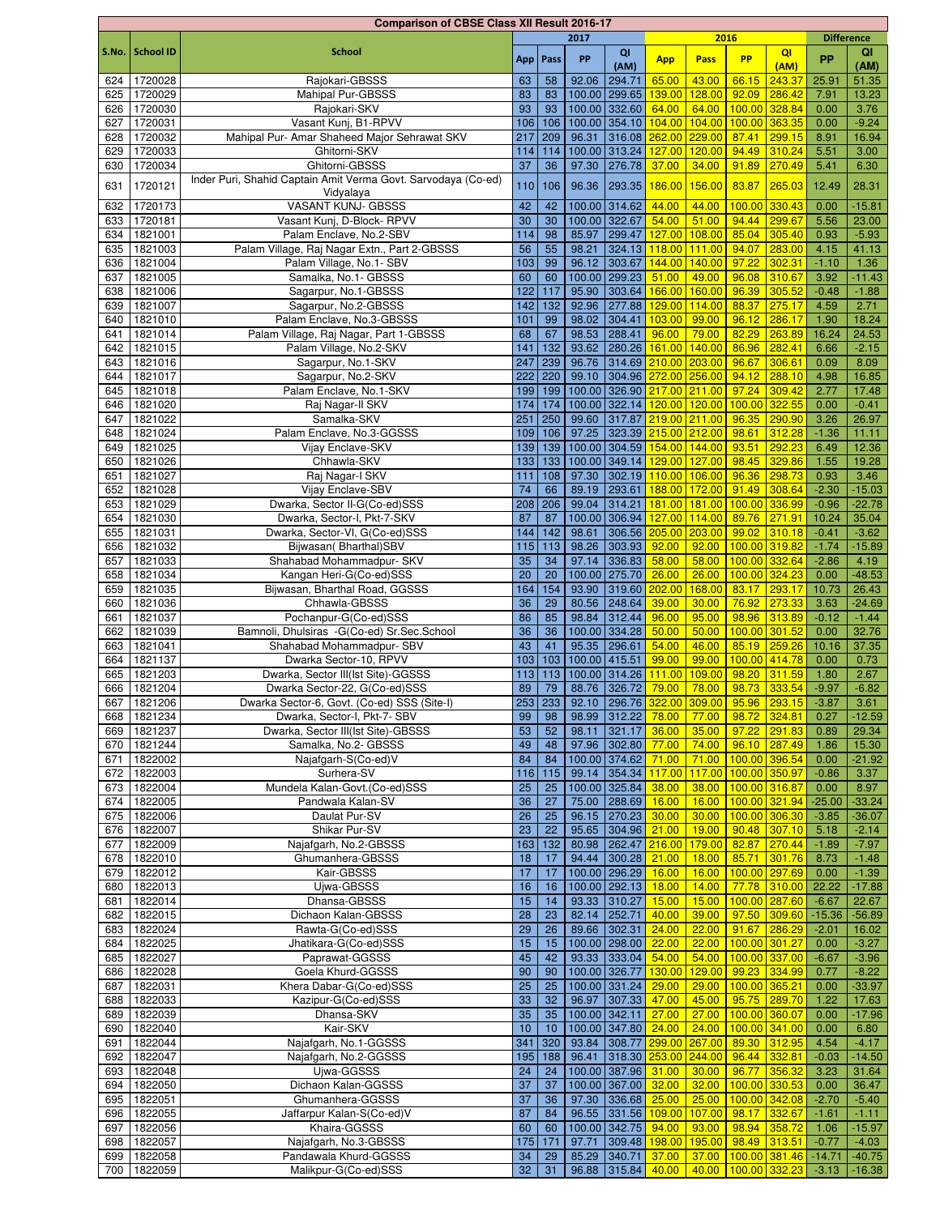| Comparison of CBSE Class XII Result 2016-17 | | | | | | | | | | | | | |
|---|---|---|---|---|---|---|---|---|---|---|---|---|---|
| S.No. | School ID | School | 2017 | | | | 2016 | | | | Difference | |
| | | | App | Pass | PP | QI (AM) | App | Pass | PP | QI (AM) | PP | QI (AM) |
| 624 | 1720028 | Rajokari-GBSSS | 63 | 58 | 92.06 | 294.71 | 65.00 | 43.00 | 66.15 | 243.37 | 25.91 | 51.35 |
| 625 | 1720029 | Mahipal Pur-GBSSS | 83 | 83 | 100.00 | 299.65 | 139.00 | 128.00 | 92.09 | 286.42 | 7.91 | 13.23 |
| 626 | 1720030 | Rajokari-SKV | 93 | 93 | 100.00 | 332.60 | 64.00 | 64.00 | 100.00 | 328.84 | 0.00 | 3.76 |
| 627 | 1720031 | Vasant Kunj, B1-RPVV | 106 | 106 | 100.00 | 354.10 | 104.00 | 104.00 | 100.00 | 363.35 | 0.00 | -9.24 |
| 628 | 1720032 | Mahipal Pur- Amar Shaheed Major Sehrawat SKV | 217 | 209 | 96.31 | 316.08 | 262.00 | 229.00 | 87.41 | 299.15 | 8.91 | 16.94 |
| 629 | 1720033 | Ghitorni-SKV | 114 | 114 | 100.00 | 313.24 | 127.00 | 120.00 | 94.49 | 310.24 | 5.51 | 3.00 |
| 630 | 1720034 | Ghitorni-GBSSS | 37 | 36 | 97.30 | 276.78 | 37.00 | 34.00 | 91.89 | 270.49 | 5.41 | 6.30 |
| 631 | 1720121 | Inder Puri, Shahid Captain Amit Verma Govt. Sarvodaya (Co-ed) Vidyalaya | 110 | 106 | 96.36 | 293.35 | 186.00 | 156.00 | 83.87 | 265.03 | 12.49 | 28.31 |
| 632 | 1720173 | VASANT KUNJ- GBSSS | 42 | 42 | 100.00 | 314.62 | 44.00 | 44.00 | 100.00 | 330.43 | 0.00 | -15.81 |
| 633 | 1720181 | Vasant Kunj, D-Block- RPVV | 30 | 30 | 100.00 | 322.67 | 54.00 | 51.00 | 94.44 | 299.67 | 5.56 | 23.00 |
| 634 | 1821001 | Palam Enclave, No.2-SBV | 114 | 98 | 85.97 | 299.47 | 127.00 | 108.00 | 85.04 | 305.40 | 0.93 | -5.93 |
| 635 | 1821003 | Palam Village, Raj Nagar Extn., Part 2-GBSSS | 56 | 55 | 98.21 | 324.13 | 118.00 | 111.00 | 94.07 | 283.00 | 4.15 | 41.13 |
| 636 | 1821004 | Palam Village, No.1- SBV | 103 | 99 | 96.12 | 303.67 | 144.00 | 140.00 | 97.22 | 302.31 | -1.10 | 1.36 |
| 637 | 1821005 | Samalka, No.1- GBSSS | 60 | 60 | 100.00 | 299.23 | 51.00 | 49.00 | 96.08 | 310.67 | 3.92 | -11.43 |
| 638 | 1821006 | Sagarpur, No.1-GBSSS | 122 | 117 | 95.90 | 303.64 | 166.00 | 160.00 | 96.39 | 305.52 | -0.48 | -1.88 |
| 639 | 1821007 | Sagarpur, No.2-GBSSS | 142 | 132 | 92.96 | 277.88 | 129.00 | 114.00 | 88.37 | 275.17 | 4.59 | 2.71 |
| 640 | 1821010 | Palam Enclave, No.3-GBSSS | 101 | 99 | 98.02 | 304.41 | 103.00 | 99.00 | 96.12 | 286.17 | 1.90 | 18.24 |
| 641 | 1821014 | Palam Village, Raj Nagar, Part 1-GBSSS | 68 | 67 | 98.53 | 288.41 | 96.00 | 79.00 | 82.29 | 263.89 | 16.24 | 24.53 |
| 642 | 1821015 | Palam Village, No.2-SKV | 141 | 132 | 93.62 | 280.26 | 161.00 | 140.00 | 86.96 | 282.41 | 6.66 | -2.15 |
| 643 | 1821016 | Sagarpur, No.1-SKV | 247 | 239 | 96.76 | 314.69 | 210.00 | 203.00 | 96.67 | 306.61 | 0.09 | 8.09 |
| 644 | 1821017 | Sagarpur, No.2-SKV | 222 | 220 | 99.10 | 304.96 | 272.00 | 256.00 | 94.12 | 288.10 | 4.98 | 16.85 |
| 645 | 1821018 | Palam Enclave, No.1-SKV | 199 | 199 | 100.00 | 326.90 | 217.00 | 211.00 | 97.24 | 309.42 | 2.77 | 17.48 |
| 646 | 1821020 | Raj Nagar-II SKV | 174 | 174 | 100.00 | 322.14 | 120.00 | 120.00 | 100.00 | 322.55 | 0.00 | -0.41 |
| 647 | 1821022 | Samalka-SKV | 251 | 250 | 99.60 | 317.87 | 219.00 | 211.00 | 96.35 | 290.90 | 3.26 | 26.97 |
| 648 | 1821024 | Palam Enclave, No.3-GGSSS | 109 | 106 | 97.25 | 323.39 | 215.00 | 212.00 | 98.61 | 312.28 | -1.36 | 11.11 |
| 649 | 1821025 | Vijay Enclave-SKV | 139 | 139 | 100.00 | 304.59 | 154.00 | 144.00 | 93.51 | 292.23 | 6.49 | 12.36 |
| 650 | 1821026 | Chhawla-SKV | 133 | 133 | 100.00 | 349.14 | 129.00 | 127.00 | 98.45 | 329.86 | 1.55 | 19.28 |
| 651 | 1821027 | Raj Nagar-I SKV | 111 | 108 | 97.30 | 302.19 | 110.00 | 106.00 | 96.36 | 298.73 | 0.93 | 3.46 |
| 652 | 1821028 | Vijay Enclave-SBV | 74 | 66 | 89.19 | 293.61 | 188.00 | 172.00 | 91.49 | 308.64 | -2.30 | -15.03 |
| 653 | 1821029 | Dwarka, Sector II-G(Co-ed)SSS | 208 | 206 | 99.04 | 314.21 | 181.00 | 181.00 | 100.00 | 336.99 | -0.96 | -22.78 |
| 654 | 1821030 | Dwarka, Sector-I, Pkt-7-SKV | 87 | 87 | 100.00 | 306.94 | 127.00 | 114.00 | 89.76 | 271.91 | 10.24 | 35.04 |
| 655 | 1821031 | Dwarka, Sector-VI, G(Co-ed)SSS | 144 | 142 | 98.61 | 306.56 | 205.00 | 203.00 | 99.02 | 310.18 | -0.41 | -3.62 |
| 656 | 1821032 | Bijwasan( Bharthal)SBV | 115 | 113 | 98.26 | 303.93 | 92.00 | 92.00 | 100.00 | 319.82 | -1.74 | -15.89 |
| 657 | 1821033 | Shahabad Mohammadpur- SKV | 35 | 34 | 97.14 | 336.83 | 58.00 | 58.00 | 100.00 | 332.64 | -2.86 | 4.19 |
| 658 | 1821034 | Kangan Heri-G(Co-ed)SSS | 20 | 20 | 100.00 | 275.70 | 26.00 | 26.00 | 100.00 | 324.23 | 0.00 | -48.53 |
| 659 | 1821035 | Bijwasan, Bharthal Road, GGSSS | 164 | 154 | 93.90 | 319.60 | 202.00 | 168.00 | 83.17 | 293.17 | 10.73 | 26.43 |
| 660 | 1821036 | Chhawla-GBSSS | 36 | 29 | 80.56 | 248.64 | 39.00 | 30.00 | 76.92 | 273.33 | 3.63 | -24.69 |
| 661 | 1821037 | Pochanpur-G(Co-ed)SSS | 86 | 85 | 98.84 | 312.44 | 96.00 | 95.00 | 98.96 | 313.89 | -0.12 | -1.44 |
| 662 | 1821039 | Bamnoli, Dhulsiras -G(Co-ed) Sr.Sec.School | 36 | 36 | 100.00 | 334.28 | 50.00 | 50.00 | 100.00 | 301.52 | 0.00 | 32.76 |
| 663 | 1821041 | Shahabad Mohammadpur- SBV | 43 | 41 | 95.35 | 296.61 | 54.00 | 46.00 | 85.19 | 259.26 | 10.16 | 37.35 |
| 664 | 1821137 | Dwarka Sector-10, RPVV | 103 | 103 | 100.00 | 415.51 | 99.00 | 99.00 | 100.00 | 414.78 | 0.00 | 0.73 |
| 665 | 1821203 | Dwarka, Sector III(Ist Site)-GGSSS | 113 | 113 | 100.00 | 314.26 | 111.00 | 109.00 | 98.20 | 311.59 | 1.80 | 2.67 |
| 666 | 1821204 | Dwarka Sector-22, G(Co-ed)SSS | 89 | 79 | 88.76 | 326.72 | 79.00 | 78.00 | 98.73 | 333.54 | -9.97 | -6.82 |
| 667 | 1821206 | Dwarka Sector-6, Govt. (Co-ed) SSS (Site-I) | 253 | 233 | 92.10 | 296.76 | 322.00 | 309.00 | 95.96 | 293.15 | -3.87 | 3.61 |
| 668 | 1821234 | Dwarka, Sector-I, Pkt-7- SBV | 99 | 98 | 98.99 | 312.22 | 78.00 | 77.00 | 98.72 | 324.81 | 0.27 | -12.59 |
| 669 | 1821237 | Dwarka, Sector III(Ist Site)-GBSSS | 53 | 52 | 98.11 | 321.17 | 36.00 | 35.00 | 97.22 | 291.83 | 0.89 | 29.34 |
| 670 | 1821244 | Samalka, No.2- GBSSS | 49 | 48 | 97.96 | 302.80 | 77.00 | 74.00 | 96.10 | 287.49 | 1.86 | 15.30 |
| 671 | 1822002 | Najafgarh-S(Co-ed)V | 84 | 84 | 100.00 | 374.62 | 71.00 | 71.00 | 100.00 | 396.54 | 0.00 | -21.92 |
| 672 | 1822003 | Surhera-SV | 116 | 115 | 99.14 | 354.34 | 117.00 | 117.00 | 100.00 | 350.97 | -0.86 | 3.37 |
| 673 | 1822004 | Mundela Kalan-Govt.(Co-ed)SSS | 25 | 25 | 100.00 | 325.84 | 38.00 | 38.00 | 100.00 | 316.87 | 0.00 | 8.97 |
| 674 | 1822005 | Pandwala Kalan-SV | 36 | 27 | 75.00 | 288.69 | 16.00 | 16.00 | 100.00 | 321.94 | -25.00 | -33.24 |
| 675 | 1822006 | Daulat Pur-SV | 26 | 25 | 96.15 | 270.23 | 30.00 | 30.00 | 100.00 | 306.30 | -3.85 | -36.07 |
| 676 | 1822007 | Shikar Pur-SV | 23 | 22 | 95.65 | 304.96 | 21.00 | 19.00 | 90.48 | 307.10 | 5.18 | -2.14 |
| 677 | 1822009 | Najafgarh, No.2-GBSSS | 163 | 132 | 80.98 | 262.47 | 216.00 | 179.00 | 82.87 | 270.44 | -1.89 | -7.97 |
| 678 | 1822010 | Ghumanhera-GBSSS | 18 | 17 | 94.44 | 300.28 | 21.00 | 18.00 | 85.71 | 301.76 | 8.73 | -1.48 |
| 679 | 1822012 | Kair-GBSSS | 17 | 17 | 100.00 | 296.29 | 16.00 | 16.00 | 100.00 | 297.69 | 0.00 | -1.39 |
| 680 | 1822013 | Ujwa-GBSSS | 16 | 16 | 100.00 | 292.13 | 18.00 | 14.00 | 77.78 | 310.00 | 22.22 | -17.88 |
| 681 | 1822014 | Dhansa-GBSSS | 15 | 14 | 93.33 | 310.27 | 15.00 | 15.00 | 100.00 | 287.60 | -6.67 | 22.67 |
| 682 | 1822015 | Dichaon Kalan-GBSSS | 28 | 23 | 82.14 | 252.71 | 40.00 | 39.00 | 97.50 | 309.60 | -15.36 | -56.89 |
| 683 | 1822024 | Rawta-G(Co-ed)SSS | 29 | 26 | 89.66 | 302.31 | 24.00 | 22.00 | 91.67 | 286.29 | -2.01 | 16.02 |
| 684 | 1822025 | Jhatikara-G(Co-ed)SSS | 15 | 15 | 100.00 | 298.00 | 22.00 | 22.00 | 100.00 | 301.27 | 0.00 | -3.27 |
| 685 | 1822027 | Paprawat-GGSSS | 45 | 42 | 93.33 | 333.04 | 54.00 | 54.00 | 100.00 | 337.00 | -6.67 | -3.96 |
| 686 | 1822028 | Goela Khurd-GGSSS | 90 | 90 | 100.00 | 326.77 | 130.00 | 129.00 | 99.23 | 334.99 | 0.77 | -8.22 |
| 687 | 1822031 | Khera Dabar-G(Co-ed)SSS | 25 | 25 | 100.00 | 331.24 | 29.00 | 29.00 | 100.00 | 365.21 | 0.00 | -33.97 |
| 688 | 1822033 | Kazipur-G(Co-ed)SSS | 33 | 32 | 96.97 | 307.33 | 47.00 | 45.00 | 95.75 | 289.70 | 1.22 | 17.63 |
| 689 | 1822039 | Dhansa-SKV | 35 | 35 | 100.00 | 342.11 | 27.00 | 27.00 | 100.00 | 360.07 | 0.00 | -17.96 |
| 690 | 1822040 | Kair-SKV | 10 | 10 | 100.00 | 347.80 | 24.00 | 24.00 | 100.00 | 341.00 | 0.00 | 6.80 |
| 691 | 1822044 | Najafgarh, No.1-GGSSS | 341 | 320 | 93.84 | 308.77 | 299.00 | 267.00 | 89.30 | 312.95 | 4.54 | -4.17 |
| 692 | 1822047 | Najafgarh, No.2-GGSSS | 195 | 188 | 96.41 | 318.30 | 253.00 | 244.00 | 96.44 | 332.81 | -0.03 | -14.50 |
| 693 | 1822048 | Ujwa-GGSSS | 24 | 24 | 100.00 | 387.96 | 31.00 | 30.00 | 96.77 | 356.32 | 3.23 | 31.64 |
| 694 | 1822050 | Dichaon Kalan-GGSSS | 37 | 37 | 100.00 | 367.00 | 32.00 | 32.00 | 100.00 | 330.53 | 0.00 | 36.47 |
| 695 | 1822051 | Ghumanhera-GGSSS | 37 | 36 | 97.30 | 336.68 | 25.00 | 25.00 | 100.00 | 342.08 | -2.70 | -5.40 |
| 696 | 1822055 | Jaffarpur Kalan-S(Co-ed)V | 87 | 84 | 96.55 | 331.56 | 109.00 | 107.00 | 98.17 | 332.67 | -1.61 | -1.11 |
| 697 | 1822056 | Khaira-GGSSS | 60 | 60 | 100.00 | 342.75 | 94.00 | 93.00 | 98.94 | 358.72 | 1.06 | -15.97 |
| 698 | 1822057 | Najafgarh, No.3-GBSSS | 175 | 171 | 97.71 | 309.48 | 198.00 | 195.00 | 98.49 | 313.51 | -0.77 | -4.03 |
| 699 | 1822058 | Pandawala Khurd-GGSSS | 34 | 29 | 85.29 | 340.71 | 37.00 | 37.00 | 100.00 | 381.46 | -14.71 | -40.75 |
| 700 | 1822059 | Malikpur-G(Co-ed)SSS | 32 | 31 | 96.88 | 315.84 | 40.00 | 40.00 | 100.00 | 332.23 | -3.13 | -16.38 |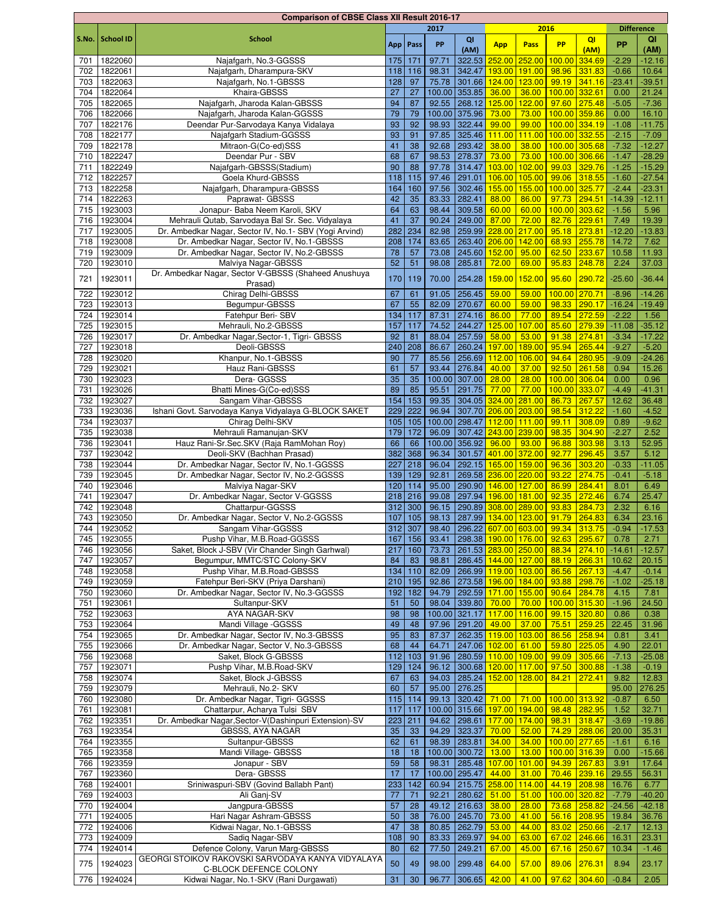| S.No. | School ID | School | 2017 | | | | 2016 | | | | Difference | |
|---|---|---|---|---|---|---|---|---|---|---|---|---|
| | | | App | Pass | PP | QI (AM) | App | Pass | PP | QI (AM) | PP | QI (AM) |
| 701 | 1822060 | Najafgarh, No.3-GGSSS | 175 | 171 | 97.71 | 322.53 | 252.00 | 252.00 | 100.00 | 334.69 | -2.29 | -12.16 |
| 702 | 1822061 | Najafgarh, Dharampura-SKV | 118 | 116 | 98.31 | 342.47 | 193.00 | 191.00 | 98.96 | 331.83 | -0.66 | 10.64 |
| 703 | 1822063 | Najafgarh, No.1-GBSSS | 128 | 97 | 75.78 | 301.66 | 124.00 | 123.00 | 99.19 | 341.16 | -23.41 | -39.51 |
| 704 | 1822064 | Khaira-GBSSS | 27 | 27 | 100.00 | 353.85 | 36.00 | 36.00 | 100.00 | 332.61 | 0.00 | 21.24 |
| 705 | 1822065 | Najafgarh, Jharoda Kalan-GBSSS | 94 | 87 | 92.55 | 268.12 | 125.00 | 122.00 | 97.60 | 275.48 | -5.05 | -7.36 |
| 706 | 1822066 | Najafgarh, Jharoda Kalan-GGSSS | 79 | 79 | 100.00 | 375.96 | 73.00 | 73.00 | 100.00 | 359.86 | 0.00 | 16.10 |
| 707 | 1822176 | Deendar Pur-Sarvodaya Kanya Vidalaya | 93 | 92 | 98.93 | 322.44 | 99.00 | 99.00 | 100.00 | 334.19 | -1.08 | -11.75 |
| 708 | 1822177 | Najafgarh Stadium-GGSSS | 93 | 91 | 97.85 | 325.46 | 111.00 | 111.00 | 100.00 | 332.55 | -2.15 | -7.09 |
| 709 | 1822178 | Mitraon-G(Co-ed)SSS | 41 | 38 | 92.68 | 293.42 | 38.00 | 38.00 | 100.00 | 305.68 | -7.32 | -12.27 |
| 710 | 1822247 | Deendar Pur - SBV | 68 | 67 | 98.53 | 278.37 | 73.00 | 73.00 | 100.00 | 306.66 | -1.47 | -28.29 |
| 711 | 1822249 | Najafgarh-GBSSS(Stadium) | 90 | 88 | 97.78 | 314.47 | 103.00 | 102.00 | 99.03 | 329.76 | -1.25 | -15.29 |
| 712 | 1822257 | Goela Khurd-GBSSS | 118 | 115 | 97.46 | 291.01 | 106.00 | 105.00 | 99.06 | 318.55 | -1.60 | -27.54 |
| 713 | 1822258 | Najafgarh, Dharampura-GBSSS | 164 | 160 | 97.56 | 302.46 | 155.00 | 155.00 | 100.00 | 325.77 | -2.44 | -23.31 |
| 714 | 1822263 | Paprawat- GBSSS | 42 | 35 | 83.33 | 282.41 | 88.00 | 86.00 | 97.73 | 294.51 | -14.39 | -12.11 |
| 715 | 1923003 | Jonapur- Baba Neem Karoli, SKV | 64 | 63 | 98.44 | 309.58 | 60.00 | 60.00 | 100.00 | 303.62 | -1.56 | 5.96 |
| 716 | 1923004 | Mehrauli Qutab, Sarvodaya Bal Sr. Sec. Vidyalaya | 41 | 37 | 90.24 | 249.00 | 87.00 | 72.00 | 82.76 | 229.61 | 7.49 | 19.39 |
| 717 | 1923005 | Dr. Ambedkar Nagar, Sector IV, No.1- SBV (Yogi Arvind) | 282 | 234 | 82.98 | 259.99 | 228.00 | 217.00 | 95.18 | 273.81 | -12.20 | -13.83 |
| 718 | 1923008 | Dr. Ambedkar Nagar, Sector IV, No.1-GBSSS | 208 | 174 | 83.65 | 263.40 | 206.00 | 142.00 | 68.93 | 255.78 | 14.72 | 7.62 |
| 719 | 1923009 | Dr. Ambedkar Nagar, Sector IV, No.2-GBSSS | 78 | 57 | 73.08 | 245.60 | 152.00 | 95.00 | 62.50 | 233.67 | 10.58 | 11.93 |
| 720 | 1923010 | Malviya Nagar-GBSSS | 52 | 51 | 98.08 | 285.81 | 72.00 | 69.00 | 95.83 | 248.78 | 2.24 | 37.03 |
| 721 | 1923011 | Dr. Ambedkar Nagar, Sector V-GBSSS (Shaheed Anushuya Prasad) | 170 | 119 | 70.00 | 254.28 | 159.00 | 152.00 | 95.60 | 290.72 | -25.60 | -36.44 |
| 722 | 1923012 | Chirag Delhi-GBSSS | 67 | 61 | 91.05 | 256.45 | 59.00 | 59.00 | 100.00 | 270.71 | -8.96 | -14.26 |
| 723 | 1923013 | Begumpur-GBSSS | 67 | 55 | 82.09 | 270.67 | 60.00 | 59.00 | 98.33 | 290.17 | -16.24 | -19.49 |
| 724 | 1923014 | Fatehpur Beri- SBV | 134 | 117 | 87.31 | 274.16 | 86.00 | 77.00 | 89.54 | 272.59 | -2.22 | 1.56 |
| 725 | 1923015 | Mehrauli, No.2-GBSSS | 157 | 117 | 74.52 | 244.27 | 125.00 | 107.00 | 85.60 | 279.39 | -11.08 | -35.12 |
| 726 | 1923017 | Dr. Ambedkar Nagar,Sector-1, Tigri- GBSSS | 92 | 81 | 88.04 | 257.59 | 58.00 | 53.00 | 91.38 | 274.81 | -3.34 | -17.22 |
| 727 | 1923018 | Deoli-GBSSS | 240 | 208 | 86.67 | 260.24 | 197.00 | 189.00 | 95.94 | 265.44 | -9.27 | -5.20 |
| 728 | 1923020 | Khanpur, No.1-GBSSS | 90 | 77 | 85.56 | 256.69 | 112.00 | 106.00 | 94.64 | 280.95 | -9.09 | -24.26 |
| 729 | 1923021 | Hauz Rani-GBSSS | 61 | 57 | 93.44 | 276.84 | 40.00 | 37.00 | 92.50 | 261.58 | 0.94 | 15.26 |
| 730 | 1923023 | Dera- GGSSS | 35 | 35 | 100.00 | 307.00 | 28.00 | 28.00 | 100.00 | 306.04 | 0.00 | 0.96 |
| 731 | 1923026 | Bhatti Mines-G(Co-ed)SSS | 89 | 85 | 95.51 | 291.75 | 77.00 | 77.00 | 100.00 | 333.07 | -4.49 | -41.31 |
| 732 | 1923027 | Sangam Vihar-GBSSS | 154 | 153 | 99.35 | 304.05 | 324.00 | 281.00 | 86.73 | 267.57 | 12.62 | 36.48 |
| 733 | 1923036 | Ishani Govt. Sarvodaya Kanya Vidyalaya G-BLOCK SAKET | 229 | 222 | 96.94 | 307.70 | 206.00 | 203.00 | 98.54 | 312.22 | -1.60 | -4.52 |
| 734 | 1923037 | Chirag Delhi-SKV | 105 | 105 | 100.00 | 298.47 | 112.00 | 111.00 | 99.11 | 308.09 | 0.89 | -9.62 |
| 735 | 1923038 | Mehrauli Ramanujan-SKV | 179 | 172 | 96.09 | 307.42 | 243.00 | 239.00 | 98.35 | 304.90 | -2.27 | 2.52 |
| 736 | 1923041 | Hauz Rani-Sr.Sec.SKV (Raja RamMohan Roy) | 66 | 66 | 100.00 | 356.92 | 96.00 | 93.00 | 96.88 | 303.98 | 3.13 | 52.95 |
| 737 | 1923042 | Deoli-SKV (Bachhan Prasad) | 382 | 368 | 96.34 | 301.57 | 401.00 | 372.00 | 92.77 | 296.45 | 3.57 | 5.12 |
| 738 | 1923044 | Dr. Ambedkar Nagar, Sector IV, No.1-GGSSS | 227 | 218 | 96.04 | 292.15 | 165.00 | 159.00 | 96.36 | 303.20 | -0.33 | -11.05 |
| 739 | 1923045 | Dr. Ambedkar Nagar, Sector IV, No.2-GGSSS | 139 | 129 | 92.81 | 269.58 | 236.00 | 220.00 | 93.22 | 274.75 | -0.41 | -5.18 |
| 740 | 1923046 | Malviya Nagar-SKV | 120 | 114 | 95.00 | 290.90 | 146.00 | 127.00 | 86.99 | 284.41 | 8.01 | 6.49 |
| 741 | 1923047 | Dr. Ambedkar Nagar, Sector V-GGSSS | 218 | 216 | 99.08 | 297.94 | 196.00 | 181.00 | 92.35 | 272.46 | 6.74 | 25.47 |
| 742 | 1923048 | Chattarpur-GGSSS | 312 | 300 | 96.15 | 290.89 | 308.00 | 289.00 | 93.83 | 284.73 | 2.32 | 6.16 |
| 743 | 1923050 | Dr. Ambedkar Nagar, Sector V, No.2-GGSSS | 107 | 105 | 98.13 | 287.99 | 134.00 | 123.00 | 91.79 | 264.83 | 6.34 | 23.16 |
| 744 | 1923052 | Sangam Vihar-GGSSS | 312 | 307 | 98.40 | 296.22 | 607.00 | 603.00 | 99.34 | 313.75 | -0.94 | -17.53 |
| 745 | 1923055 | Pushp Vihar, M.B.Road-GGSSS | 167 | 156 | 93.41 | 298.38 | 190.00 | 176.00 | 92.63 | 295.67 | 0.78 | 2.71 |
| 746 | 1923056 | Saket, Block J-SBV (Vir Chander Singh Garhwal) | 217 | 160 | 73.73 | 261.53 | 283.00 | 250.00 | 88.34 | 274.10 | -14.61 | -12.57 |
| 747 | 1923057 | Begumpur, MMTC/STC Colony-SKV | 84 | 83 | 98.81 | 286.45 | 144.00 | 127.00 | 88.19 | 266.31 | 10.62 | 20.15 |
| 748 | 1923058 | Pushp Vihar, M.B.Road-GBSSS | 134 | 110 | 82.09 | 266.99 | 119.00 | 103.00 | 86.56 | 267.13 | -4.47 | -0.14 |
| 749 | 1923059 | Fatehpur Beri-SKV (Priya Darshani) | 210 | 195 | 92.86 | 273.58 | 196.00 | 184.00 | 93.88 | 298.76 | -1.02 | -25.18 |
| 750 | 1923060 | Dr. Ambedkar Nagar, Sector IV, No.3-GGSSS | 192 | 182 | 94.79 | 292.59 | 171.00 | 155.00 | 90.64 | 284.78 | 4.15 | 7.81 |
| 751 | 1923061 | Sultanpur-SKV | 51 | 50 | 98.04 | 339.80 | 70.00 | 70.00 | 100.00 | 315.30 | -1.96 | 24.50 |
| 752 | 1923063 | AYA NAGAR-SKV | 98 | 98 | 100.00 | 321.17 | 117.00 | 116.00 | 99.15 | 320.80 | 0.86 | 0.38 |
| 753 | 1923064 | Mandi Village -GGSSS | 49 | 48 | 97.96 | 291.20 | 49.00 | 37.00 | 75.51 | 259.25 | 22.45 | 31.96 |
| 754 | 1923065 | Dr. Ambedkar Nagar, Sector IV, No.3-GBSSS | 95 | 83 | 87.37 | 262.35 | 119.00 | 103.00 | 86.56 | 258.94 | 0.81 | 3.41 |
| 755 | 1923066 | Dr. Ambedkar Nagar, Sector V, No.3-GBSSS | 68 | 44 | 64.71 | 247.06 | 102.00 | 61.00 | 59.80 | 225.05 | 4.90 | 22.01 |
| 756 | 1923068 | Saket, Block G-GBSSS | 112 | 103 | 91.96 | 280.59 | 110.00 | 109.00 | 99.09 | 305.66 | -7.13 | -25.08 |
| 757 | 1923071 | Pushp Vihar, M.B.Road-SKV | 129 | 124 | 96.12 | 300.68 | 120.00 | 117.00 | 97.50 | 300.88 | -1.38 | -0.19 |
| 758 | 1923074 | Saket, Block J-GBSSS | 67 | 63 | 94.03 | 285.24 | 152.00 | 128.00 | 84.21 | 272.41 | 9.82 | 12.83 |
| 759 | 1923079 | Mehrauli, No.2- SKV | 60 | 57 | 95.00 | 276.25 | | | | | 95.00 | 276.25 |
| 760 | 1923080 | Dr. Ambedkar Nagar, Tigri- GGSSS | 115 | 114 | 99.13 | 320.42 | 71.00 | 71.00 | 100.00 | 313.92 | -0.87 | 6.50 |
| 761 | 1923081 | Chattarpur, Acharya Tulsi SBV | 117 | 117 | 100.00 | 315.66 | 197.00 | 194.00 | 98.48 | 282.95 | 1.52 | 32.71 |
| 762 | 1923351 | Dr. Ambedkar Nagar,Sector-V(Dashinpuri Extension)-SV | 223 | 211 | 94.62 | 298.61 | 177.00 | 174.00 | 98.31 | 318.47 | -3.69 | -19.86 |
| 763 | 1923354 | GBSSS, AYA NAGAR | 35 | 33 | 94.29 | 323.37 | 70.00 | 52.00 | 74.29 | 288.06 | 20.00 | 35.31 |
| 764 | 1923355 | Sultanpur-GBSSS | 62 | 61 | 98.39 | 283.81 | 34.00 | 34.00 | 100.00 | 277.65 | -1.61 | 6.16 |
| 765 | 1923358 | Mandi Village- GBSSS | 18 | 18 | 100.00 | 300.72 | 13.00 | 13.00 | 100.00 | 316.39 | 0.00 | -15.66 |
| 766 | 1923359 | Jonapur - SBV | 59 | 58 | 98.31 | 285.48 | 107.00 | 101.00 | 94.39 | 267.83 | 3.91 | 17.64 |
| 767 | 1923360 | Dera- GBSSS | 17 | 17 | 100.00 | 295.47 | 44.00 | 31.00 | 70.46 | 239.16 | 29.55 | 56.31 |
| 768 | 1924001 | Sriniwaspuri-SBV (Govind Ballabh Pant) | 233 | 142 | 60.94 | 215.75 | 258.00 | 114.00 | 44.19 | 208.98 | 16.76 | 6.77 |
| 769 | 1924003 | Ali Ganj-SV | 77 | 71 | 92.21 | 280.62 | 51.00 | 51.00 | 100.00 | 320.82 | -7.79 | -40.20 |
| 770 | 1924004 | Jangpura-GBSSS | 57 | 28 | 49.12 | 216.63 | 38.00 | 28.00 | 73.68 | 258.82 | -24.56 | -42.18 |
| 771 | 1924005 | Hari Nagar Ashram-GBSSS | 50 | 38 | 76.00 | 245.70 | 73.00 | 41.00 | 56.16 | 208.95 | 19.84 | 36.76 |
| 772 | 1924006 | Kidwai Nagar, No.1-GBSSS | 47 | 38 | 80.85 | 262.79 | 53.00 | 44.00 | 83.02 | 250.66 | -2.17 | 12.13 |
| 773 | 1924009 | Sadiq Nagar-SBV | 108 | 90 | 83.33 | 269.97 | 94.00 | 63.00 | 67.02 | 246.66 | 16.31 | 23.31 |
| 774 | 1924014 | Defence Colony, Varun Marg-GBSSS | 80 | 62 | 77.50 | 249.21 | 67.00 | 45.00 | 67.16 | 250.67 | 10.34 | -1.46 |
| 775 | 1924023 | GEORGI STOIKOV RAKOVSKI SARVODAYA KANYA VIDYALAYA C-BLOCK DEFENCE COLONY | 50 | 49 | 98.00 | 299.48 | 64.00 | 57.00 | 89.06 | 276.31 | 8.94 | 23.17 |
| 776 | 1924024 | Kidwai Nagar, No.1-SKV (Rani Durgawati) | 31 | 30 | 96.77 | 306.65 | 42.00 | 41.00 | 97.62 | 304.60 | -0.84 | 2.05 |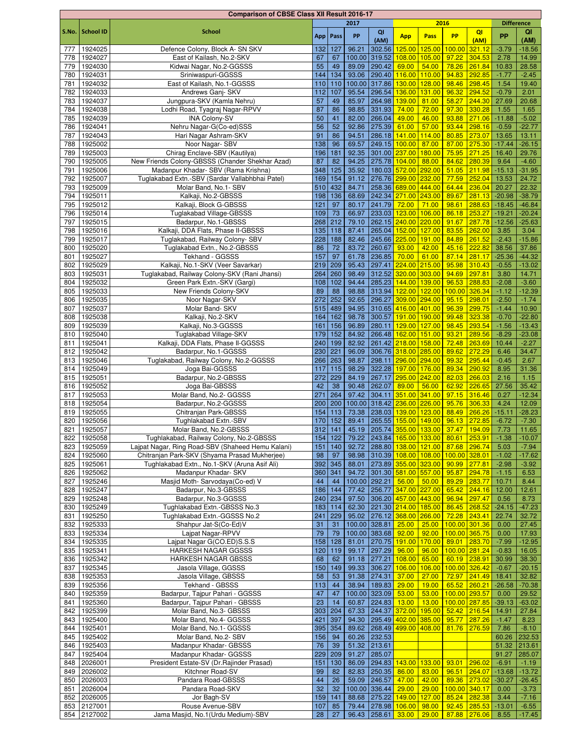| S.No. | School ID | School | 2017 | | | | 2016 | | | | Difference | |
|---|---|---|---|---|---|---|---|---|---|---|---|---|
| | | | App | Pass | PP | QI (AM) | App | Pass | PP | QI (AM) | PP | QI (AM) |
| 777 | 1924025 | Defence Colony, Block A- SN SKV | 132 | 127 | 96.21 | 302.56 | 125.00 | 125.00 | 100.00 | 321.12 | -3.79 | -18.56 |
| 778 | 1924027 | East of Kailash, No.2-SKV | 67 | 67 | 100.00 | 319.52 | 108.00 | 105.00 | 97.22 | 304.53 | 2.78 | 14.99 |
| 779 | 1924030 | Kidwai Nagar, No.2-GGSSS | 55 | 49 | 89.09 | 290.42 | 69.00 | 54.00 | 78.26 | 261.84 | 10.83 | 28.58 |
| 780 | 1924031 | Sriniwaspuri-GGSSS | 144 | 134 | 93.06 | 290.40 | 116.00 | 110.00 | 94.83 | 292.85 | -1.77 | -2.45 |
| 781 | 1924032 | East of Kailash, No.1-GGSSS | 110 | 110 | 100.00 | 317.86 | 130.00 | 128.00 | 98.46 | 298.45 | 1.54 | 19.40 |
| 782 | 1924033 | Andrews Ganj- SKV | 112 | 107 | 95.54 | 296.54 | 136.00 | 131.00 | 96.32 | 294.52 | -0.79 | 2.01 |
| 783 | 1924037 | Jungpura-SKV (Kamla Nehru) | 57 | 49 | 85.97 | 264.98 | 139.00 | 81.00 | 58.27 | 244.30 | 27.69 | 20.68 |
| 784 | 1924038 | Lodhi Road, Tyagraj Nagar-RPVV | 87 | 86 | 98.85 | 331.93 | 74.00 | 72.00 | 97.30 | 330.28 | 1.55 | 1.65 |
| 785 | 1924039 | INA Colony-SV | 50 | 41 | 82.00 | 266.04 | 49.00 | 46.00 | 93.88 | 271.06 | -11.88 | -5.02 |
| 786 | 1924041 | Nehru Nagar-G(Co-ed)SSS | 56 | 52 | 92.86 | 275.39 | 61.00 | 57.00 | 93.44 | 298.16 | -0.59 | -22.77 |
| 787 | 1924043 | Hari Nagar Ashram-SKV | 91 | 86 | 94.51 | 286.18 | 141.00 | 114.00 | 80.85 | 273.07 | 13.65 | 13.11 |
| 788 | 1925002 | Noor Nagar- SBV | 138 | 96 | 69.57 | 249.15 | 100.00 | 87.00 | 87.00 | 275.30 | -17.44 | -26.15 |
| 789 | 1925003 | Chirag Enclave-SBV (Kautilya) | 196 | 181 | 92.35 | 301.00 | 237.00 | 180.00 | 75.95 | 271.25 | 16.40 | 29.76 |
| 790 | 1925005 | New Friends Colony-GBSSS (Chander Shekhar Azad) | 87 | 82 | 94.25 | 275.78 | 104.00 | 88.00 | 84.62 | 280.39 | 9.64 | -4.60 |
| 791 | 1925006 | Madanpur Khadar- SBV (Rama Krishna) | 348 | 125 | 35.92 | 180.03 | 572.00 | 292.00 | 51.05 | 211.98 | -15.13 | -31.95 |
| 792 | 1925007 | Tuglakabad Extn.-SBV (Sardar Vallabhbhai Patel) | 169 | 154 | 91.12 | 276.76 | 299.00 | 232.00 | 77.59 | 252.04 | 13.53 | 24.72 |
| 793 | 1925009 | Molar Band, No.1- SBV | 510 | 432 | 84.71 | 258.36 | 689.00 | 444.00 | 64.44 | 236.04 | 20.27 | 22.32 |
| 794 | 1925011 | Kalkaji, No.2-GBSSS | 198 | 136 | 68.69 | 242.34 | 271.00 | 243.00 | 89.67 | 281.13 | -20.98 | -38.79 |
| 795 | 1925012 | Kalkaji, Block G-GBSSS | 121 | 97 | 80.17 | 241.79 | 72.00 | 71.00 | 98.61 | 288.63 | -18.45 | -46.84 |
| 796 | 1925014 | Tuglakabad Village-GBSSS | 109 | 73 | 66.97 | 233.03 | 123.00 | 106.00 | 86.18 | 253.27 | -19.21 | -20.24 |
| 797 | 1925015 | Badarpur, No.1-GBSSS | 268 | 212 | 79.10 | 262.15 | 240.00 | 220.00 | 91.67 | 287.78 | -12.56 | -25.63 |
| 798 | 1925016 | Kalkaji, DDA Flats, Phase II-GBSSS | 135 | 118 | 87.41 | 265.04 | 152.00 | 127.00 | 83.55 | 262.00 | 3.85 | 3.04 |
| 799 | 1925017 | Tuglakabad, Railway Colony- SBV | 228 | 188 | 82.46 | 245.66 | 225.00 | 191.00 | 84.89 | 261.52 | -2.43 | -15.86 |
| 800 | 1925020 | Tuglakabad Extn., No.2-GBSSS | 86 | 72 | 83.72 | 260.67 | 93.00 | 42.00 | 45.16 | 222.82 | 38.56 | 37.86 |
| 801 | 1925027 | Tekhand - GGSSS | 157 | 97 | 61.78 | 236.85 | 70.00 | 61.00 | 87.14 | 281.17 | -25.36 | -44.32 |
| 802 | 1925029 | Kalkaji, No.1-SKV (Veer Savarkar) | 219 | 209 | 95.43 | 297.41 | 224.00 | 215.00 | 95.98 | 310.43 | -0.55 | -13.02 |
| 803 | 1925031 | Tuglakabad, Railway Colony-SKV (Rani Jhansi) | 264 | 260 | 98.49 | 312.52 | 320.00 | 303.00 | 94.69 | 297.81 | 3.80 | 14.71 |
| 804 | 1925032 | Green Park Extn.-SKV (Gargi) | 108 | 102 | 94.44 | 285.23 | 144.00 | 139.00 | 96.53 | 288.83 | -2.08 | -3.60 |
| 805 | 1925033 | New Friends Colony-SKV | 89 | 88 | 98.88 | 313.94 | 122.00 | 122.00 | 100.00 | 326.34 | -1.12 | -12.39 |
| 806 | 1925035 | Noor Nagar-SKV | 272 | 252 | 92.65 | 296.27 | 309.00 | 294.00 | 95.15 | 298.01 | -2.50 | -1.74 |
| 807 | 1925037 | Molar Band- SKV | 515 | 489 | 94.95 | 310.65 | 416.00 | 401.00 | 96.39 | 299.75 | -1.44 | 10.90 |
| 808 | 1925038 | Kalkaji, No.2-SKV | 164 | 162 | 98.78 | 300.57 | 191.00 | 190.00 | 99.48 | 323.38 | -0.70 | -22.80 |
| 809 | 1925039 | Kalkaji, No.3-GGSSS | 161 | 156 | 96.89 | 280.11 | 129.00 | 127.00 | 98.45 | 293.54 | -1.56 | -13.43 |
| 810 | 1925040 | Tuglakabad Village-SKV | 179 | 152 | 84.92 | 266.48 | 162.00 | 151.00 | 93.21 | 289.56 | -8.29 | -23.08 |
| 811 | 1925041 | Kalkaji, DDA Flats, Phase II-GGSSS | 240 | 199 | 82.92 | 261.42 | 218.00 | 158.00 | 72.48 | 263.69 | 10.44 | -2.27 |
| 812 | 1925042 | Badarpur, No.1-GGSSS | 230 | 221 | 96.09 | 306.76 | 318.00 | 285.00 | 89.62 | 272.29 | 6.46 | 34.47 |
| 813 | 1925046 | Tuglakabad, Railway Colony, No.2-GGSSS | 266 | 263 | 98.87 | 298.11 | 296.00 | 294.00 | 99.32 | 295.44 | -0.45 | 2.67 |
| 814 | 1925049 | Joga Bai-GGSSS | 117 | 115 | 98.29 | 322.28 | 197.00 | 176.00 | 89.34 | 290.92 | 8.95 | 31.36 |
| 815 | 1925051 | Badarpur, No.2-GBSSS | 272 | 229 | 84.19 | 267.17 | 295.00 | 242.00 | 82.03 | 266.03 | 2.16 | 1.15 |
| 816 | 1925052 | Joga Bai-GBSSS | 42 | 38 | 90.48 | 262.07 | 89.00 | 56.00 | 62.92 | 226.65 | 27.56 | 35.42 |
| 817 | 1925053 | Molar Band, No.2- GGSSS | 271 | 264 | 97.42 | 304.11 | 351.00 | 341.00 | 97.15 | 316.46 | 0.27 | -12.34 |
| 818 | 1925054 | Badarpur, No.2-GGSSS | 200 | 200 | 100.00 | 318.42 | 236.00 | 226.00 | 95.76 | 306.33 | 4.24 | 12.09 |
| 819 | 1925055 | Chitranjan Park-GBSSS | 154 | 113 | 73.38 | 238.03 | 139.00 | 123.00 | 88.49 | 266.26 | -15.11 | -28.23 |
| 820 | 1925056 | Tughlakabad Extn.-SBV | 170 | 152 | 89.41 | 265.55 | 155.00 | 149.00 | 96.13 | 272.85 | -6.72 | -7.30 |
| 821 | 1925057 | Molar Band, No.2-GBSSS | 312 | 141 | 45.19 | 205.74 | 355.00 | 133.00 | 37.47 | 194.09 | 7.73 | 11.65 |
| 822 | 1925058 | Tughlakabad, Railway Colony, No.2-GBSSS | 154 | 122 | 79.22 | 243.84 | 165.00 | 133.00 | 80.61 | 253.91 | -1.38 | -10.07 |
| 823 | 1925059 | Lajpat Nagar, Ring Road-SBV (Shaheed Hemu Kalani) | 151 | 140 | 92.72 | 288.80 | 138.00 | 121.00 | 87.68 | 296.74 | 5.03 | -7.94 |
| 824 | 1925060 | Chitranjan Park-SKV (Shyama Prasad Mukherjee) | 98 | 97 | 98.98 | 310.39 | 108.00 | 108.00 | 100.00 | 328.01 | -1.02 | -17.62 |
| 825 | 1925061 | Tughlakabad Extn., No.1-SKV (Aruna Asif Ali) | 392 | 345 | 88.01 | 273.89 | 355.00 | 323.00 | 90.99 | 277.81 | -2.98 | -3.92 |
| 826 | 1925062 | Madanpur Khadar- SKV | 360 | 341 | 94.72 | 301.30 | 581.00 | 557.00 | 95.87 | 294.78 | -1.15 | 6.53 |
| 827 | 1925246 | Masjid Moth- Sarvodaya(Co-ed) V | 44 | 44 | 100.00 | 292.21 | 56.00 | 50.00 | 89.29 | 283.77 | 10.71 | 8.44 |
| 828 | 1925247 | Badarpur, No.3-GBSSS | 186 | 144 | 77.42 | 256.77 | 347.00 | 227.00 | 65.42 | 244.16 | 12.00 | 12.61 |
| 829 | 1925248 | Badarpur, No.3-GGSSS | 240 | 234 | 97.50 | 306.20 | 457.00 | 443.00 | 96.94 | 297.47 | 0.56 | 8.73 |
| 830 | 1925249 | Tughlakabad Extn.-GBSSS No.3 | 183 | 114 | 62.30 | 221.30 | 214.00 | 185.00 | 86.45 | 268.52 | -24.15 | -47.23 |
| 831 | 1925250 | Tughlakabad Extn.-GGSSS No.2 | 241 | 229 | 95.02 | 276.12 | 368.00 | 266.00 | 72.28 | 243.41 | 22.74 | 32.72 |
| 832 | 1925333 | Shahpur Jat-S(Co-Ed)V | 31 | 31 | 100.00 | 328.81 | 25.00 | 25.00 | 100.00 | 301.36 | 0.00 | 27.45 |
| 833 | 1925334 | Lajpat Nagar-RPVV | 79 | 79 | 100.00 | 383.68 | 92.00 | 92.00 | 100.00 | 365.75 | 0.00 | 17.93 |
| 834 | 1925335 | Lajpat Nagar G(CO.ED)S.S.S | 158 | 128 | 81.01 | 270.75 | 191.00 | 170.00 | 89.01 | 283.70 | -7.99 | -12.95 |
| 835 | 1925341 | HARKESH NAGAR GGSSS | 120 | 119 | 99.17 | 297.29 | 96.00 | 96.00 | 100.00 | 281.24 | -0.83 | 16.05 |
| 836 | 1925342 | HARKESH NAGAR GBSSS | 68 | 62 | 91.18 | 277.21 | 108.00 | 65.00 | 60.19 | 238.91 | 30.99 | 38.30 |
| 837 | 1925345 | Jasola Village, GGSSS | 150 | 149 | 99.33 | 306.27 | 106.00 | 106.00 | 100.00 | 326.42 | -0.67 | -20.15 |
| 838 | 1925353 | Jasola Village, GBSSS | 58 | 53 | 91.38 | 274.31 | 37.00 | 27.00 | 72.97 | 241.49 | 18.41 | 32.82 |
| 839 | 1925356 | Tekhand - GBSSS | 113 | 44 | 38.94 | 189.83 | 29.00 | 19.00 | 65.52 | 260.21 | -26.58 | -70.38 |
| 840 | 1925359 | Badarpur, Tajpur Pahari - GGSSS | 47 | 47 | 100.00 | 323.09 | 53.00 | 53.00 | 100.00 | 293.57 | 0.00 | 29.52 |
| 841 | 1925360 | Badarpur, Tajpur Pahari - GBSSS | 23 | 14 | 60.87 | 224.83 | 13.00 | 13.00 | 100.00 | 287.85 | -39.13 | -63.02 |
| 842 | 1925399 | Molar Band, No.3- GBSSS | 303 | 204 | 67.33 | 244.37 | 372.00 | 195.00 | 52.42 | 216.54 | 14.91 | 27.84 |
| 843 | 1925400 | Molar Band, No.4- GGSSS | 421 | 397 | 94.30 | 295.49 | 402.00 | 385.00 | 95.77 | 287.26 | -1.47 | 8.23 |
| 844 | 1925401 | Molar Band, No.1- GGSSS | 395 | 354 | 89.62 | 268.49 | 499.00 | 408.00 | 81.76 | 276.59 | 7.86 | -8.10 |
| 845 | 1925402 | Molar Band, No.2- SBV | 156 | 94 | 60.26 | 232.53 | | | | | 60.26 | 232.53 |
| 846 | 1925403 | Madanpur Khadar- GBSSS | 76 | 39 | 51.32 | 213.61 | | | | | 51.32 | 213.61 |
| 847 | 1925404 | Madanpur Khadar- GGSSS | 229 | 209 | 91.27 | 285.07 | | | | | 91.27 | 285.07 |
| 848 | 2026001 | President Estate-SV (Dr.Rajinder Prasad) | 151 | 130 | 86.09 | 294.83 | 143.00 | 133.00 | 93.01 | 296.02 | -6.91 | -1.19 |
| 849 | 2026002 | Kitchner Road-SV | 99 | 82 | 82.83 | 250.35 | 86.00 | 83.00 | 96.51 | 264.07 | -13.68 | -13.72 |
| 850 | 2026003 | Pandara Road-GBSSS | 44 | 26 | 59.09 | 246.57 | 47.00 | 42.00 | 89.36 | 273.02 | -30.27 | -26.45 |
| 851 | 2026004 | Pandara Road-SKV | 32 | 32 | 100.00 | 336.44 | 29.00 | 29.00 | 100.00 | 340.17 | 0.00 | -3.73 |
| 852 | 2026005 | Jor Bagh-SV | 159 | 141 | 88.68 | 275.22 | 149.00 | 127.00 | 85.24 | 282.38 | 3.44 | -7.16 |
| 853 | 2127001 | Rouse Avenue-SBV | 107 | 85 | 79.44 | 278.98 | 106.00 | 98.00 | 92.45 | 285.53 | -13.01 | -6.55 |
| 854 | 2127002 | Jama Masjid, No.1(Urdu Medium)-SBV | 28 | 27 | 96.43 | 258.61 | 33.00 | 29.00 | 87.88 | 276.06 | 8.55 | -17.45 |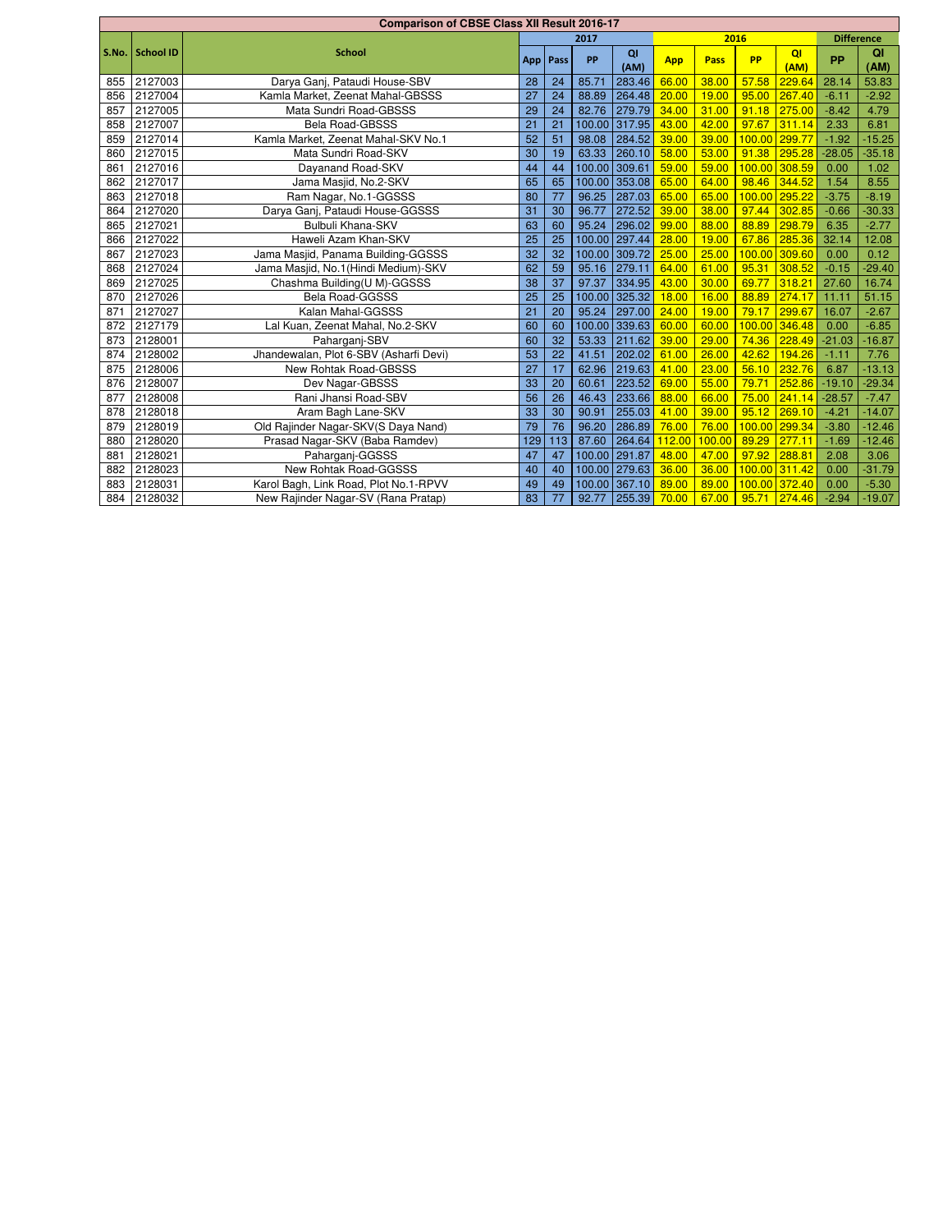| Comparison of CBSE Class XII Result 2016-17 | | | | | | | | | | | | | |
|---|---|---|---|---|---|---|---|---|---|---|---|---|---|
| S.No. | School ID | School | 2017 | | | | 2016 | | | | Difference | |
| | | | App | Pass | PP | QI (AM) | App | Pass | PP | QI (AM) | PP | QI (AM) |
| 855 | 2127003 | Darya Ganj, Pataudi House-SBV | 28 | 24 | 85.71 | 283.46 | 66.00 | 38.00 | 57.58 | 229.64 | 28.14 | 53.83 |
| 856 | 2127004 | Kamla Market, Zeenat Mahal-GBSSS | 27 | 24 | 88.89 | 264.48 | 20.00 | 19.00 | 95.00 | 267.40 | -6.11 | -2.92 |
| 857 | 2127005 | Mata Sundri Road-GBSSS | 29 | 24 | 82.76 | 279.79 | 34.00 | 31.00 | 91.18 | 275.00 | -8.42 | 4.79 |
| 858 | 2127007 | Bela Road-GBSSS | 21 | 21 | 100.00 | 317.95 | 43.00 | 42.00 | 97.67 | 311.14 | 2.33 | 6.81 |
| 859 | 2127014 | Kamla Market, Zeenat Mahal-SKV No.1 | 52 | 51 | 98.08 | 284.52 | 39.00 | 39.00 | 100.00 | 299.77 | -1.92 | -15.25 |
| 860 | 2127015 | Mata Sundri Road-SKV | 30 | 19 | 63.33 | 260.10 | 58.00 | 53.00 | 91.38 | 295.28 | -28.05 | -35.18 |
| 861 | 2127016 | Dayanand Road-SKV | 44 | 44 | 100.00 | 309.61 | 59.00 | 59.00 | 100.00 | 308.59 | 0.00 | 1.02 |
| 862 | 2127017 | Jama Masjid, No.2-SKV | 65 | 65 | 100.00 | 353.08 | 65.00 | 64.00 | 98.46 | 344.52 | 1.54 | 8.55 |
| 863 | 2127018 | Ram Nagar, No.1-GGSSS | 80 | 77 | 96.25 | 287.03 | 65.00 | 65.00 | 100.00 | 295.22 | -3.75 | -8.19 |
| 864 | 2127020 | Darya Ganj, Pataudi House-GGSSS | 31 | 30 | 96.77 | 272.52 | 39.00 | 38.00 | 97.44 | 302.85 | -0.66 | -30.33 |
| 865 | 2127021 | Bulbuli Khana-SKV | 63 | 60 | 95.24 | 296.02 | 99.00 | 88.00 | 88.89 | 298.79 | 6.35 | -2.77 |
| 866 | 2127022 | Haweli Azam Khan-SKV | 25 | 25 | 100.00 | 297.44 | 28.00 | 19.00 | 67.86 | 285.36 | 32.14 | 12.08 |
| 867 | 2127023 | Jama Masjid, Panama Building-GGSSS | 32 | 32 | 100.00 | 309.72 | 25.00 | 25.00 | 100.00 | 309.60 | 0.00 | 0.12 |
| 868 | 2127024 | Jama Masjid, No.1(Hindi Medium)-SKV | 62 | 59 | 95.16 | 279.11 | 64.00 | 61.00 | 95.31 | 308.52 | -0.15 | -29.40 |
| 869 | 2127025 | Chashma Building(U M)-GGSSS | 38 | 37 | 97.37 | 334.95 | 43.00 | 30.00 | 69.77 | 318.21 | 27.60 | 16.74 |
| 870 | 2127026 | Bela Road-GGSSS | 25 | 25 | 100.00 | 325.32 | 18.00 | 16.00 | 88.89 | 274.17 | 11.11 | 51.15 |
| 871 | 2127027 | Kalan Mahal-GGSSS | 21 | 20 | 95.24 | 297.00 | 24.00 | 19.00 | 79.17 | 299.67 | 16.07 | -2.67 |
| 872 | 2127179 | Lal Kuan, Zeenat Mahal, No.2-SKV | 60 | 60 | 100.00 | 339.63 | 60.00 | 60.00 | 100.00 | 346.48 | 0.00 | -6.85 |
| 873 | 2128001 | Paharganj-SBV | 60 | 32 | 53.33 | 211.62 | 39.00 | 29.00 | 74.36 | 228.49 | -21.03 | -16.87 |
| 874 | 2128002 | Jhandewalan, Plot 6-SBV (Asharfi Devi) | 53 | 22 | 41.51 | 202.02 | 61.00 | 26.00 | 42.62 | 194.26 | -1.11 | 7.76 |
| 875 | 2128006 | New Rohtak Road-GBSSS | 27 | 17 | 62.96 | 219.63 | 41.00 | 23.00 | 56.10 | 232.76 | 6.87 | -13.13 |
| 876 | 2128007 | Dev Nagar-GBSSS | 33 | 20 | 60.61 | 223.52 | 69.00 | 55.00 | 79.71 | 252.86 | -19.10 | -29.34 |
| 877 | 2128008 | Rani Jhansi Road-SBV | 56 | 26 | 46.43 | 233.66 | 88.00 | 66.00 | 75.00 | 241.14 | -28.57 | -7.47 |
| 878 | 2128018 | Aram Bagh Lane-SKV | 33 | 30 | 90.91 | 255.03 | 41.00 | 39.00 | 95.12 | 269.10 | -4.21 | -14.07 |
| 879 | 2128019 | Old Rajinder Nagar-SKV(S Daya Nand) | 79 | 76 | 96.20 | 286.89 | 76.00 | 76.00 | 100.00 | 299.34 | -3.80 | -12.46 |
| 880 | 2128020 | Prasad Nagar-SKV (Baba Ramdev) | 129 | 113 | 87.60 | 264.64 | 112.00 | 100.00 | 89.29 | 277.11 | -1.69 | -12.46 |
| 881 | 2128021 | Paharganj-GGSSS | 47 | 47 | 100.00 | 291.87 | 48.00 | 47.00 | 97.92 | 288.81 | 2.08 | 3.06 |
| 882 | 2128023 | New Rohtak Road-GGSSS | 40 | 40 | 100.00 | 279.63 | 36.00 | 36.00 | 100.00 | 311.42 | 0.00 | -31.79 |
| 883 | 2128031 | Karol Bagh, Link Road, Plot No.1-RPVV | 49 | 49 | 100.00 | 367.10 | 89.00 | 89.00 | 100.00 | 372.40 | 0.00 | -5.30 |
| 884 | 2128032 | New Rajinder Nagar-SV (Rana Pratap) | 83 | 77 | 92.77 | 255.39 | 70.00 | 67.00 | 95.71 | 274.46 | -2.94 | -19.07 |